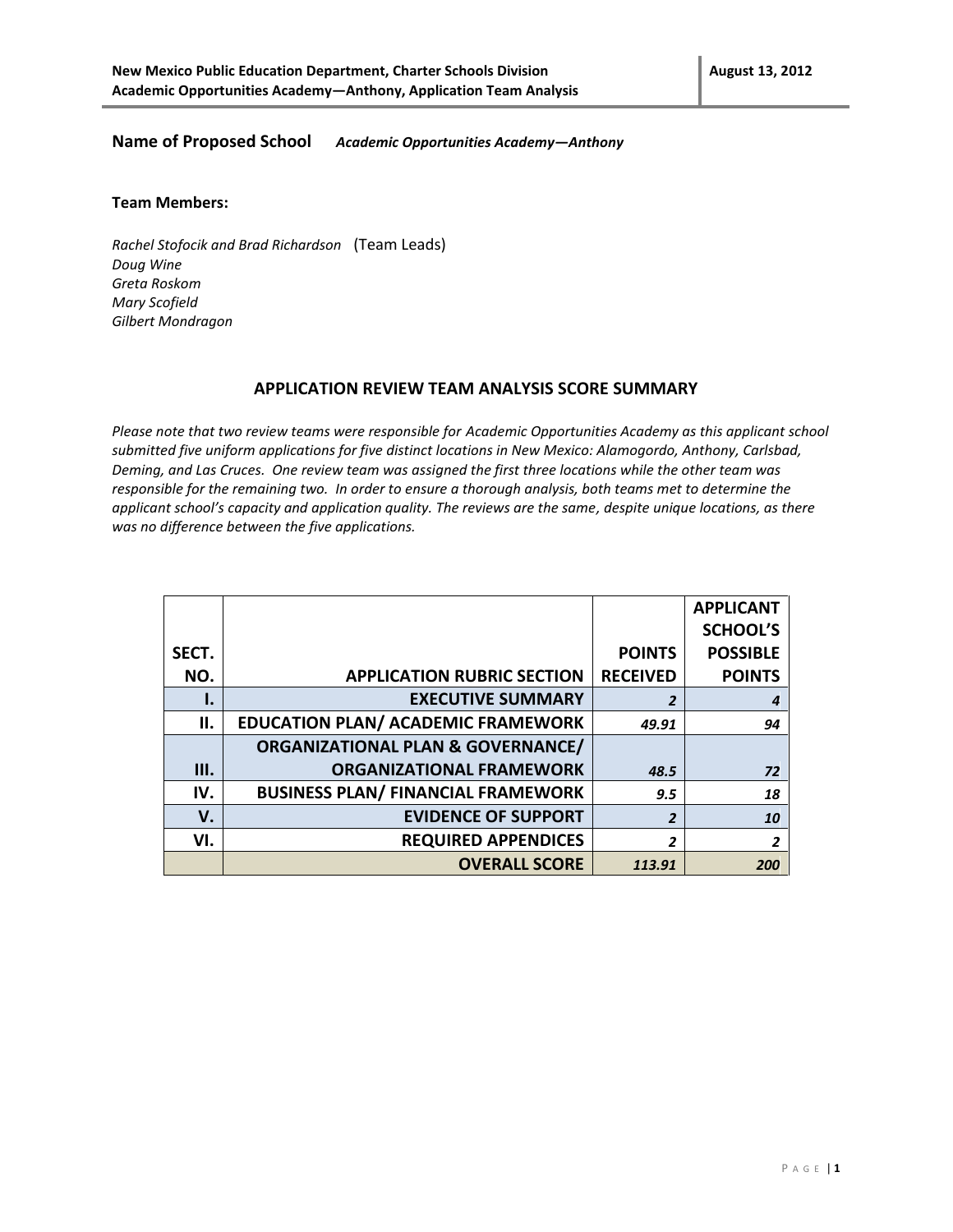**Name of Proposed School** *Academic Opportunities Academy—Anthony*

**Team Members:**

*Rachel Stofocik and Brad Richardson* (Team Leads)
*Doug Wine*
*Greta Roskom*
*Mary Scofield*
*Gilbert Mondragon*

## APPLICATION REVIEW TEAM ANALYSIS SCORE SUMMARY

*Please note that two review teams were responsible for Academic Opportunities Academy as this applicant school submitted five uniform applications for five distinct locations in New Mexico: Alamogordo, Anthony, Carlsbad, Deming, and Las Cruces. One review team was assigned the first three locations while the other team was responsible for the remaining two. In order to ensure a thorough analysis, both teams met to determine the applicant school's capacity and application quality. The reviews are the same, despite unique locations, as there was no difference between the five applications.*

| SECT. NO. | APPLICATION RUBRIC SECTION | POINTS RECEIVED | APPLICANT SCHOOL'S POSSIBLE POINTS |
|---|---|---|---|
| I. | EXECUTIVE SUMMARY | *2* | *4* |
| II. | EDUCATION PLAN/ ACADEMIC FRAMEWORK | *49.91* | *94* |
| III. | ORGANIZATIONAL PLAN & GOVERNANCE/ ORGANIZATIONAL FRAMEWORK | *48.5* | *72* |
| IV. | BUSINESS PLAN/ FINANCIAL FRAMEWORK | *9.5* | *18* |
| V. | EVIDENCE OF SUPPORT | *2* | *10* |
| VI. | REQUIRED APPENDICES | *2* | *2* |
| | **OVERALL SCORE** | *113.91* | *200* |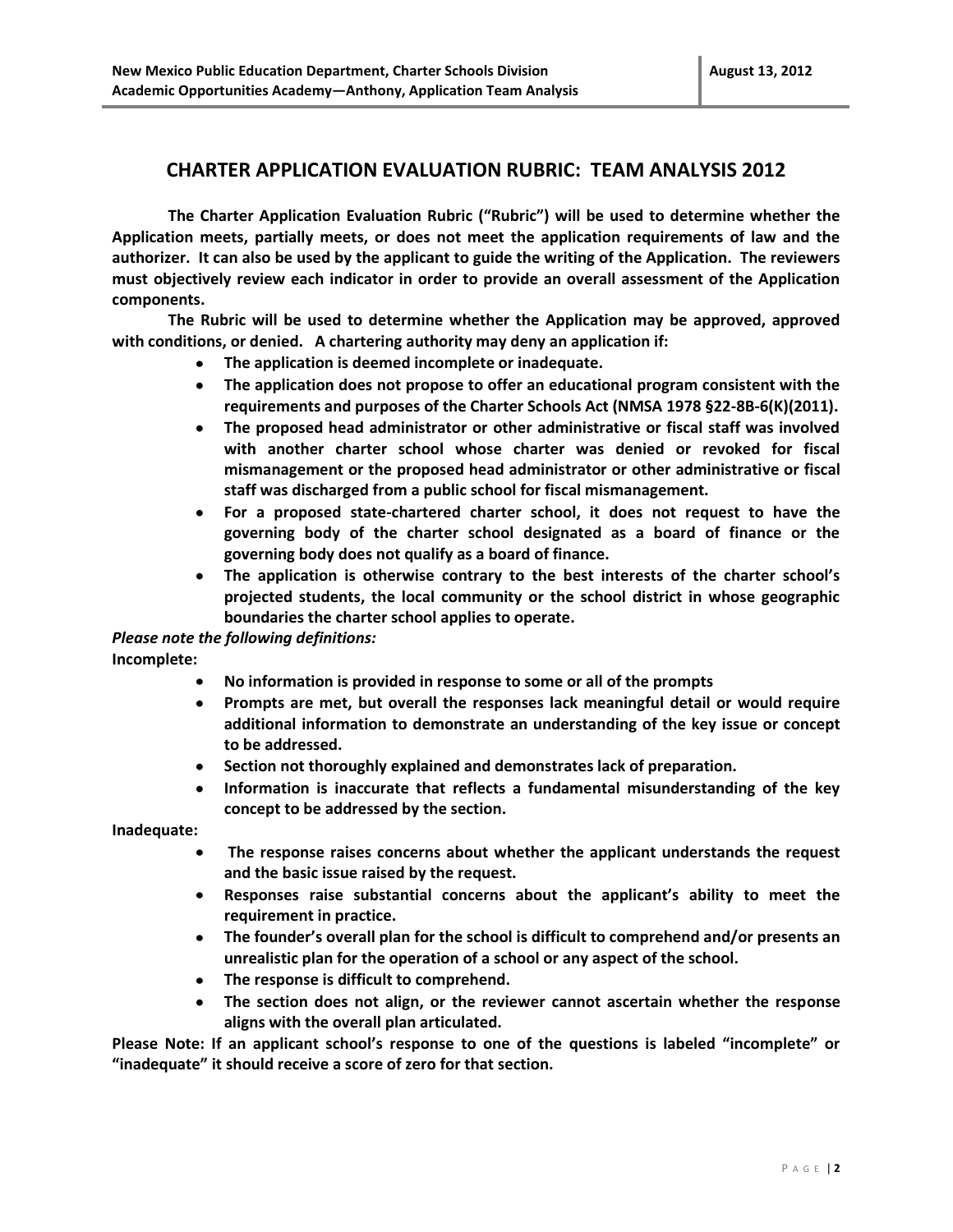## CHARTER APPLICATION EVALUATION RUBRIC: TEAM ANALYSIS 2012

**The Charter Application Evaluation Rubric ("Rubric") will be used to determine whether the Application meets, partially meets, or does not meet the application requirements of law and the authorizer. It can also be used by the applicant to guide the writing of the Application. The reviewers must objectively review each indicator in order to provide an overall assessment of the Application components.**

**The Rubric will be used to determine whether the Application may be approved, approved with conditions, or denied. A chartering authority may deny an application if:**

- **The application is deemed incomplete or inadequate.**
- **The application does not propose to offer an educational program consistent with the requirements and purposes of the Charter Schools Act (NMSA 1978 §22-8B-6(K)(2011).**
- **The proposed head administrator or other administrative or fiscal staff was involved with another charter school whose charter was denied or revoked for fiscal mismanagement or the proposed head administrator or other administrative or fiscal staff was discharged from a public school for fiscal mismanagement.**
- **For a proposed state-chartered charter school, it does not request to have the governing body of the charter school designated as a board of finance or the governing body does not qualify as a board of finance.**
- **The application is otherwise contrary to the best interests of the charter school's projected students, the local community or the school district in whose geographic boundaries the charter school applies to operate.**

***Please note the following definitions:***

**Incomplete:**

- **No information is provided in response to some or all of the prompts**
- **Prompts are met, but overall the responses lack meaningful detail or would require additional information to demonstrate an understanding of the key issue or concept to be addressed.**
- **Section not thoroughly explained and demonstrates lack of preparation.**
- **Information is inaccurate that reflects a fundamental misunderstanding of the key concept to be addressed by the section.**

**Inadequate:**

- **The response raises concerns about whether the applicant understands the request and the basic issue raised by the request.**
- **Responses raise substantial concerns about the applicant's ability to meet the requirement in practice.**
- **The founder's overall plan for the school is difficult to comprehend and/or presents an unrealistic plan for the operation of a school or any aspect of the school.**
- **The response is difficult to comprehend.**
- **The section does not align, or the reviewer cannot ascertain whether the response aligns with the overall plan articulated.**

**Please Note: If an applicant school's response to one of the questions is labeled "incomplete" or "inadequate" it should receive a score of zero for that section.**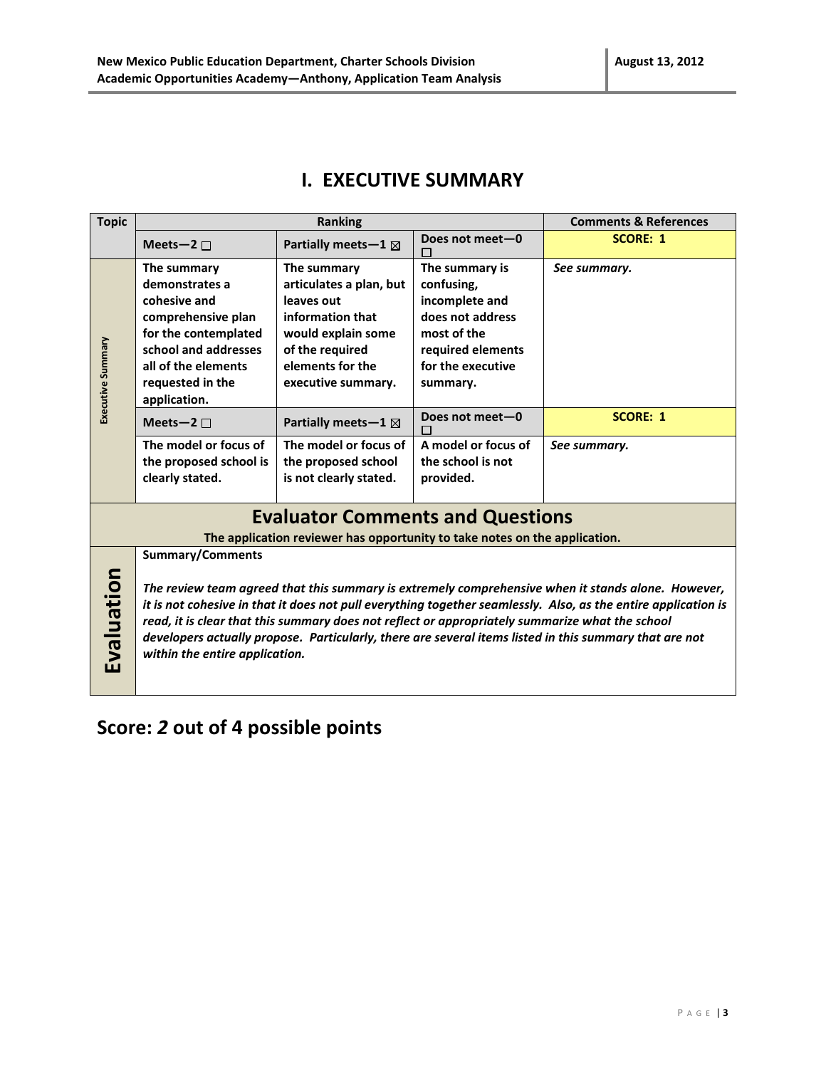# I. EXECUTIVE SUMMARY

| Topic | Ranking | | | Comments & References |
|---|---|---|---|---|
| | Meets—2 ☐ | Partially meets—1 ☒ | Does not meet—0 ☐ | **SCORE: 1** |
| Executive Summary | The summary demonstrates a cohesive and comprehensive plan for the contemplated school and addresses all of the elements requested in the application. | The summary articulates a plan, but leaves out information that would explain some of the required elements for the executive summary. | The summary is confusing, incomplete and does not address most of the required elements for the executive summary. | *See summary.* |
| | Meets—2 ☐ | Partially meets—1 ☒ | Does not meet—0 ☐ | **SCORE: 1** |
| | The model or focus of the proposed school is clearly stated. | The model or focus of the proposed school is not clearly stated. | A model or focus of the school is not provided. | *See summary.* |

## Evaluator Comments and Questions

**The application reviewer has opportunity to take notes on the application.**

**Evaluation**

**Summary/Comments**

***The review team agreed that this summary is extremely comprehensive when it stands alone. However, it is not cohesive in that it does not pull everything together seamlessly. Also, as the entire application is read, it is clear that this summary does not reflect or appropriately summarize what the school developers actually propose. Particularly, there are several items listed in this summary that are not within the entire application.***

## Score: *2* out of 4 possible points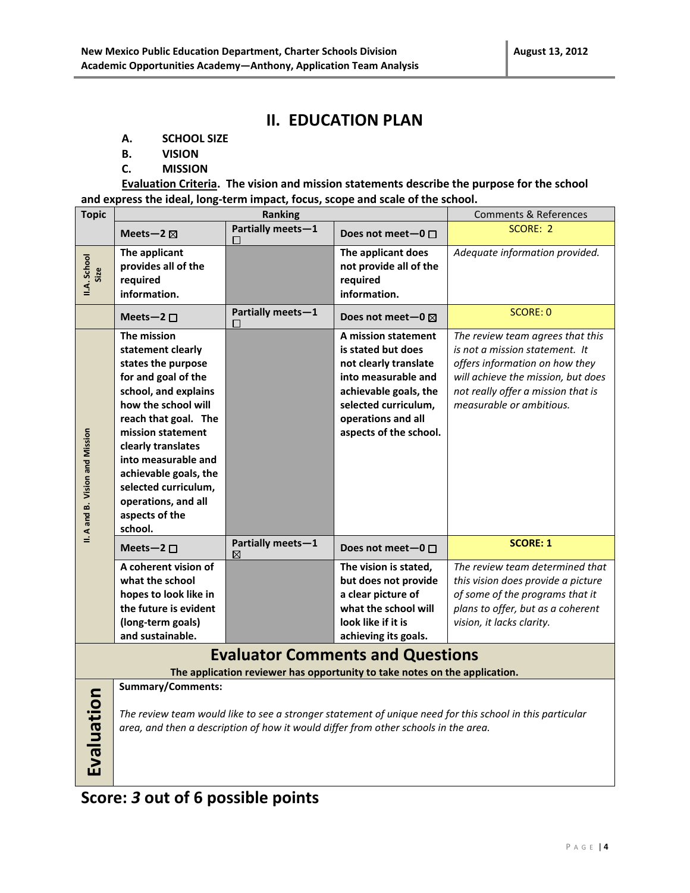# II. EDUCATION PLAN

**A. SCHOOL SIZE**
**B. VISION**
**C. MISSION**

**Evaluation Criteria. The vision and mission statements describe the purpose for the school and express the ideal, long-term impact, focus, scope and scale of the school.**

| Topic | Ranking | | | Comments & References |
|---|---|---|---|---|
| | **Meets—2** ☒ | **Partially meets—1** ☐ | **Does not meet—0** ☐ | SCORE: 2 |
| II.A. School Size | **The applicant provides all of the required information.** | | **The applicant does not provide all of the required information.** | *Adequate information provided.* |
| | **Meets—2** ☐ | **Partially meets—1** ☐ | **Does not meet—0** ☒ | SCORE: 0 |
| II. A and B. Vision and Mission | **The mission statement clearly states the purpose for and goal of the school, and explains how the school will reach that goal. The mission statement clearly translates into measurable and achievable goals, the selected curriculum, operations, and all aspects of the school.** | | **A mission statement is stated but does not clearly translate into measurable and achievable goals, the selected curriculum, operations and all aspects of the school.** | *The review team agrees that this is not a mission statement. It offers information on how they will achieve the mission, but does not really offer a mission that is measurable or ambitious.* |
| | **Meets—2** ☐ | **Partially meets—1** ☒ | **Does not meet—0** ☐ | **SCORE: 1** |
| | **A coherent vision of what the school hopes to look like in the future is evident (long-term goals) and sustainable.** | | **The vision is stated, but does not provide a clear picture of what the school will look like if it is achieving its goals.** | *The review team determined that this vision does provide a picture of some of the programs that it plans to offer, but as a coherent vision, it lacks clarity.* |

## Evaluator Comments and Questions

**The application reviewer has opportunity to take notes on the application.**

**Evaluation**

**Summary/Comments:**

*The review team would like to see a stronger statement of unique need for this school in this particular area, and then a description of how it would differ from other schools in the area.*

## Score: *3* out of 6 possible points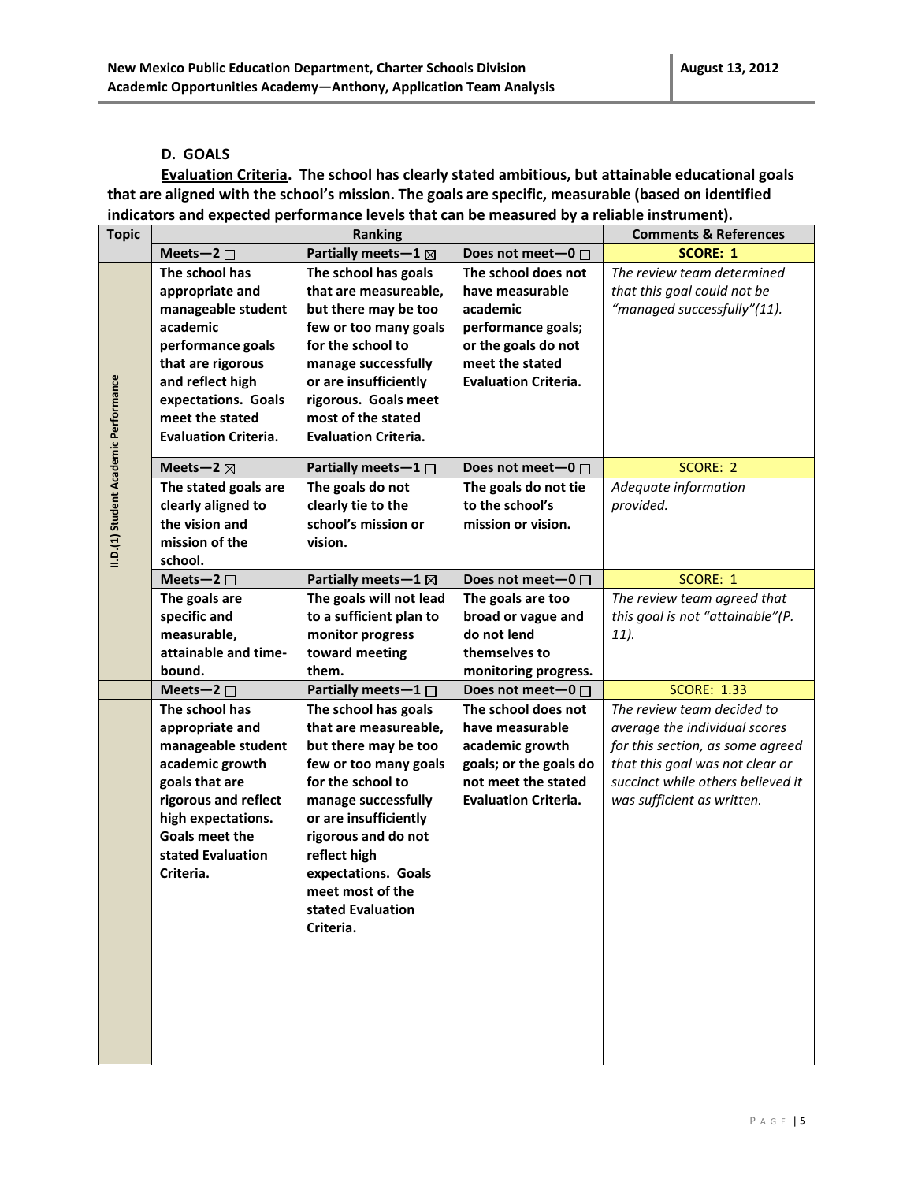### D. GOALS

**Evaluation Criteria. The school has clearly stated ambitious, but attainable educational goals that are aligned with the school's mission. The goals are specific, measurable (based on identified indicators and expected performance levels that can be measured by a reliable instrument).**

| Topic | Ranking | | | Comments & References |
|---|---|---|---|---|
| | **Meets—2 ☐** | **Partially meets—1 ☒** | **Does not meet—0 ☐** | **SCORE: 1** |
| **II.D.(1) Student Academic Performance** | **The school has appropriate and manageable student academic performance goals that are rigorous and reflect high expectations. Goals meet the stated Evaluation Criteria.** | **The school has goals that are measureable, but there may be too few or too many goals for the school to manage successfully or are insufficiently rigorous. Goals meet most of the stated Evaluation Criteria.** | **The school does not have measurable academic performance goals; or the goals do not meet the stated Evaluation Criteria.** | *The review team determined that this goal could not be "managed successfully"(11).* |
| | **Meets—2 ☒** | **Partially meets—1 ☐** | **Does not meet—0 ☐** | SCORE: 2 |
| | **The stated goals are clearly aligned to the vision and mission of the school.** | **The goals do not clearly tie to the school's mission or vision.** | **The goals do not tie to the school's mission or vision.** | *Adequate information provided.* |
| | **Meets—2 ☐** | **Partially meets—1 ☒** | **Does not meet—0 ☐** | SCORE: 1 |
| | **The goals are specific and measurable, attainable and time-bound.** | **The goals will not lead to a sufficient plan to monitor progress toward meeting them.** | **The goals are too broad or vague and do not lend themselves to monitoring progress.** | *The review team agreed that this goal is not "attainable"(P. 11).* |
| | **Meets—2 ☐** | **Partially meets—1 ☐** | **Does not meet—0 ☐** | SCORE: 1.33 |
| | **The school has appropriate and manageable student academic growth goals that are rigorous and reflect high expectations. Goals meet the stated Evaluation Criteria.** | **The school has goals that are measureable, but there may be too few or too many goals for the school to manage successfully or are insufficiently rigorous and do not reflect high expectations. Goals meet most of the stated Evaluation Criteria.** | **The school does not have measurable academic growth goals; or the goals do not meet the stated Evaluation Criteria.** | *The review team decided to average the individual scores for this section, as some agreed that this goal was not clear or succinct while others believed it was sufficient as written.* |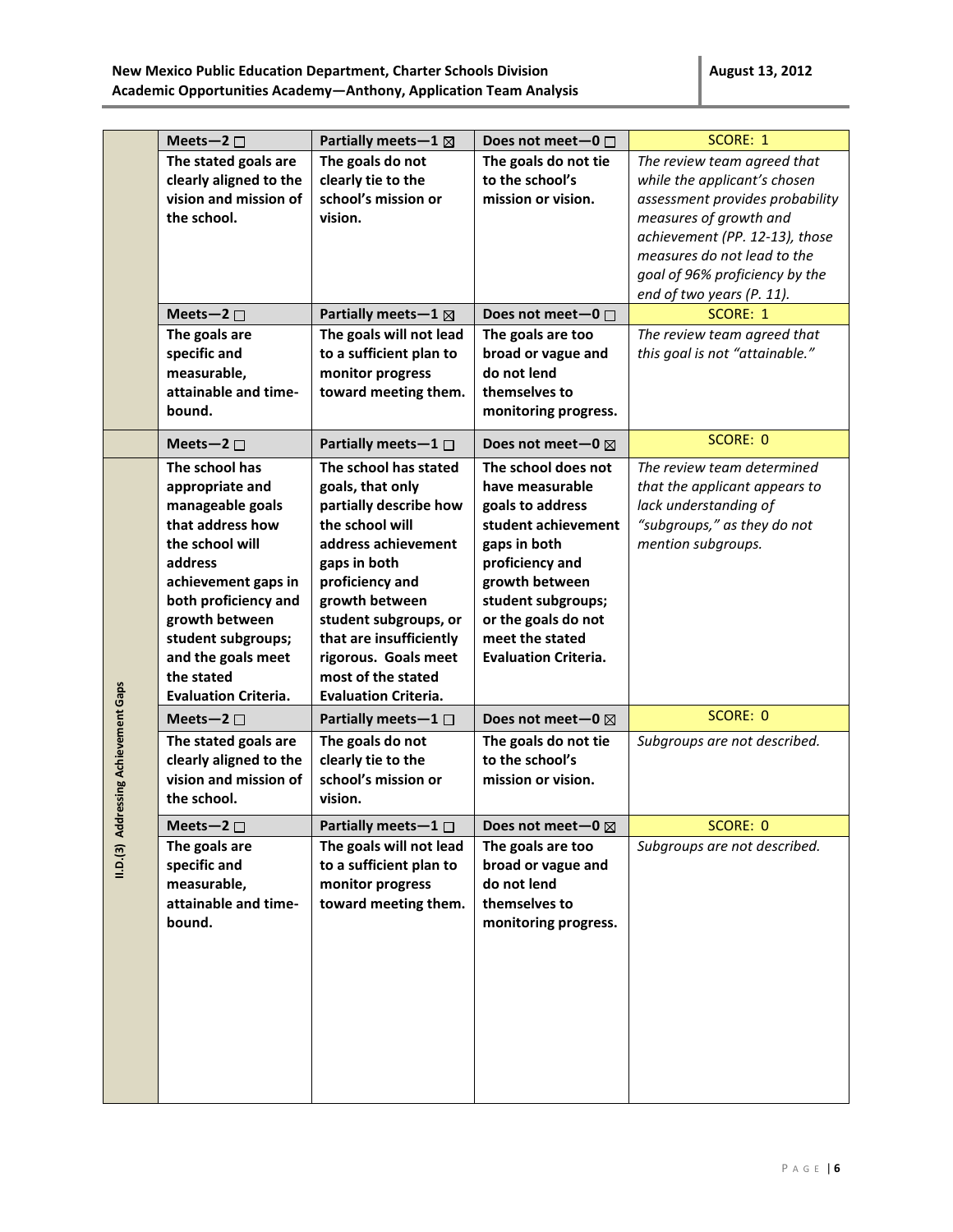| | Meets—2 ☐ | Partially meets—1 ☒ | Does not meet—0 ☐ | SCORE: 1 |
|---|---|---|---|---|
| | **The stated goals are clearly aligned to the vision and mission of the school.** | **The goals do not clearly tie to the school's mission or vision.** | **The goals do not tie to the school's mission or vision.** | *The review team agreed that while the applicant's chosen assessment provides probability measures of growth and achievement (PP. 12-13), those measures do not lead to the goal of 96% proficiency by the end of two years (P. 11).* |
| | **Meets—2 ☐** | **Partially meets—1 ☒** | **Does not meet—0 ☐** | SCORE: 1 |
| | **The goals are specific and measurable, attainable and time-bound.** | **The goals will not lead to a sufficient plan to monitor progress toward meeting them.** | **The goals are too broad or vague and do not lend themselves to monitoring progress.** | *The review team agreed that this goal is not "attainable."* |
| **II.D.(3) Addressing Achievement Gaps** | **Meets—2 ☐** | **Partially meets—1 ☐** | **Does not meet—0 ☒** | SCORE: 0 |
| | **The school has appropriate and manageable goals that address how the school will address achievement gaps in both proficiency and growth between student subgroups; and the goals meet the stated Evaluation Criteria.** | **The school has stated goals, that only partially describe how the school will address achievement gaps in both proficiency and growth between student subgroups, or that are insufficiently rigorous. Goals meet most of the stated Evaluation Criteria.** | **The school does not have measurable goals to address student achievement gaps in both proficiency and growth between student subgroups; or the goals do not meet the stated Evaluation Criteria.** | *The review team determined that the applicant appears to lack understanding of "subgroups," as they do not mention subgroups.* |
| | **Meets—2 ☐** | **Partially meets—1 ☐** | **Does not meet—0 ☒** | SCORE: 0 |
| | **The stated goals are clearly aligned to the vision and mission of the school.** | **The goals do not clearly tie to the school's mission or vision.** | **The goals do not tie to the school's mission or vision.** | *Subgroups are not described.* |
| | **Meets—2 ☐** | **Partially meets—1 ☐** | **Does not meet—0 ☒** | SCORE: 0 |
| | **The goals are specific and measurable, attainable and time-bound.** | **The goals will not lead to a sufficient plan to monitor progress toward meeting them.** | **The goals are too broad or vague and do not lend themselves to monitoring progress.** | *Subgroups are not described.* |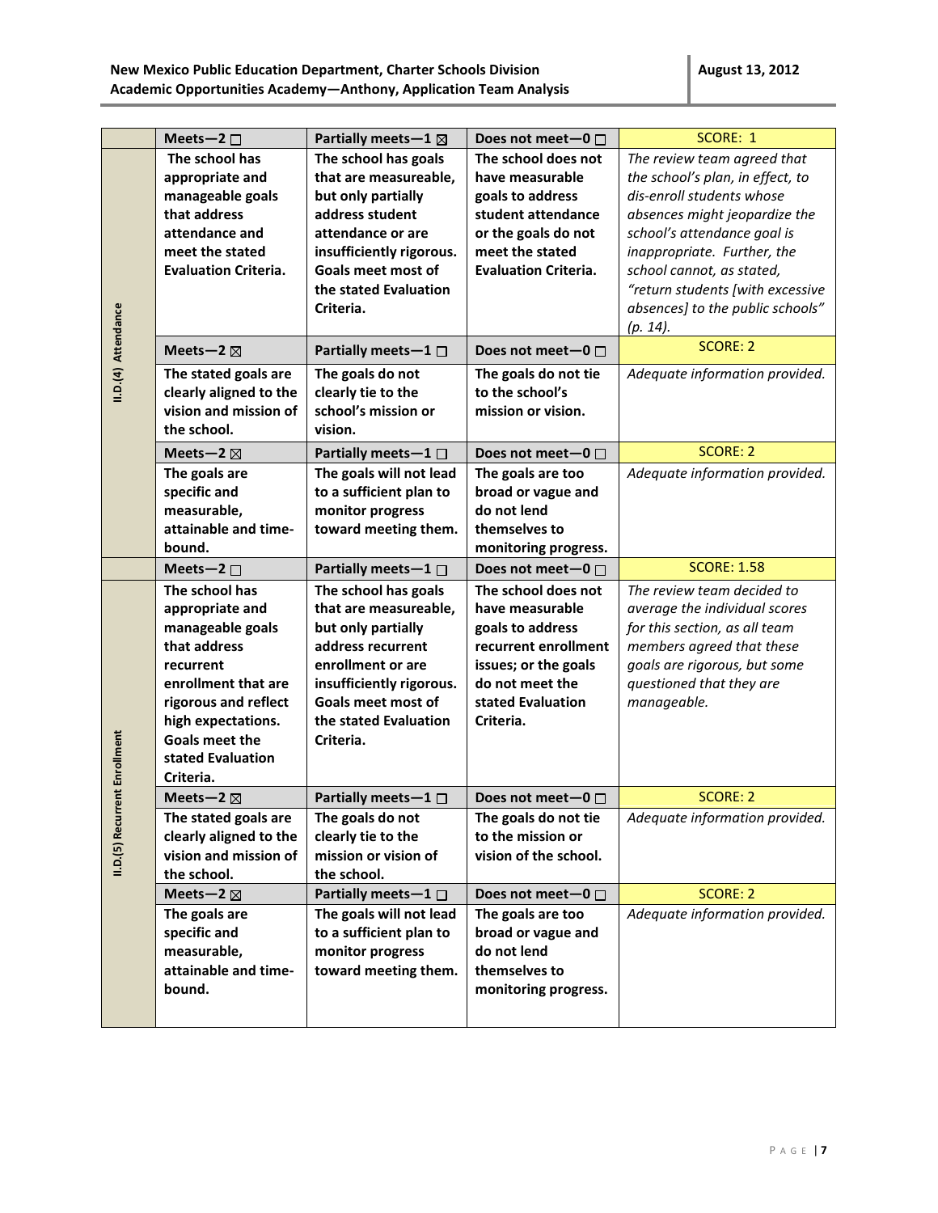| | Meets—2 ☐ | Partially meets—1 ☒ | Does not meet—0 ☐ | SCORE: 1 |
|---|---|---|---|---|
| II.D.(4) Attendance | **The school has appropriate and manageable goals that address attendance and meet the stated Evaluation Criteria.** | **The school has goals that are measureable, but only partially address student attendance or are insufficiently rigorous. Goals meet most of the stated Evaluation Criteria.** | **The school does not have measurable goals to address student attendance or the goals do not meet the stated Evaluation Criteria.** | *The review team agreed that the school's plan, in effect, to dis-enroll students whose absences might jeopardize the school's attendance goal is inappropriate. Further, the school cannot, as stated, "return students [with excessive absences] to the public schools" (p. 14).* |
| | Meets—2 ☒ | Partially meets—1 ☐ | Does not meet—0 ☐ | SCORE: 2 |
| | **The stated goals are clearly aligned to the vision and mission of the school.** | **The goals do not clearly tie to the school's mission or vision.** | **The goals do not tie to the school's mission or vision.** | *Adequate information provided.* |
| | Meets—2 ☒ | Partially meets—1 ☐ | Does not meet—0 ☐ | SCORE: 2 |
| | **The goals are specific and measurable, attainable and time-bound.** | **The goals will not lead to a sufficient plan to monitor progress toward meeting them.** | **The goals are too broad or vague and do not lend themselves to monitoring progress.** | *Adequate information provided.* |
| | Meets—2 ☐ | Partially meets—1 ☐ | Does not meet—0 ☐ | SCORE: 1.58 |
| II.D.(5) Recurrent Enrollment | **The school has appropriate and manageable goals that address recurrent enrollment that are rigorous and reflect high expectations. Goals meet the stated Evaluation Criteria.** | **The school has goals that are measureable, but only partially address recurrent enrollment or are insufficiently rigorous. Goals meet most of the stated Evaluation Criteria.** | **The school does not have measurable goals to address recurrent enrollment issues; or the goals do not meet the stated Evaluation Criteria.** | *The review team decided to average the individual scores for this section, as all team members agreed that these goals are rigorous, but some questioned that they are manageable.* |
| | Meets—2 ☒ | Partially meets—1 ☐ | Does not meet—0 ☐ | SCORE: 2 |
| | **The stated goals are clearly aligned to the vision and mission of the school.** | **The goals do not clearly tie to the mission or vision of the school.** | **The goals do not tie to the mission or vision of the school.** | *Adequate information provided.* |
| | Meets—2 ☒ | Partially meets—1 ☐ | Does not meet—0 ☐ | SCORE: 2 |
| | **The goals are specific and measurable, attainable and time-bound.** | **The goals will not lead to a sufficient plan to monitor progress toward meeting them.** | **The goals are too broad or vague and do not lend themselves to monitoring progress.** | *Adequate information provided.* |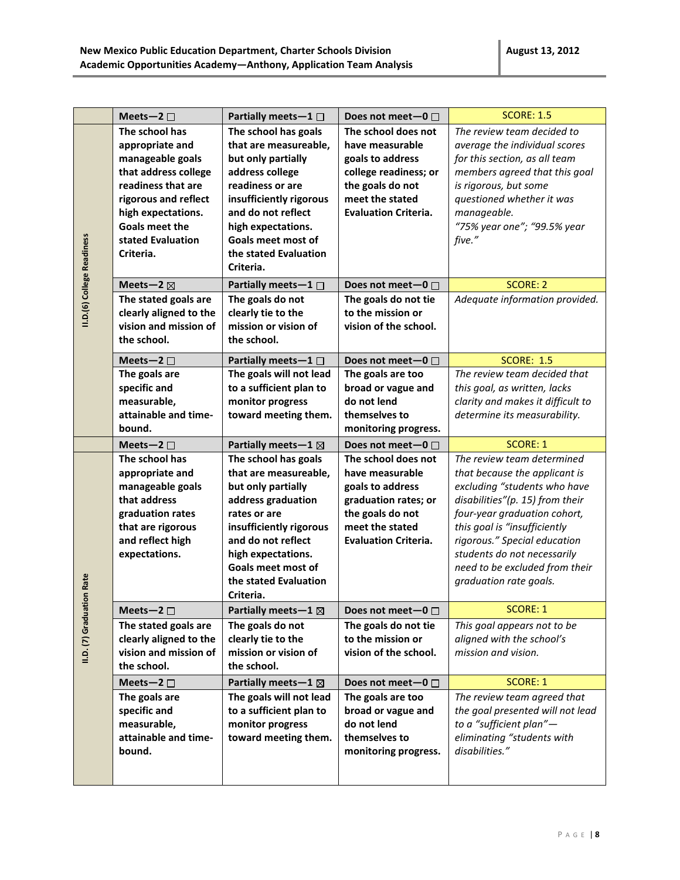| | Meets—2 ☐ | Partially meets—1 ☐ | Does not meet—0 ☐ | SCORE: 1.5 |
|---|---|---|---|---|
| **II.D.(6) College Readiness** | **The school has appropriate and manageable goals that address college readiness that are rigorous and reflect high expectations. Goals meet the stated Evaluation Criteria.** | **The school has goals that are measureable, but only partially address college readiness or are insufficiently rigorous and do not reflect high expectations. Goals meet most of the stated Evaluation Criteria.** | **The school does not have measurable goals to address college readiness; or the goals do not meet the stated Evaluation Criteria.** | *The review team decided to average the individual scores for this section, as all team members agreed that this goal is rigorous, but some questioned whether it was manageable. "75% year one"; "99.5% year five."* |
| | **Meets—2 ☒** | **Partially meets—1 ☐** | **Does not meet—0 ☐** | SCORE: 2 |
| | **The stated goals are clearly aligned to the vision and mission of the school.** | **The goals do not clearly tie to the mission or vision of the school.** | **The goals do not tie to the mission or vision of the school.** | *Adequate information provided.* |
| | **Meets—2 ☐** | **Partially meets—1 ☐** | **Does not meet—0 ☐** | SCORE: 1.5 |
| | **The goals are specific and measurable, attainable and time-bound.** | **The goals will not lead to a sufficient plan to monitor progress toward meeting them.** | **The goals are too broad or vague and do not lend themselves to monitoring progress.** | *The review team decided that this goal, as written, lacks clarity and makes it difficult to determine its measurability.* |
| | **Meets—2 ☐** | **Partially meets—1 ☒** | **Does not meet—0 ☐** | SCORE: 1 |
| **II.D. (7) Graduation Rate** | **The school has appropriate and manageable goals that address graduation rates that are rigorous and reflect high expectations.** | **The school has goals that are measureable, but only partially address graduation rates or are insufficiently rigorous and do not reflect high expectations. Goals meet most of the stated Evaluation Criteria.** | **The school does not have measurable goals to address graduation rates; or the goals do not meet the stated Evaluation Criteria.** | *The review team determined that because the applicant is excluding "students who have disabilities"(p. 15) from their four-year graduation cohort, this goal is "insufficiently rigorous." Special education students do not necessarily need to be excluded from their graduation rate goals.* |
| | **Meets—2 ☐** | **Partially meets—1 ☒** | **Does not meet—0 ☐** | SCORE: 1 |
| | **The stated goals are clearly aligned to the vision and mission of the school.** | **The goals do not clearly tie to the mission or vision of the school.** | **The goals do not tie to the mission or vision of the school.** | *This goal appears not to be aligned with the school's mission and vision.* |
| | **Meets—2 ☐** | **Partially meets—1 ☒** | **Does not meet—0 ☐** | SCORE: 1 |
| | **The goals are specific and measurable, attainable and time-bound.** | **The goals will not lead to a sufficient plan to monitor progress toward meeting them.** | **The goals are too broad or vague and do not lend themselves to monitoring progress.** | *The review team agreed that the goal presented will not lead to a "sufficient plan"—eliminating "students with disabilities."* |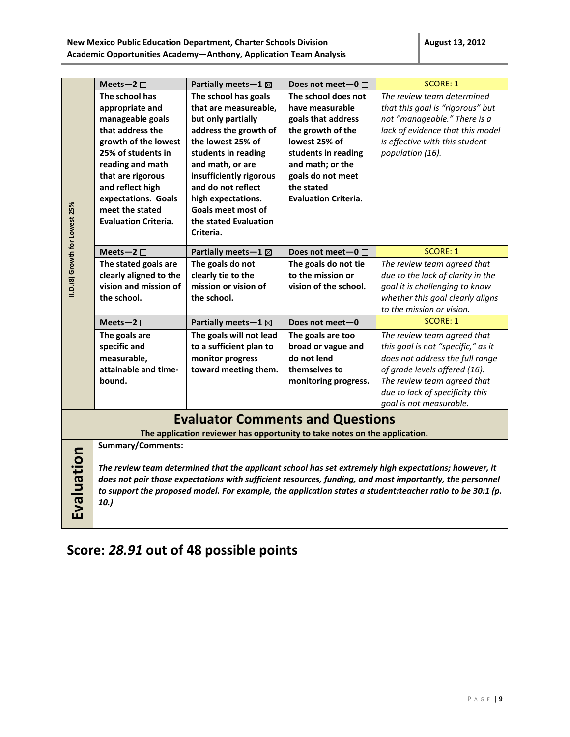| | Meets—2 ☐ | Partially meets—1 ☒ | Does not meet—0 ☐ | SCORE: 1 |
|---|---|---|---|---|
| II.D.(8) Growth for Lowest 25% | **The school has appropriate and manageable goals that address the growth of the lowest 25% of students in reading and math that are rigorous and reflect high expectations. Goals meet the stated Evaluation Criteria.** | **The school has goals that are measureable, but only partially address the growth of the lowest 25% of students in reading and math, or are insufficiently rigorous and do not reflect high expectations. Goals meet most of the stated Evaluation Criteria.** | **The school does not have measurable goals that address the growth of the lowest 25% of students in reading and math; or the goals do not meet the stated Evaluation Criteria.** | *The review team determined that this goal is "rigorous" but not "manageable." There is a lack of evidence that this model is effective with this student population (16).* |
| | **Meets—2 ☐** | **Partially meets—1 ☒** | **Does not meet—0 ☐** | SCORE: 1 |
| | **The stated goals are clearly aligned to the vision and mission of the school.** | **The goals do not clearly tie to the mission or vision of the school.** | **The goals do not tie to the mission or vision of the school.** | *The review team agreed that due to the lack of clarity in the goal it is challenging to know whether this goal clearly aligns to the mission or vision.* |
| | **Meets—2 ☐** | **Partially meets—1 ☒** | **Does not meet—0 ☐** | SCORE: 1 |
| | **The goals are specific and measurable, attainable and time-bound.** | **The goals will not lead to a sufficient plan to monitor progress toward meeting them.** | **The goals are too broad or vague and do not lend themselves to monitoring progress.** | *The review team agreed that this goal is not "specific," as it does not address the full range of grade levels offered (16). The review team agreed that due to lack of specificity this goal is not measurable.* |

## Evaluator Comments and Questions

**The application reviewer has opportunity to take notes on the application.**

**Evaluation**

**Summary/Comments:**

***The review team determined that the applicant school has set extremely high expectations; however, it does not pair those expectations with sufficient resources, funding, and most importantly, the personnel to support the proposed model. For example, the application states a student:teacher ratio to be 30:1 (p. 10.)***

## Score: *28.91* out of 48 possible points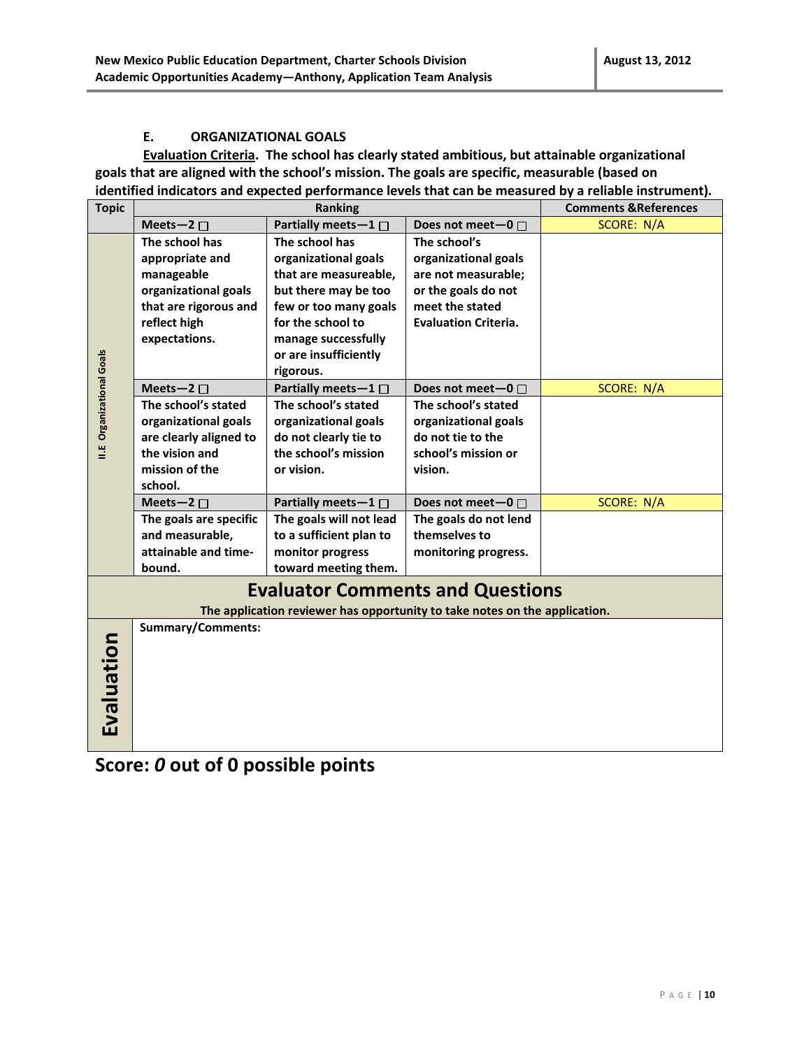### E. ORGANIZATIONAL GOALS

**Evaluation Criteria. The school has clearly stated ambitious, but attainable organizational goals that are aligned with the school's mission. The goals are specific, measurable (based on identified indicators and expected performance levels that can be measured by a reliable instrument).**

| Topic | Ranking | | | Comments &References |
|---|---|---|---|---|
| | Meets—2 ☐ | Partially meets—1 ☐ | Does not meet—0 ☐ | SCORE: N/A |
| II.E Organizational Goals | The school has appropriate and manageable organizational goals that are rigorous and reflect high expectations. | The school has organizational goals that are measureable, but there may be too few or too many goals for the school to manage successfully or are insufficiently rigorous. | The school's organizational goals are not measurable; or the goals do not meet the stated Evaluation Criteria. | |
| | Meets—2 ☐ | Partially meets—1 ☐ | Does not meet—0 ☐ | SCORE: N/A |
| | The school's stated organizational goals are clearly aligned to the vision and mission of the school. | The school's stated organizational goals do not clearly tie to the school's mission or vision. | The school's stated organizational goals do not tie to the school's mission or vision. | |
| | Meets—2 ☐ | Partially meets—1 ☐ | Does not meet—0 ☐ | SCORE: N/A |
| | The goals are specific and measurable, attainable and time-bound. | The goals will not lead to a sufficient plan to monitor progress toward meeting them. | The goals do not lend themselves to monitoring progress. | |

## Evaluator Comments and Questions

**The application reviewer has opportunity to take notes on the application.**

| | |
|---|---|
| Evaluation | **Summary/Comments:** |

## Score: *0* out of 0 possible points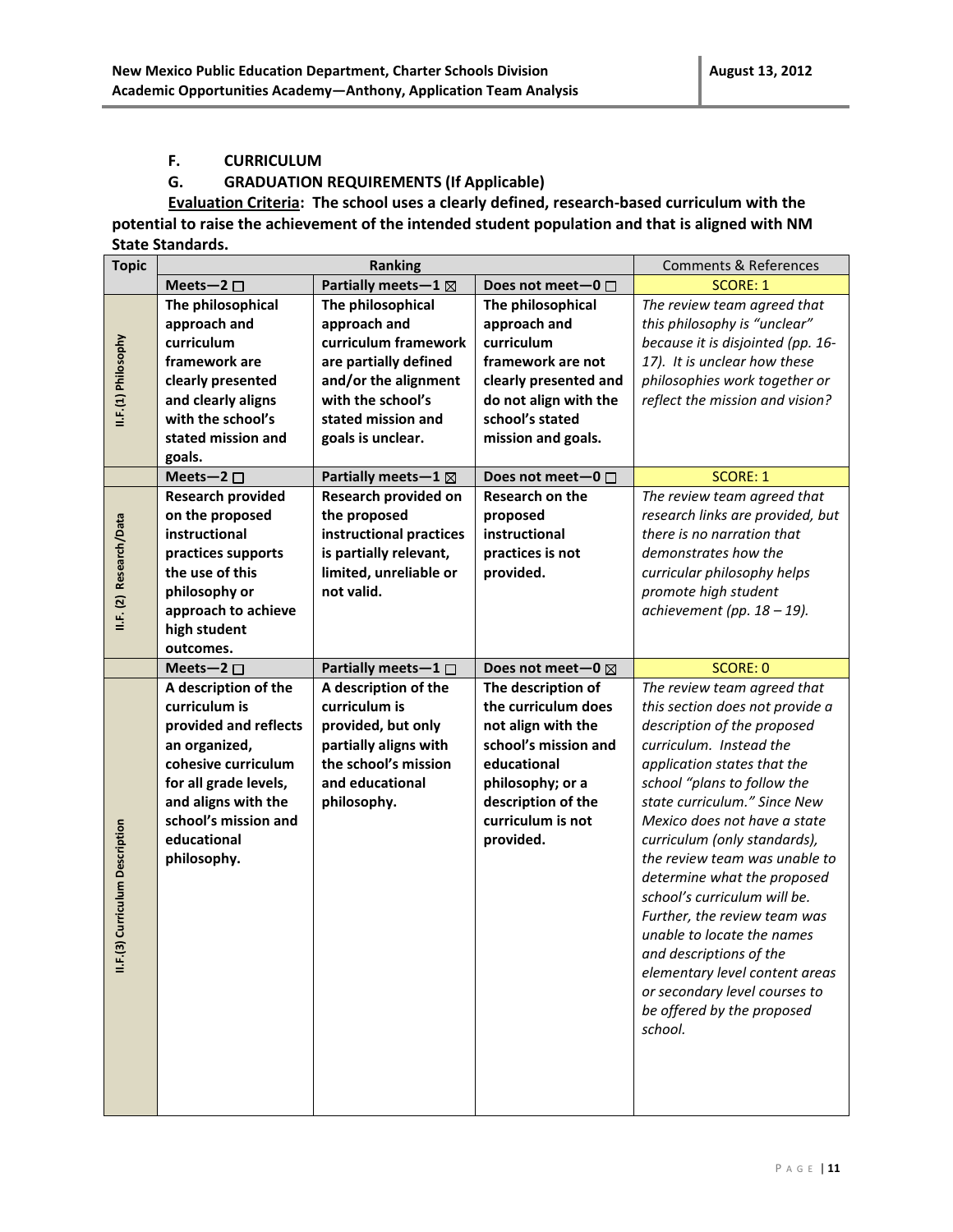**F. CURRICULUM**

**G. GRADUATION REQUIREMENTS (If Applicable)**

**Evaluation Criteria: The school uses a clearly defined, research-based curriculum with the potential to raise the achievement of the intended student population and that is aligned with NM State Standards.**

| Topic | Ranking | | | Comments & References |
|---|---|---|---|---|
| | **Meets—2 ☐** | **Partially meets—1 ☒** | **Does not meet—0 ☐** | SCORE: 1 |
| II.F.(1) Philosophy | **The philosophical approach and curriculum framework are clearly presented and clearly aligns with the school's stated mission and goals.** | **The philosophical approach and curriculum framework are partially defined and/or the alignment with the school's stated mission and goals is unclear.** | **The philosophical approach and curriculum framework are not clearly presented and do not align with the school's stated mission and goals.** | *The review team agreed that this philosophy is "unclear" because it is disjointed (pp. 16-17). It is unclear how these philosophies work together or reflect the mission and vision?* |
| | **Meets—2 ☐** | **Partially meets—1 ☒** | **Does not meet—0 ☐** | SCORE: 1 |
| II.F. (2) Research/Data | **Research provided on the proposed instructional practices supports the use of this philosophy or approach to achieve high student outcomes.** | **Research provided on the proposed instructional practices is partially relevant, limited, unreliable or not valid.** | **Research on the proposed instructional practices is not provided.** | *The review team agreed that research links are provided, but there is no narration that demonstrates how the curricular philosophy helps promote high student achievement (pp. 18 – 19).* |
| | **Meets—2 ☐** | **Partially meets—1 ☐** | **Does not meet—0 ☒** | SCORE: 0 |
| II.F.(3) Curriculum Description | **A description of the curriculum is provided and reflects an organized, cohesive curriculum for all grade levels, and aligns with the school's mission and educational philosophy.** | **A description of the curriculum is provided, but only partially aligns with the school's mission and educational philosophy.** | **The description of the curriculum does not align with the school's mission and educational philosophy; or a description of the curriculum is not provided.** | *The review team agreed that this section does not provide a description of the proposed curriculum. Instead the application states that the school "plans to follow the state curriculum." Since New Mexico does not have a state curriculum (only standards), the review team was unable to determine what the proposed school's curriculum will be. Further, the review team was unable to locate the names and descriptions of the elementary level content areas or secondary level courses to be offered by the proposed school.* |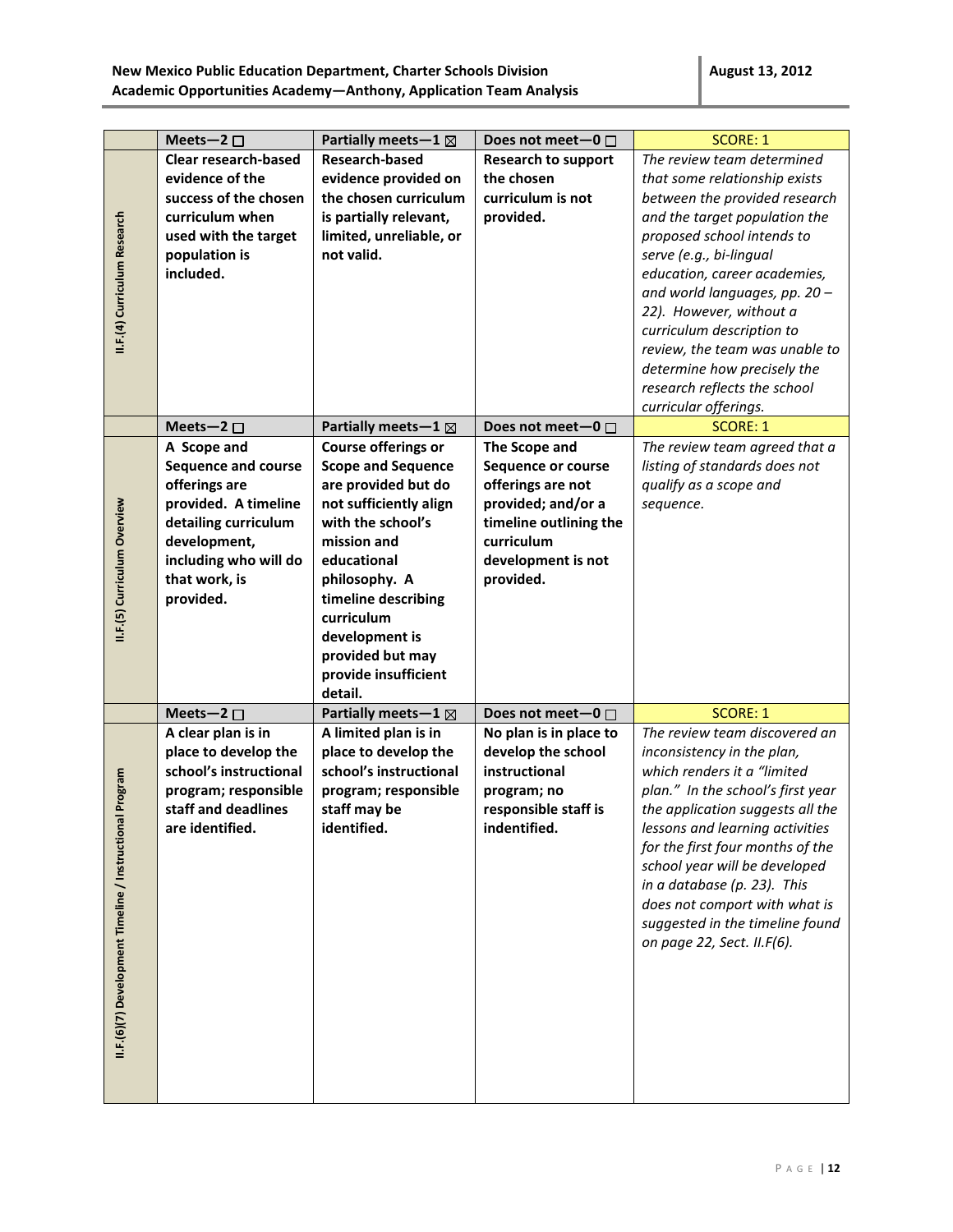| | Meets—2 ☐ | Partially meets—1 ☒ | Does not meet—0 ☐ | SCORE: 1 |
|---|---|---|---|---|
| **II.F.(4) Curriculum Research** | **Clear research-based evidence of the success of the chosen curriculum when used with the target population is included.** | **Research-based evidence provided on the chosen curriculum is partially relevant, limited, unreliable, or not valid.** | **Research to support the chosen curriculum is not provided.** | *The review team determined that some relationship exists between the provided research and the target population the proposed school intends to serve (e.g., bi-lingual education, career academies, and world languages, pp. 20 – 22). However, without a curriculum description to review, the team was unable to determine how precisely the research reflects the school curricular offerings.* |
| | **Meets—2 ☐** | **Partially meets—1 ☒** | **Does not meet—0 ☐** | **SCORE: 1** |
| **II.F.(5) Curriculum Overview** | **A Scope and Sequence and course offerings are provided. A timeline detailing curriculum development, including who will do that work, is provided.** | **Course offerings or Scope and Sequence are provided but do not sufficiently align with the school's mission and educational philosophy. A timeline describing curriculum development is provided but may provide insufficient detail.** | **The Scope and Sequence or course offerings are not provided; and/or a timeline outlining the curriculum development is not provided.** | *The review team agreed that a listing of standards does not qualify as a scope and sequence.* |
| | **Meets—2 ☐** | **Partially meets—1 ☒** | **Does not meet—0 ☐** | **SCORE: 1** |
| **II.F.(6)(7) Development Timeline / Instructional Program** | **A clear plan is in place to develop the school's instructional program; responsible staff and deadlines are identified.** | **A limited plan is in place to develop the school's instructional program; responsible staff may be identified.** | **No plan is in place to develop the school instructional program; no responsible staff is indentified.** | *The review team discovered an inconsistency in the plan, which renders it a "limited plan." In the school's first year the application suggests all the lessons and learning activities for the first four months of the school year will be developed in a database (p. 23). This does not comport with what is suggested in the timeline found on page 22, Sect. II.F(6).* |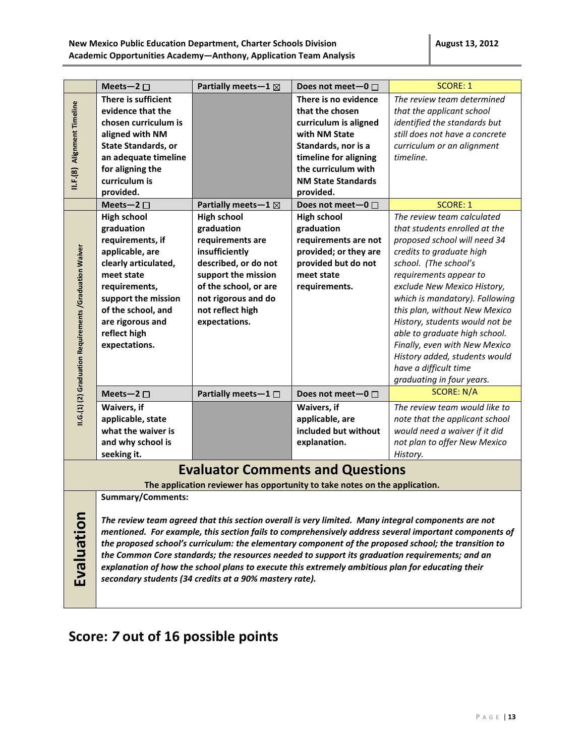| | Meets—2 ☐ | Partially meets—1 ☒ | Does not meet—0 ☐ | SCORE: 1 |
|---|---|---|---|---|
| II.F.(8) Alignment Timeline | **There is sufficient evidence that the chosen curriculum is aligned with NM State Standards, or an adequate timeline for aligning the curriculum is provided.** | | **There is no evidence that the chosen curriculum is aligned with NM State Standards, nor is a timeline for aligning the curriculum with the NM State Standards provided.** | *The review team determined that the applicant school identified the standards but still does not have a concrete curriculum or an alignment timeline.* |
| | **Meets—2 ☐** | **Partially meets—1 ☒** | **Does not meet—0 ☐** | **SCORE: 1** |
| II.G.(1) (2) Graduation Requirements /Graduation Waiver | **High school graduation requirements, if applicable, are clearly articulated, meet state requirements, support the mission of the school, and are rigorous and reflect high expectations.** | **High school graduation requirements are insufficiently described, or do not support the mission of the school, or are not rigorous and do not reflect high expectations.** | **High school graduation requirements are not provided; or they are provided but do not meet state requirements.** | *The review team calculated that students enrolled at the proposed school will need 34 credits to graduate high school. (The school's requirements appear to exclude New Mexico History, which is mandatory). Following this plan, without New Mexico History, students would not be able to graduate high school. Finally, even with New Mexico History added, students would have a difficult time graduating in four years.* |
| | **Meets—2 ☐** | **Partially meets—1 ☐** | **Does not meet—0 ☐** | **SCORE: N/A** |
| | **Waivers, if applicable, state what the waiver is and why school is seeking it.** | | **Waivers, if applicable, are included but without explanation.** | *The review team would like to note that the applicant school would need a waiver if it did not plan to offer New Mexico History.* |

## Evaluator Comments and Questions

**The application reviewer has opportunity to take notes on the application.**

**Evaluation**

**Summary/Comments:**

***The review team agreed that this section overall is very limited. Many integral components are not mentioned. For example, this section fails to comprehensively address several important components of the proposed school's curriculum: the elementary component of the proposed school; the transition to the Common Core standards; the resources needed to support its graduation requirements; and an explanation of how the school plans to execute this extremely ambitious plan for educating their secondary students (34 credits at a 90% mastery rate).***

## Score: *7* out of 16 possible points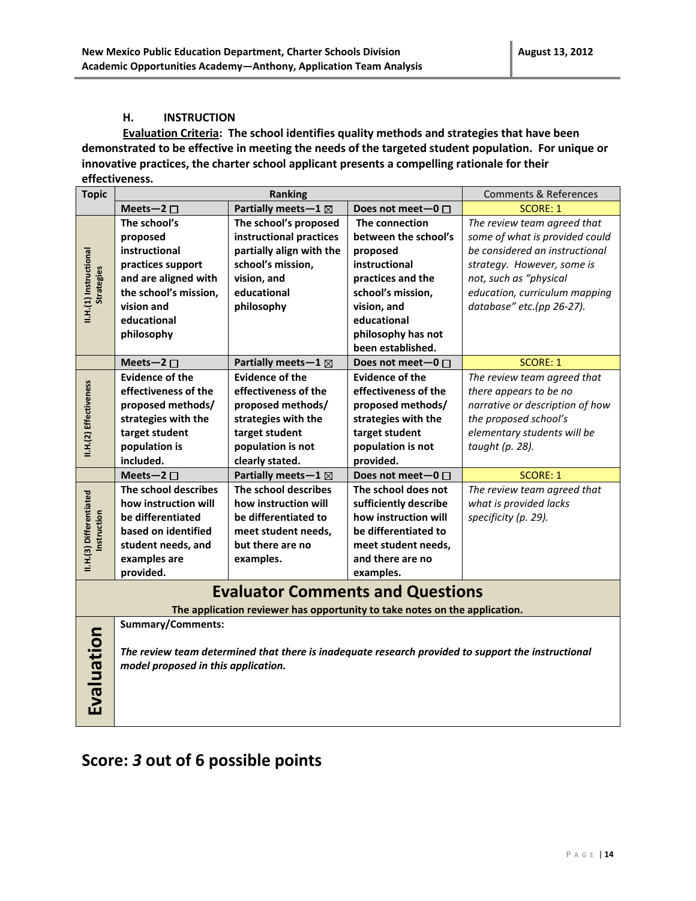### H. INSTRUCTION

**Evaluation Criteria: The school identifies quality methods and strategies that have been demonstrated to be effective in meeting the needs of the targeted student population. For unique or innovative practices, the charter school applicant presents a compelling rationale for their effectiveness.**

| Topic | Ranking | | | Comments & References |
|---|---|---|---|---|
| | **Meets—2 ☐** | **Partially meets—1 ☒** | **Does not meet—0 ☐** | SCORE: 1 |
| **II.H.(1) Instructional Strategies** | **The school's proposed instructional practices support and are aligned with the school's mission, vision and educational philosophy** | **The school's proposed instructional practices partially align with the school's mission, vision, and educational philosophy** | **The connection between the school's proposed instructional practices and the school's mission, vision, and educational philosophy has not been established.** | *The review team agreed that some of what is provided could be considered an instructional strategy. However, some is not, such as "physical education, curriculum mapping database" etc.(pp 26-27).* |
| | **Meets—2 ☐** | **Partially meets—1 ☒** | **Does not meet—0 ☐** | SCORE: 1 |
| **II.H.(2) Effectiveness** | **Evidence of the effectiveness of the proposed methods/ strategies with the target student population is included.** | **Evidence of the effectiveness of the proposed methods/ strategies with the target student population is not clearly stated.** | **Evidence of the effectiveness of the proposed methods/ strategies with the target student population is not provided.** | *The review team agreed that there appears to be no narrative or description of how the proposed school's elementary students will be taught (p. 28).* |
| | **Meets—2 ☐** | **Partially meets—1 ☒** | **Does not meet—0 ☐** | SCORE: 1 |
| **II.H.(3) Differentiated Instruction** | **The school describes how instruction will be differentiated based on identified student needs, and examples are provided.** | **The school describes how instruction will be differentiated to meet student needs, but there are no examples.** | **The school does not sufficiently describe how instruction will be differentiated to meet student needs, and there are no examples.** | *The review team agreed that what is provided lacks specificity (p. 29).* |

## Evaluator Comments and Questions

**The application reviewer has opportunity to take notes on the application.**

**Evaluation**

**Summary/Comments:**

***The review team determined that there is inadequate research provided to support the instructional model proposed in this application.***

## Score: *3* out of 6 possible points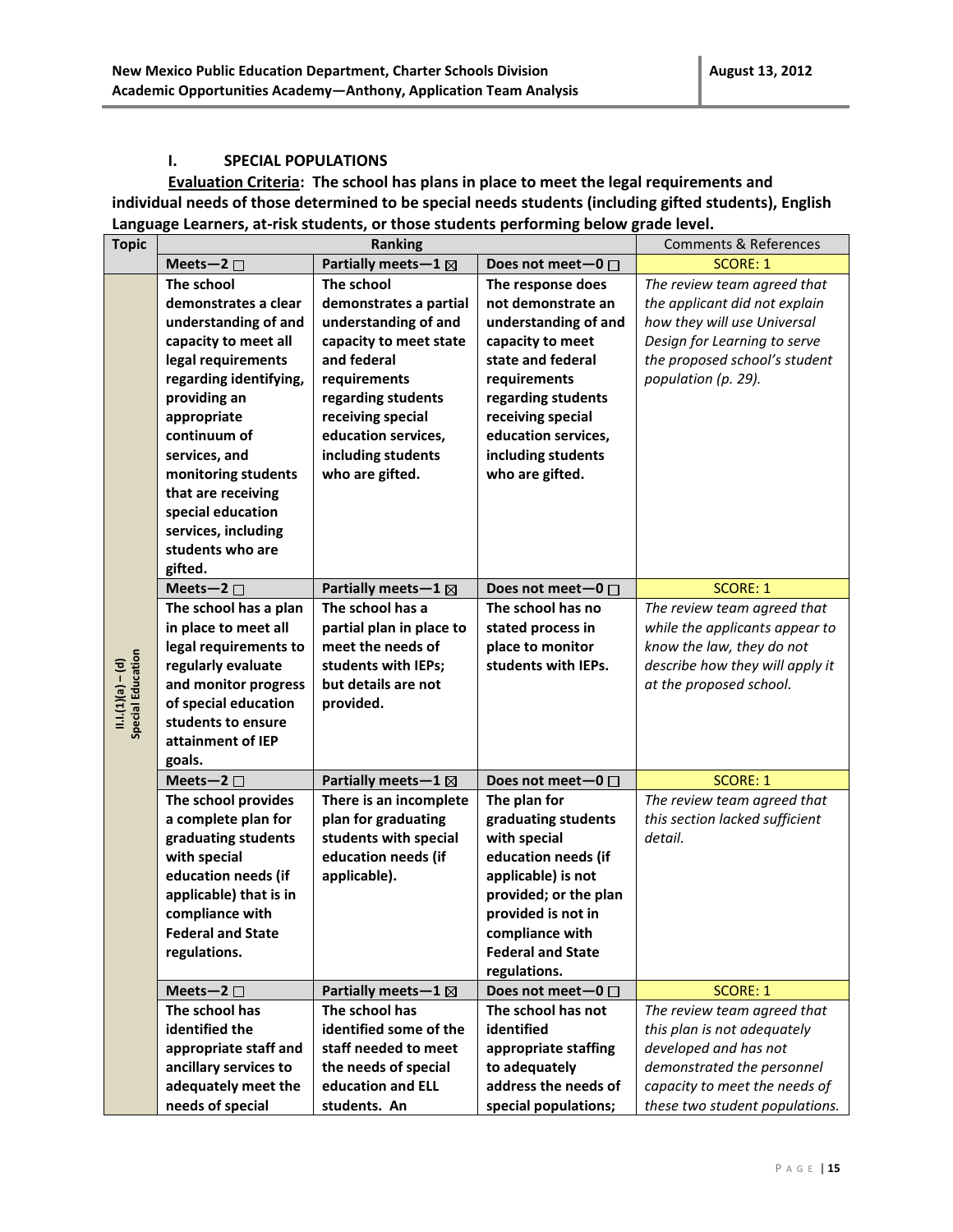## I. SPECIAL POPULATIONS

**Evaluation Criteria: The school has plans in place to meet the legal requirements and individual needs of those determined to be special needs students (including gifted students), English Language Learners, at-risk students, or those students performing below grade level.**

| Topic | Ranking | | | Comments & References |
|---|---|---|---|---|
| | **Meets—2 ☐** | **Partially meets—1 ☒** | **Does not meet—0 ☐** | SCORE: 1 |
| II.I.(1)(a) – (d) Special Education | **The school demonstrates a clear understanding of and capacity to meet all legal requirements regarding identifying, providing an appropriate continuum of services, and monitoring students that are receiving special education services, including students who are gifted.** | **The school demonstrates a partial understanding of and capacity to meet state and federal requirements regarding students receiving special education services, including students who are gifted.** | **The response does not demonstrate an understanding of and capacity to meet state and federal requirements regarding students receiving special education services, including students who are gifted.** | *The review team agreed that the applicant did not explain how they will use Universal Design for Learning to serve the proposed school's student population (p. 29).* |
| | **Meets—2 ☐** | **Partially meets—1 ☒** | **Does not meet—0 ☐** | SCORE: 1 |
| | **The school has a plan in place to meet all legal requirements to regularly evaluate and monitor progress of special education students to ensure attainment of IEP goals.** | **The school has a partial plan in place to meet the needs of students with IEPs; but details are not provided.** | **The school has no stated process in place to monitor students with IEPs.** | *The review team agreed that while the applicants appear to know the law, they do not describe how they will apply it at the proposed school.* |
| | **Meets—2 ☐** | **Partially meets—1 ☒** | **Does not meet—0 ☐** | SCORE: 1 |
| | **The school provides a complete plan for graduating students with special education needs (if applicable) that is in compliance with Federal and State regulations.** | **There is an incomplete plan for graduating students with special education needs (if applicable).** | **The plan for graduating students with special education needs (if applicable) is not provided; or the plan provided is not in compliance with Federal and State regulations.** | *The review team agreed that this section lacked sufficient detail.* |
| | **Meets—2 ☐** | **Partially meets—1 ☒** | **Does not meet—0 ☐** | SCORE: 1 |
| | **The school has identified the appropriate staff and ancillary services to adequately meet the needs of special** | **The school has identified some of the staff needed to meet the needs of special education and ELL students. An** | **The school has not identified appropriate staffing to adequately address the needs of special populations;** | *The review team agreed that this plan is not adequately developed and has not demonstrated the personnel capacity to meet the needs of these two student populations.* |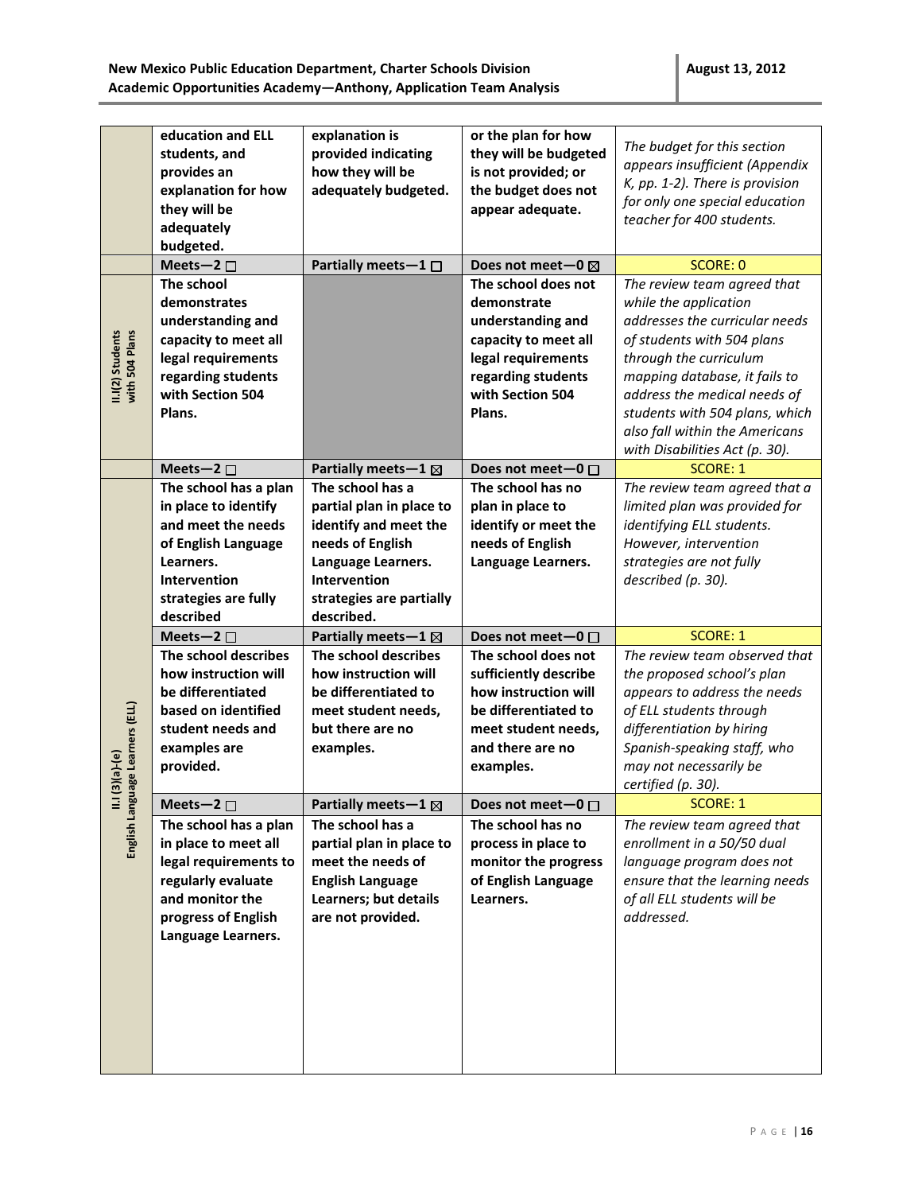| | | | | |
|---|---|---|---|---|
| | **education and ELL students, and provides an explanation for how they will be adequately budgeted.** | **explanation is provided indicating how they will be adequately budgeted.** | **or the plan for how they will be budgeted is not provided; or the budget does not appear adequate.** | *The budget for this section appears insufficient (Appendix K, pp. 1-2). There is provision for only one special education teacher for 400 students.* |
| | **Meets—2** ☐ | **Partially meets—1** ☐ | **Does not meet—0** ☒ | SCORE: 0 |
| **II.I(2) Students with 504 Plans** | **The school demonstrates understanding and capacity to meet all legal requirements regarding students with Section 504 Plans.** | | **The school does not demonstrate understanding and capacity to meet all legal requirements regarding students with Section 504 Plans.** | *The review team agreed that while the application addresses the curricular needs of students with 504 plans through the curriculum mapping database, it fails to address the medical needs of students with 504 plans, which also fall within the Americans with Disabilities Act (p. 30).* |
| | **Meets—2** ☐ | **Partially meets—1** ☒ | **Does not meet—0** ☐ | SCORE: 1 |
| **II.I (3)(a)-(e) English Language Learners (ELL)** | **The school has a plan in place to identify and meet the needs of English Language Learners. Intervention strategies are fully described** | **The school has a partial plan in place to identify and meet the needs of English Language Learners. Intervention strategies are partially described.** | **The school has no plan in place to identify or meet the needs of English Language Learners.** | *The review team agreed that a limited plan was provided for identifying ELL students. However, intervention strategies are not fully described (p. 30).* |
| | **Meets—2** ☐ | **Partially meets—1** ☒ | **Does not meet—0** ☐ | SCORE: 1 |
| | **The school describes how instruction will be differentiated based on identified student needs and examples are provided.** | **The school describes how instruction will be differentiated to meet student needs, but there are no examples.** | **The school does not sufficiently describe how instruction will be differentiated to meet student needs, and there are no examples.** | *The review team observed that the proposed school's plan appears to address the needs of ELL students through differentiation by hiring Spanish-speaking staff, who may not necessarily be certified (p. 30).* |
| | **Meets—2** ☐ | **Partially meets—1** ☒ | **Does not meet—0** ☐ | SCORE: 1 |
| | **The school has a plan in place to meet all legal requirements to regularly evaluate and monitor the progress of English Language Learners.** | **The school has a partial plan in place to meet the needs of English Language Learners; but details are not provided.** | **The school has no process in place to monitor the progress of English Language Learners.** | *The review team agreed that enrollment in a 50/50 dual language program does not ensure that the learning needs of all ELL students will be addressed.* |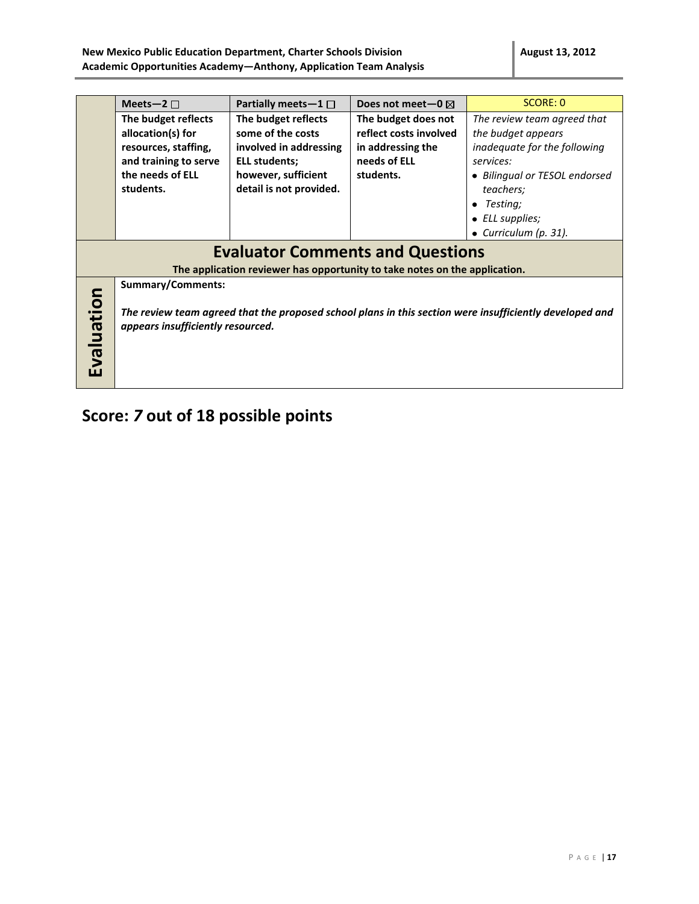| | Meets—2 ☐ | Partially meets—1 ☐ | Does not meet—0 ☒ | SCORE: 0 |
|---|---|---|---|---|
| | **The budget reflects allocation(s) for resources, staffing, and training to serve the needs of ELL students.** | **The budget reflects some of the costs involved in addressing ELL students; however, sufficient detail is not provided.** | **The budget does not reflect costs involved in addressing the needs of ELL students.** | *The review team agreed that the budget appears inadequate for the following services:*<br>• *Bilingual or TESOL endorsed teachers;*<br>• *Testing;*<br>• *ELL supplies;*<br>• *Curriculum (p. 31).* |

## Evaluator Comments and Questions

**The application reviewer has opportunity to take notes on the application.**

**Evaluation**

**Summary/Comments:**

***The review team agreed that the proposed school plans in this section were insufficiently developed and appears insufficiently resourced.***

## Score: *7* out of 18 possible points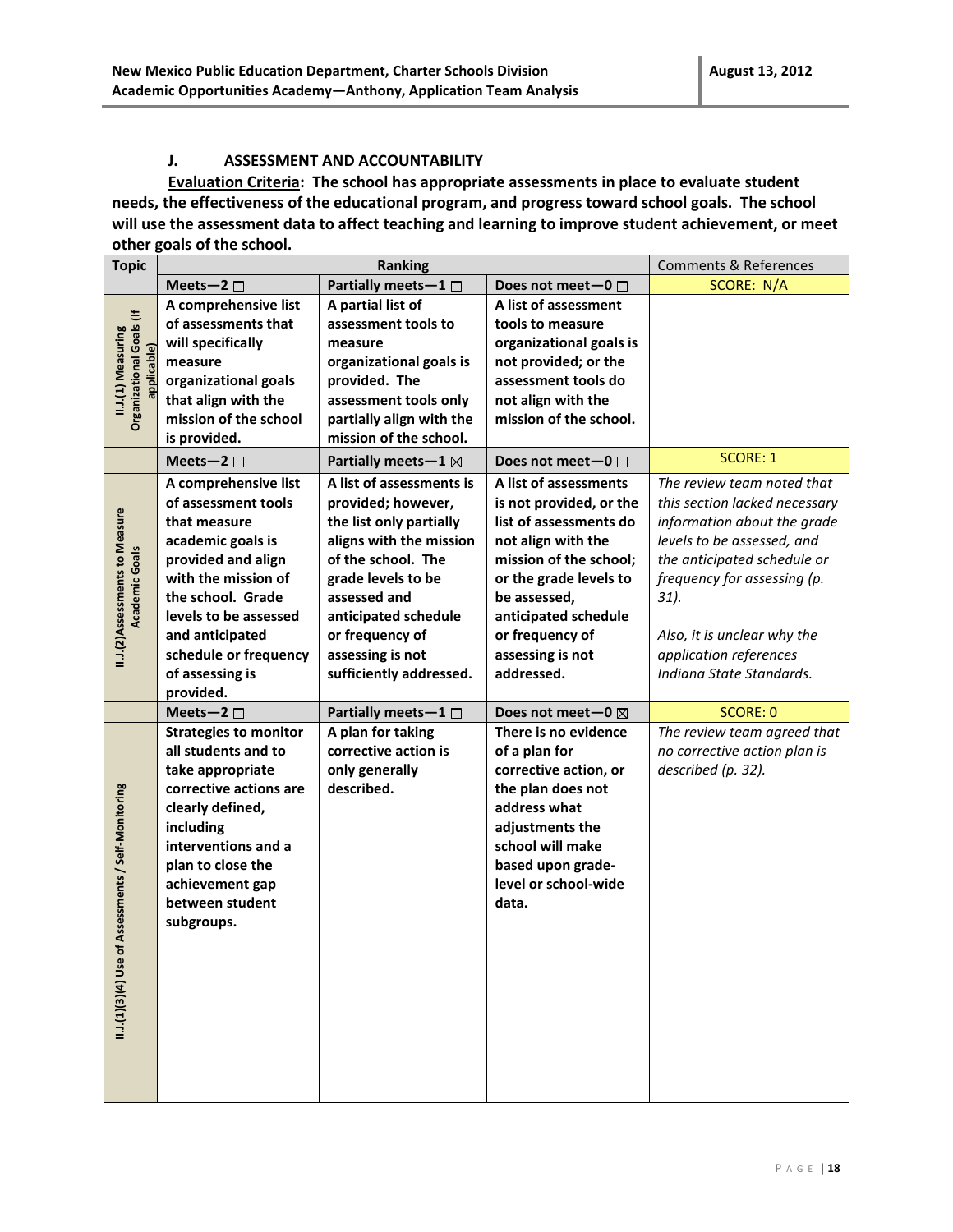### J. ASSESSMENT AND ACCOUNTABILITY

**Evaluation Criteria: The school has appropriate assessments in place to evaluate student needs, the effectiveness of the educational program, and progress toward school goals. The school will use the assessment data to affect teaching and learning to improve student achievement, or meet other goals of the school.**

| Topic | Ranking | | | Comments & References |
|---|---|---|---|---|
| | **Meets—2 ☐** | **Partially meets—1 ☐** | **Does not meet—0 ☐** | SCORE: N/A |
| **II.J.(1) Measuring Organizational Goals (If applicable)** | **A comprehensive list of assessments that will specifically measure organizational goals that align with the mission of the school is provided.** | **A partial list of assessment tools to measure organizational goals is provided. The assessment tools only partially align with the mission of the school.** | **A list of assessment tools to measure organizational goals is not provided; or the assessment tools do not align with the mission of the school.** | |
| | **Meets—2 ☐** | **Partially meets—1 ☒** | **Does not meet—0 ☐** | SCORE: 1 |
| **II.J.(2)Assessments to Measure Academic Goals** | **A comprehensive list of assessment tools that measure academic goals is provided and align with the mission of the school. Grade levels to be assessed and anticipated schedule or frequency of assessing is provided.** | **A list of assessments is provided; however, the list only partially aligns with the mission of the school. The grade levels to be assessed and anticipated schedule or frequency of assessing is not sufficiently addressed.** | **A list of assessments is not provided, or the list of assessments do not align with the mission of the school; or the grade levels to be assessed, anticipated schedule or frequency of assessing is not addressed.** | *The review team noted that this section lacked necessary information about the grade levels to be assessed, and the anticipated schedule or frequency for assessing (p. 31).*<br><br>*Also, it is unclear why the application references Indiana State Standards.* |
| | **Meets—2 ☐** | **Partially meets—1 ☐** | **Does not meet—0 ☒** | SCORE: 0 |
| **II.J.(1)(3)(4) Use of Assessments / Self-Monitoring** | **Strategies to monitor all students and to take appropriate corrective actions are clearly defined, including interventions and a plan to close the achievement gap between student subgroups.** | **A plan for taking corrective action is only generally described.** | **There is no evidence of a plan for corrective action, or the plan does not address what adjustments the school will make based upon grade-level or school-wide data.** | *The review team agreed that no corrective action plan is described (p. 32).* |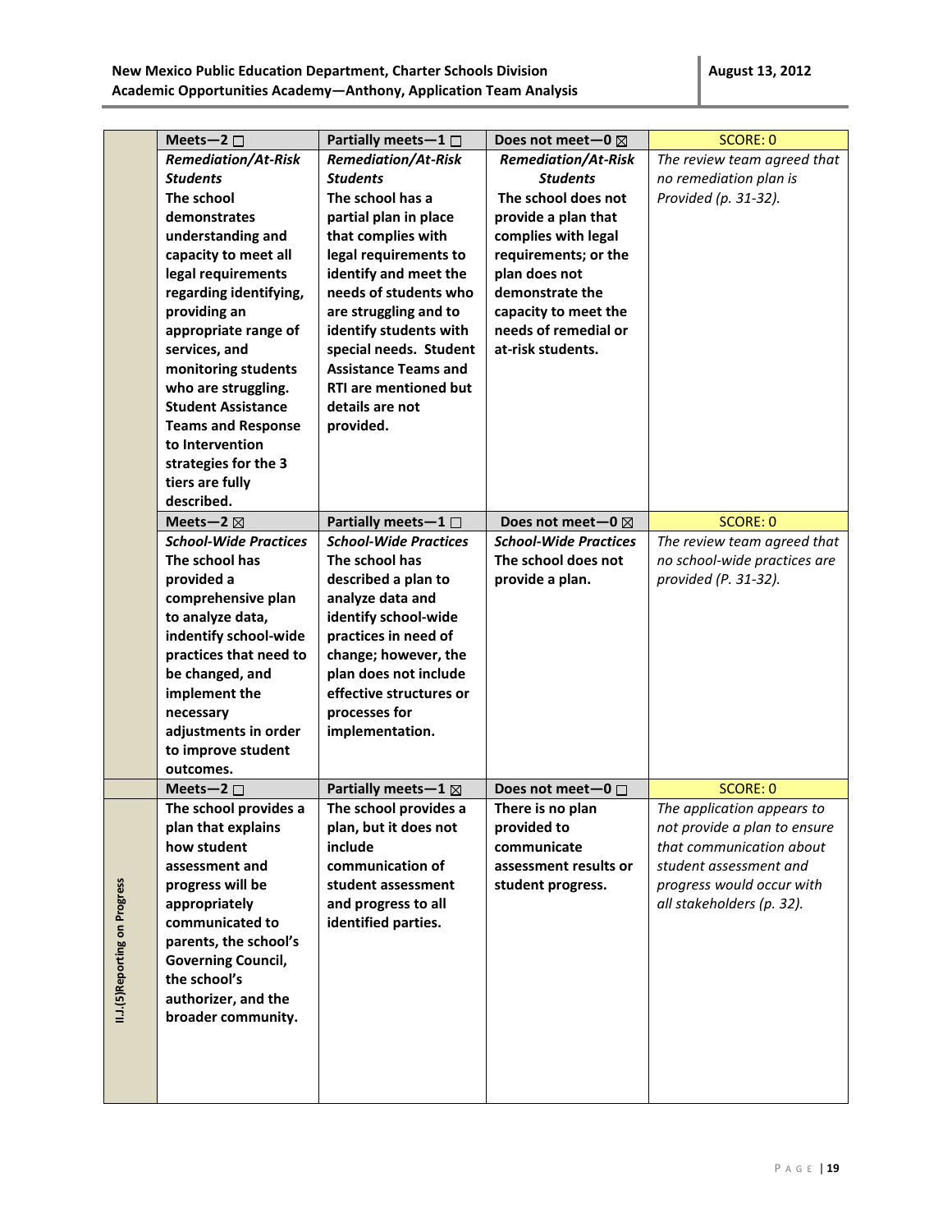| | Meets—2 ☐ | Partially meets—1 ☐ | Does not meet—0 ☒ | SCORE: 0 |
|---|---|---|---|---|
| | ***Remediation/At-Risk Students*** **The school demonstrates understanding and capacity to meet all legal requirements regarding identifying, providing an appropriate range of services, and monitoring students who are struggling. Student Assistance Teams and Response to Intervention strategies for the 3 tiers are fully described.** | ***Remediation/At-Risk Students*** **The school has a partial plan in place that complies with legal requirements to identify and meet the needs of students who are struggling and to identify students with special needs. Student Assistance Teams and RTI are mentioned but details are not provided.** | ***Remediation/At-Risk Students*** **The school does not provide a plan that complies with legal requirements; or the plan does not demonstrate the capacity to meet the needs of remedial or at-risk students.** | *The review team agreed that no remediation plan is Provided (p. 31-32).* |
| | Meets—2 ☒ | Partially meets—1 ☐ | Does not meet—0 ☒ | SCORE: 0 |
| | ***School-Wide Practices*** **The school has provided a comprehensive plan to analyze data, indentify school-wide practices that need to be changed, and implement the necessary adjustments in order to improve student outcomes.** | ***School-Wide Practices*** **The school has described a plan to analyze data and identify school-wide practices in need of change; however, the plan does not include effective structures or processes for implementation.** | ***School-Wide Practices*** **The school does not provide a plan.** | *The review team agreed that no school-wide practices are provided (P. 31-32).* |
| | Meets—2 ☐ | Partially meets—1 ☒ | Does not meet—0 ☐ | SCORE: 0 |
| **II.J.(5)Reporting on Progress** | **The school provides a plan that explains how student assessment and progress will be appropriately communicated to parents, the school's Governing Council, the school's authorizer, and the broader community.** | **The school provides a plan, but it does not include communication of student assessment and progress to all identified parties.** | **There is no plan provided to communicate assessment results or student progress.** | *The application appears to not provide a plan to ensure that communication about student assessment and progress would occur with all stakeholders (p. 32).* |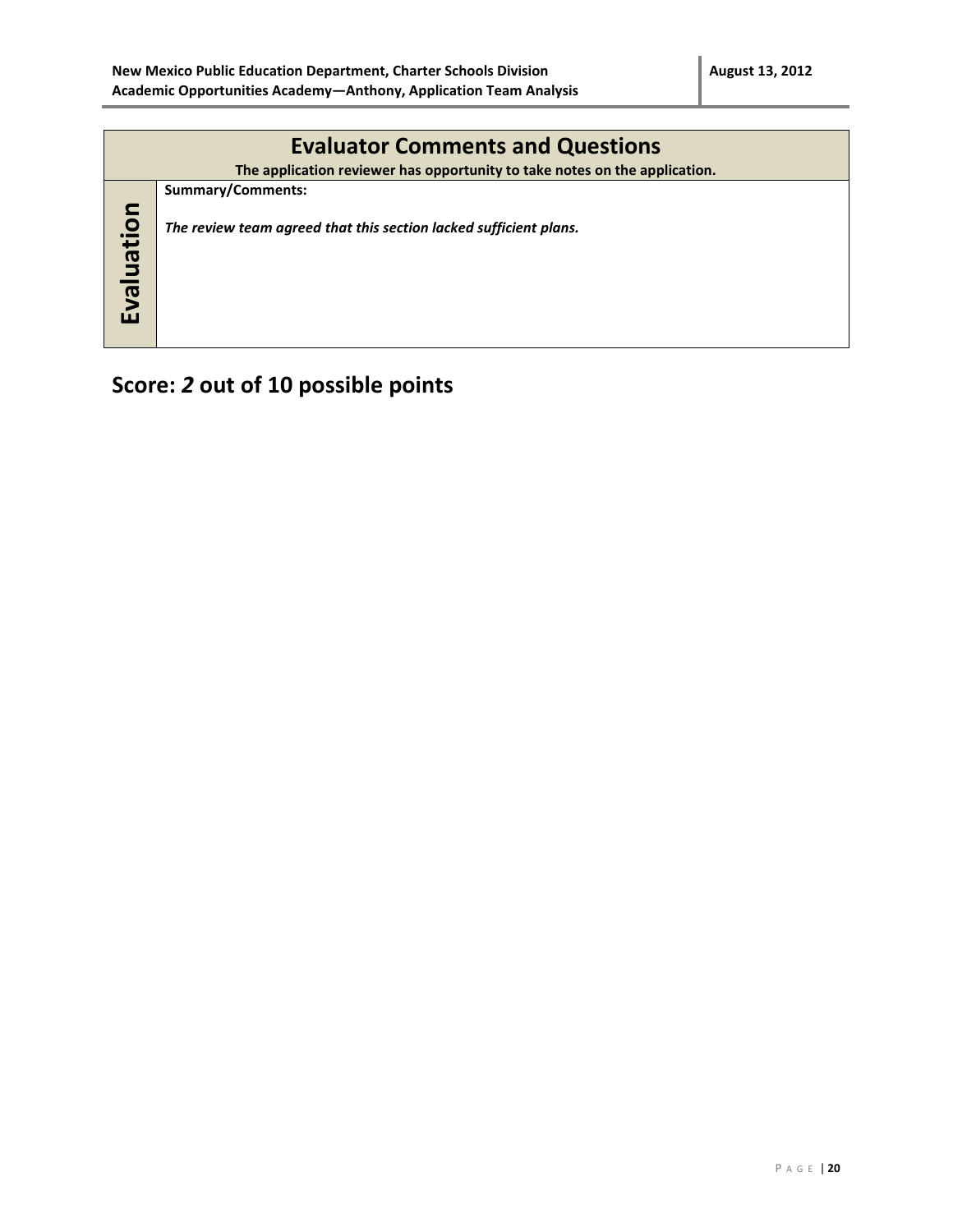| Evaluator Comments and Questions | |
| --- | --- |
| | **The application reviewer has opportunity to take notes on the application.** |
| **Evaluation** | **Summary/Comments:**<br><br>***The review team agreed that this section lacked sufficient plans.*** |

## Score: *2* out of 10 possible points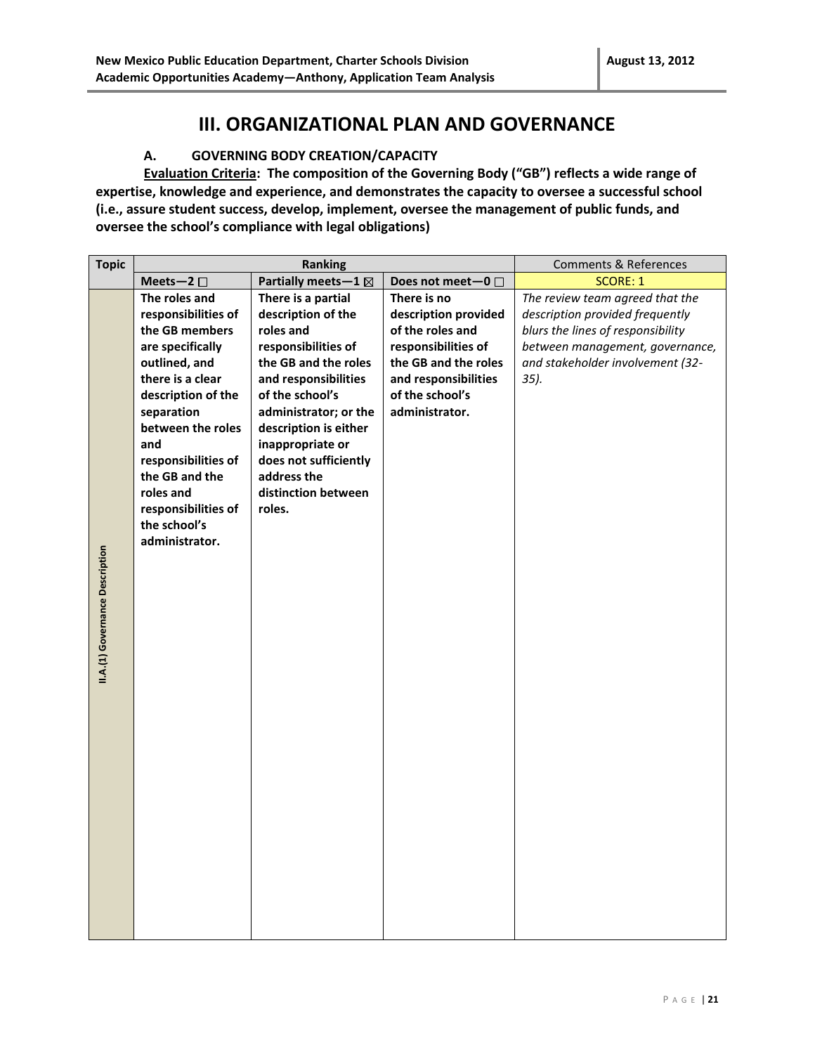# III. ORGANIZATIONAL PLAN AND GOVERNANCE

## A. GOVERNING BODY CREATION/CAPACITY

**Evaluation Criteria: The composition of the Governing Body ("GB") reflects a wide range of expertise, knowledge and experience, and demonstrates the capacity to oversee a successful school (i.e., assure student success, develop, implement, oversee the management of public funds, and oversee the school's compliance with legal obligations)**

| Topic | Ranking | | | Comments & References |
|---|---|---|---|---|
| | **Meets—2 ☐** | **Partially meets—1 ☒** | **Does not meet—0 ☐** | SCORE: 1 |
| II.A.(1) Governance Description | **The roles and responsibilities of the GB members are specifically outlined, and there is a clear description of the separation between the roles and responsibilities of the GB and the roles and responsibilities of the school's administrator.** | **There is a partial description of the roles and responsibilities of the GB and the roles and responsibilities of the school's administrator; or the description is either inappropriate or does not sufficiently address the distinction between roles.** | **There is no description provided of the roles and responsibilities of the GB and the roles and responsibilities of the school's administrator.** | *The review team agreed that the description provided frequently blurs the lines of responsibility between management, governance, and stakeholder involvement (32-35).* |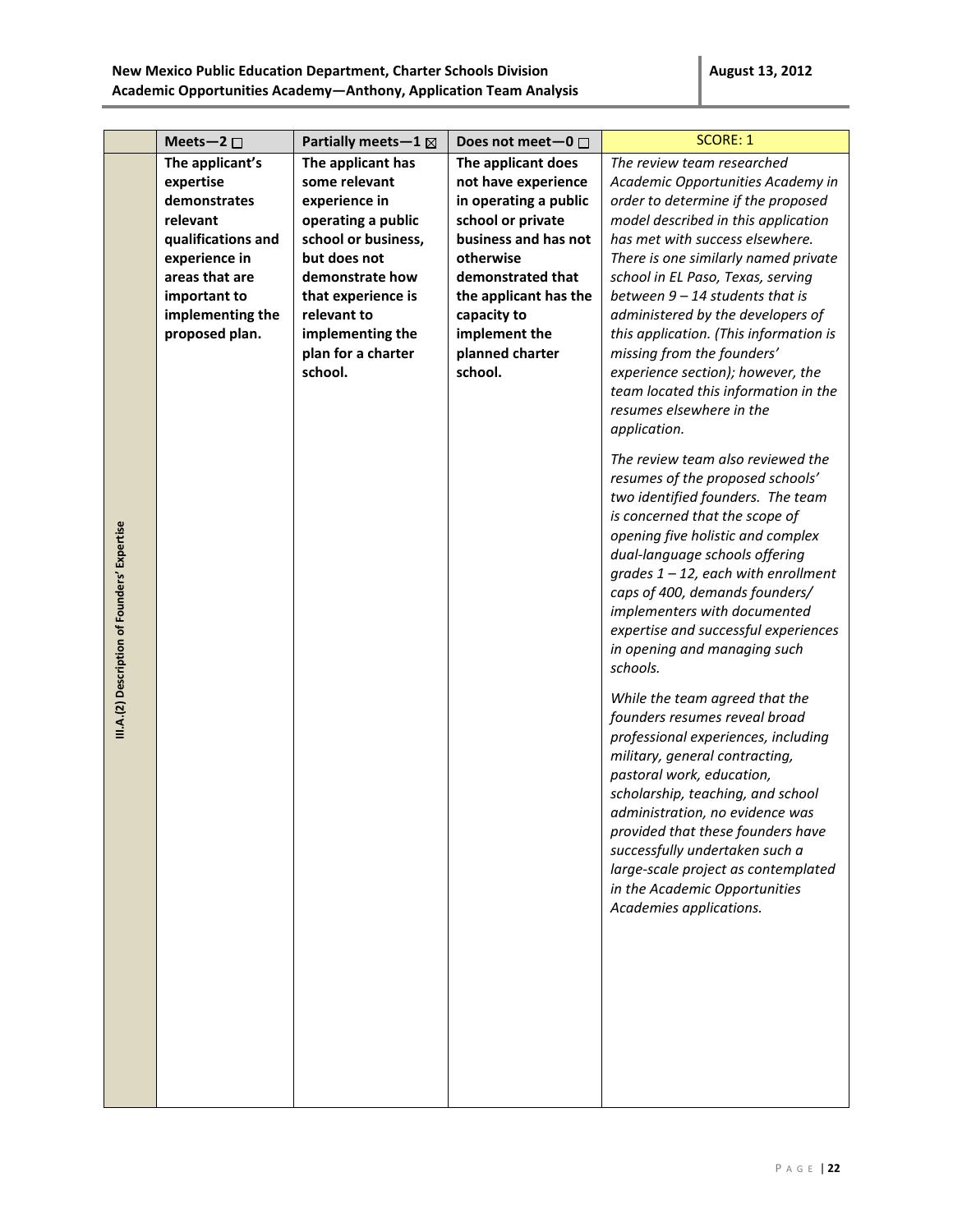| | Meets—2 ☐ | Partially meets—1 ☒ | Does not meet—0 ☐ | SCORE: 1 |
|---|---|---|---|---|
| III.A.(2) Description of Founders' Expertise | **The applicant's expertise demonstrates relevant qualifications and experience in areas that are important to implementing the proposed plan.** | **The applicant has some relevant experience in operating a public school or business, but does not demonstrate how that experience is relevant to implementing the plan for a charter school.** | **The applicant does not have experience in operating a public school or private business and has not otherwise demonstrated that the applicant has the capacity to implement the planned charter school.** | *The review team researched Academic Opportunities Academy in order to determine if the proposed model described in this application has met with success elsewhere. There is one similarly named private school in EL Paso, Texas, serving between 9 – 14 students that is administered by the developers of this application. (This information is missing from the founders' experience section); however, the team located this information in the resumes elsewhere in the application.*<br><br>*The review team also reviewed the resumes of the proposed schools' two identified founders. The team is concerned that the scope of opening five holistic and complex dual-language schools offering grades 1 – 12, each with enrollment caps of 400, demands founders/ implementers with documented expertise and successful experiences in opening and managing such schools.*<br><br>*While the team agreed that the founders resumes reveal broad professional experiences, including military, general contracting, pastoral work, education, scholarship, teaching, and school administration, no evidence was provided that these founders have successfully undertaken such a large-scale project as contemplated in the Academic Opportunities Academies applications.* |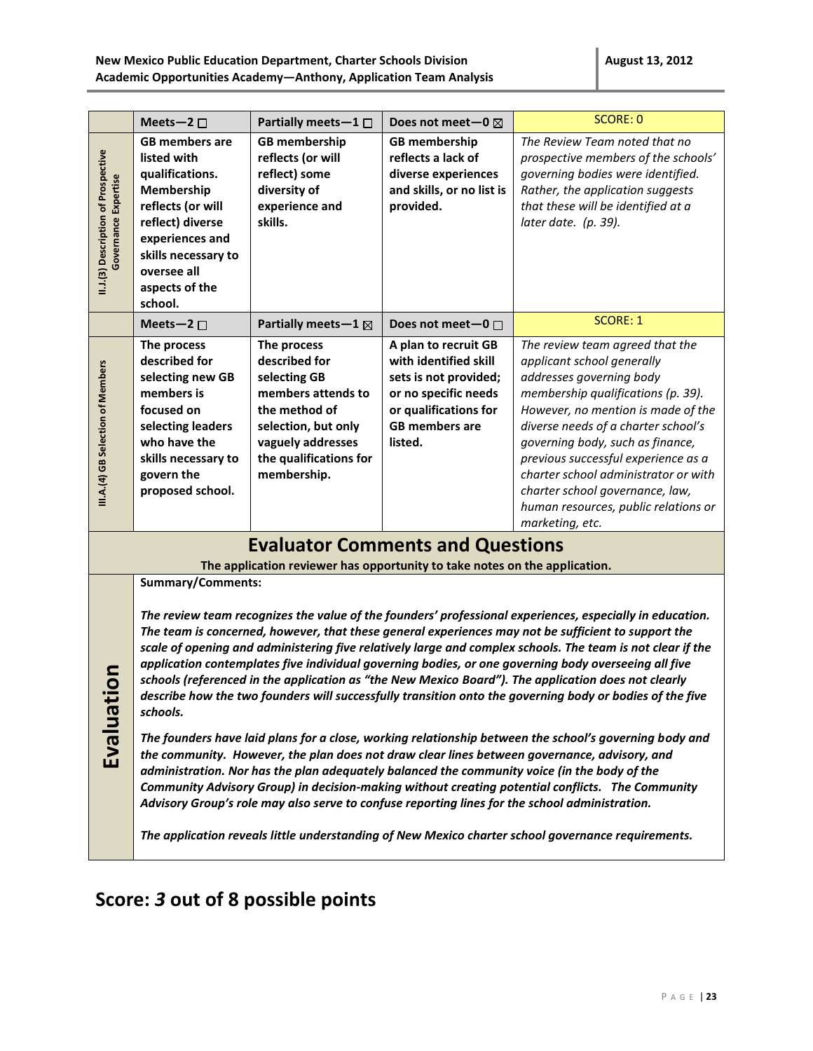| | Meets—2 ☐ | Partially meets—1 ☐ | Does not meet—0 ☒ | SCORE: 0 |
|---|---|---|---|---|
| **II.J.(3) Description of Prospective Governance Expertise** | **GB members are listed with qualifications. Membership reflects (or will reflect) diverse experiences and skills necessary to oversee all aspects of the school.** | **GB membership reflects (or will reflect) some diversity of experience and skills.** | **GB membership reflects a lack of diverse experiences and skills, or no list is provided.** | *The Review Team noted that no prospective members of the schools' governing bodies were identified. Rather, the application suggests that these will be identified at a later date. (p. 39).* |
| | **Meets—2 ☐** | **Partially meets—1 ☒** | **Does not meet—0 ☐** | SCORE: 1 |
| **III.A.(4) GB Selection of Members** | **The process described for selecting new GB members is focused on selecting leaders who have the skills necessary to govern the proposed school.** | **The process described for selecting GB members attends to the method of selection, but only vaguely addresses the qualifications for membership.** | **A plan to recruit GB with identified skill sets is not provided; or no specific needs or qualifications for GB members are listed.** | *The review team agreed that the applicant school generally addresses governing body membership qualifications (p. 39). However, no mention is made of the diverse needs of a charter school's governing body, such as finance, previous successful experience as a charter school administrator or with charter school governance, law, human resources, public relations or marketing, etc.* |

## Evaluator Comments and Questions

**The application reviewer has opportunity to take notes on the application.**

**Evaluation**

**Summary/Comments:**

***The review team recognizes the value of the founders' professional experiences, especially in education. The team is concerned, however, that these general experiences may not be sufficient to support the scale of opening and administering five relatively large and complex schools. The team is not clear if the application contemplates five individual governing bodies, or one governing body overseeing all five schools (referenced in the application as "the New Mexico Board"). The application does not clearly describe how the two founders will successfully transition onto the governing body or bodies of the five schools.***

***The founders have laid plans for a close, working relationship between the school's governing body and the community. However, the plan does not draw clear lines between governance, advisory, and administration. Nor has the plan adequately balanced the community voice (in the body of the Community Advisory Group) in decision-making without creating potential conflicts. The Community Advisory Group's role may also serve to confuse reporting lines for the school administration.***

***The application reveals little understanding of New Mexico charter school governance requirements.***

## Score: *3* out of 8 possible points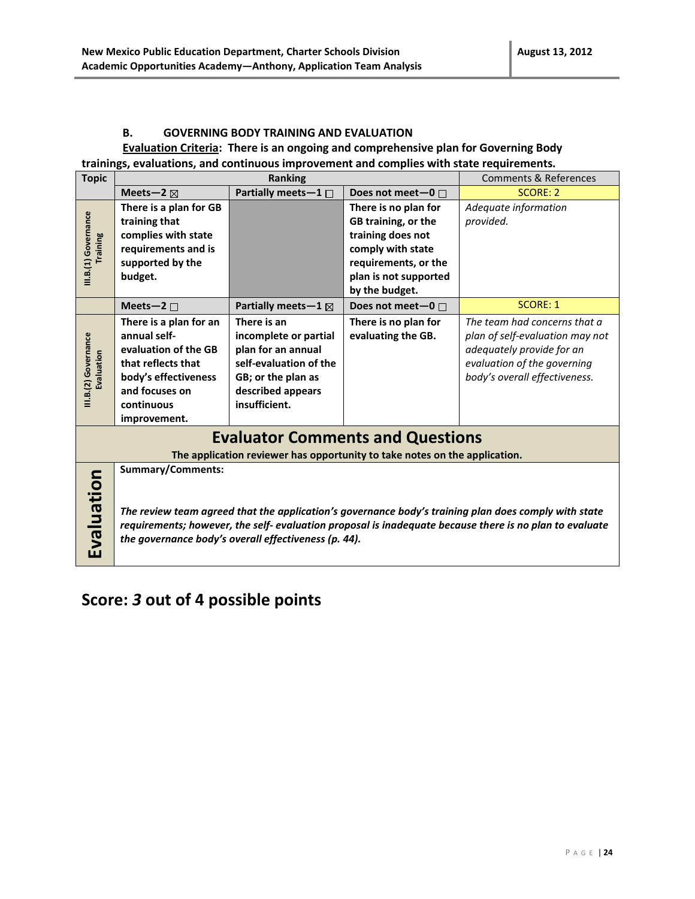### B. GOVERNING BODY TRAINING AND EVALUATION

**Evaluation Criteria: There is an ongoing and comprehensive plan for Governing Body trainings, evaluations, and continuous improvement and complies with state requirements.**

| Topic | Ranking | | | Comments & References |
|---|---|---|---|---|
| | **Meets—2** ☒ | **Partially meets—1** ☐ | **Does not meet—0** ☐ | SCORE: 2 |
| III.B.(1) Governance Training | **There is a plan for GB training that complies with state requirements and is supported by the budget.** | | **There is no plan for GB training, or the training does not comply with state requirements, or the plan is not supported by the budget.** | *Adequate information provided.* |
| | **Meets—2** ☐ | **Partially meets—1** ☒ | **Does not meet—0** ☐ | SCORE: 1 |
| III.B.(2) Governance Evaluation | **There is a plan for an annual self-evaluation of the GB that reflects that body's effectiveness and focuses on continuous improvement.** | **There is an incomplete or partial plan for an annual self-evaluation of the GB; or the plan as described appears insufficient.** | **There is no plan for evaluating the GB.** | *The team had concerns that a plan of self-evaluation may not adequately provide for an evaluation of the governing body's overall effectiveness.* |

## Evaluator Comments and Questions

**The application reviewer has opportunity to take notes on the application.**

**Evaluation**

**Summary/Comments:**

***The review team agreed that the application's governance body's training plan does comply with state requirements; however, the self- evaluation proposal is inadequate because there is no plan to evaluate the governance body's overall effectiveness (p. 44).***

## Score: *3* out of 4 possible points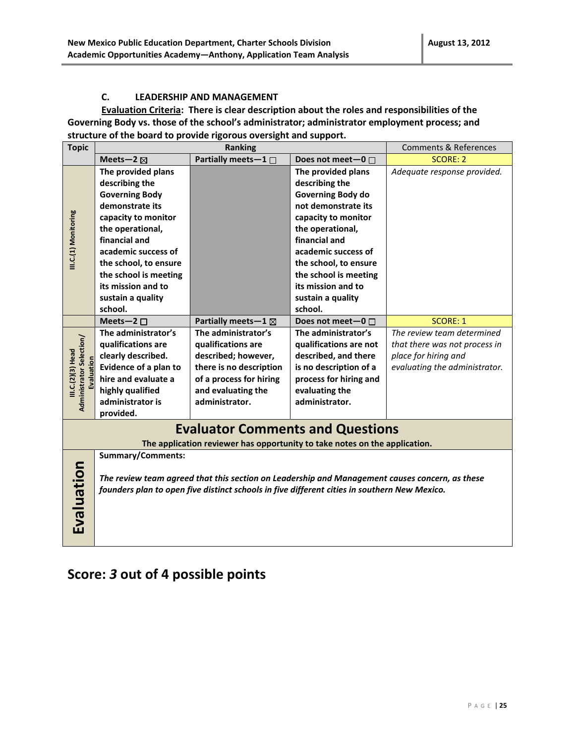## C. LEADERSHIP AND MANAGEMENT

**Evaluation Criteria: There is clear description about the roles and responsibilities of the Governing Body vs. those of the school's administrator; administrator employment process; and structure of the board to provide rigorous oversight and support.**

| Topic | Ranking | | | Comments & References |
|---|---|---|---|---|
| | Meets—2 ☒ | Partially meets—1 ☐ | Does not meet—0 ☐ | SCORE: 2 |
| III.C.(1) Monitoring | The provided plans describing the Governing Body demonstrate its capacity to monitor the operational, financial and academic success of the school, to ensure the school is meeting its mission and to sustain a quality school. | | The provided plans describing the Governing Body do not demonstrate its capacity to monitor the operational, financial and academic success of the school, to ensure the school is meeting its mission and to sustain a quality school. | *Adequate response provided.* |
| | Meets—2 ☐ | Partially meets—1 ☒ | Does not meet—0 ☐ | SCORE: 1 |
| III.C.(2)(3) Head Administrator Selection/ Evaluation | The administrator's qualifications are clearly described. Evidence of a plan to hire and evaluate a highly qualified administrator is provided. | The administrator's qualifications are described; however, there is no description of a process for hiring and evaluating the administrator. | The administrator's qualifications are not described, and there is no description of a process for hiring and evaluating the administrator. | *The review team determined that there was not process in place for hiring and evaluating the administrator.* |

### Evaluator Comments and Questions

**The application reviewer has opportunity to take notes on the application.**

| Evaluation | Summary/Comments: |
|---|---|
| | ***The review team agreed that this section on Leadership and Management causes concern, as these founders plan to open five distinct schools in five different cities in southern New Mexico.*** |

## Score: *3* out of 4 possible points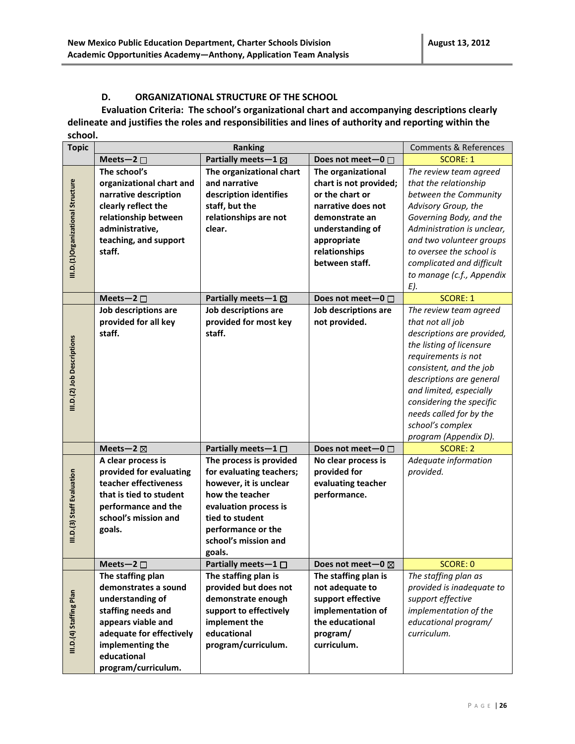### D. ORGANIZATIONAL STRUCTURE OF THE SCHOOL

**Evaluation Criteria: The school's organizational chart and accompanying descriptions clearly delineate and justifies the roles and responsibilities and lines of authority and reporting within the school.**

| Topic | Ranking | | | Comments & References |
|---|---|---|---|---|
| | **Meets—2 ☐** | **Partially meets—1 ☒** | **Does not meet—0 ☐** | SCORE: 1 |
| **III.D.(1)Organizational Structure** | **The school's organizational chart and narrative description clearly reflect the relationship between administrative, teaching, and support staff.** | **The organizational chart and narrative description identifies staff, but the relationships are not clear.** | **The organizational chart is not provided; or the chart or narrative does not demonstrate an understanding of appropriate relationships between staff.** | *The review team agreed that the relationship between the Community Advisory Group, the Governing Body, and the Administration is unclear, and two volunteer groups to oversee the school is complicated and difficult to manage (c.f., Appendix E).* |
| | **Meets—2 ☐** | **Partially meets—1 ☒** | **Does not meet—0 ☐** | SCORE: 1 |
| **III.D.(2) Job Descriptions** | **Job descriptions are provided for all key staff.** | **Job descriptions are provided for most key staff.** | **Job descriptions are not provided.** | *The review team agreed that not all job descriptions are provided, the listing of licensure requirements is not consistent, and the job descriptions are general and limited, especially considering the specific needs called for by the school's complex program (Appendix D).* |
| | **Meets—2 ☒** | **Partially meets—1 ☐** | **Does not meet—0 ☐** | SCORE: 2 |
| **III.D.(3) Staff Evaluation** | **A clear process is provided for evaluating teacher effectiveness that is tied to student performance and the school's mission and goals.** | **The process is provided for evaluating teachers; however, it is unclear how the teacher evaluation process is tied to student performance or the school's mission and goals.** | **No clear process is provided for evaluating teacher performance.** | *Adequate information provided.* |
| | **Meets—2 ☐** | **Partially meets—1 ☐** | **Does not meet—0 ☒** | SCORE: 0 |
| **III.D.(4) Staffing Plan** | **The staffing plan demonstrates a sound understanding of staffing needs and appears viable and adequate for effectively implementing the educational program/curriculum.** | **The staffing plan is provided but does not demonstrate enough support to effectively implement the educational program/curriculum.** | **The staffing plan is not adequate to support effective implementation of the educational program/ curriculum.** | *The staffing plan as provided is inadequate to support effective implementation of the educational program/ curriculum.* |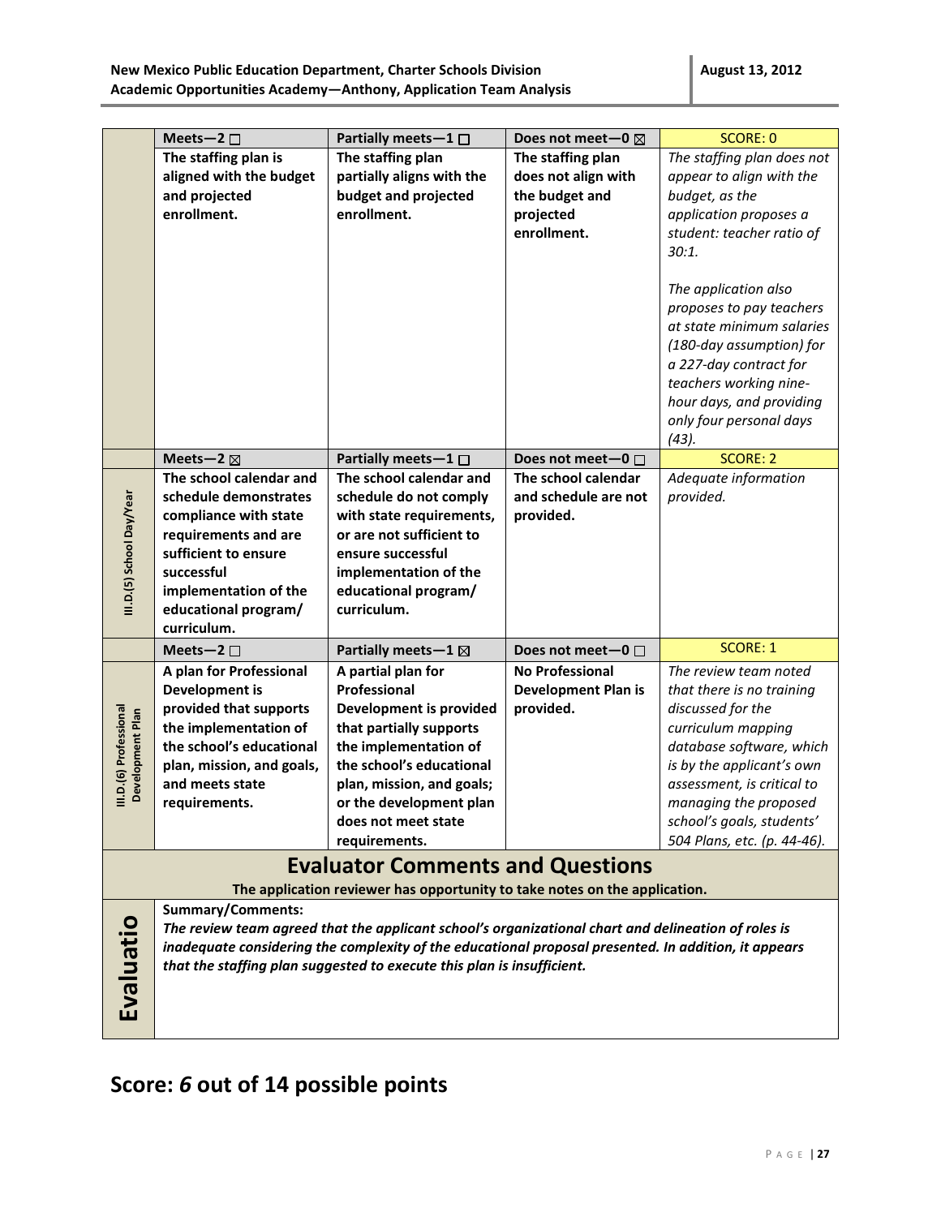| | Meets—2 ☐ | Partially meets—1 ☐ | Does not meet—0 ☒ | SCORE: 0 |
|---|---|---|---|---|
| | **The staffing plan is aligned with the budget and projected enrollment.** | **The staffing plan partially aligns with the budget and projected enrollment.** | **The staffing plan does not align with the budget and projected enrollment.** | *The staffing plan does not appear to align with the budget, as the application proposes a student: teacher ratio of 30:1.* *The application also proposes to pay teachers at state minimum salaries (180-day assumption) for a 227-day contract for teachers working nine-hour days, and providing only four personal days (43).* |
| | Meets—2 ☒ | Partially meets—1 ☐ | Does not meet—0 ☐ | SCORE: 2 |
| III.D.(5) School Day/Year | **The school calendar and schedule demonstrates compliance with state requirements and are sufficient to ensure successful implementation of the educational program/ curriculum.** | **The school calendar and schedule do not comply with state requirements, or are not sufficient to ensure successful implementation of the educational program/ curriculum.** | **The school calendar and schedule are not provided.** | *Adequate information provided.* |
| | Meets—2 ☐ | Partially meets—1 ☒ | Does not meet—0 ☐ | SCORE: 1 |
| III.D.(6) Professional Development Plan | **A plan for Professional Development is provided that supports the implementation of the school's educational plan, mission, and goals, and meets state requirements.** | **A partial plan for Professional Development is provided that partially supports the implementation of the school's educational plan, mission, and goals; or the development plan does not meet state requirements.** | **No Professional Development Plan is provided.** | *The review team noted that there is no training discussed for the curriculum mapping database software, which is by the applicant's own assessment, is critical to managing the proposed school's goals, students' 504 Plans, etc. (p. 44-46).* |

## Evaluator Comments and Questions

**The application reviewer has opportunity to take notes on the application.**

| | |
|---|---|
| Evaluatio | **Summary/Comments:** ***The review team agreed that the applicant school's organizational chart and delineation of roles is inadequate considering the complexity of the educational proposal presented. In addition, it appears that the staffing plan suggested to execute this plan is insufficient.*** |

## Score: *6* out of 14 possible points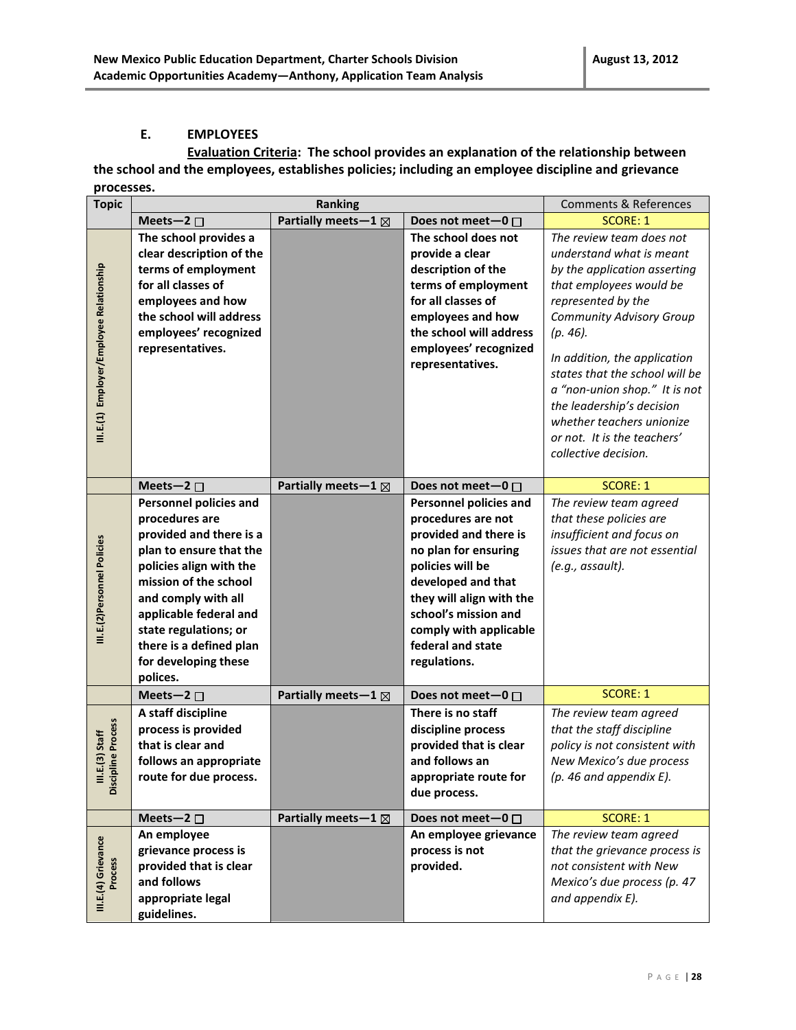## E. EMPLOYEES

**Evaluation Criteria: The school provides an explanation of the relationship between the school and the employees, establishes policies; including an employee discipline and grievance processes.**

| Topic | Ranking | | | Comments & References |
|---|---|---|---|---|
| | **Meets—2** ☐ | **Partially meets—1** ☒ | **Does not meet—0** ☐ | SCORE: 1 |
| III.E.(1) Employer/Employee Relationship | **The school provides a clear description of the terms of employment for all classes of employees and how the school will address employees' recognized representatives.** | | **The school does not provide a clear description of the terms of employment for all classes of employees and how the school will address employees' recognized representatives.** | *The review team does not understand what is meant by the application asserting that employees would be represented by the Community Advisory Group (p. 46).* *In addition, the application states that the school will be a "non-union shop." It is not the leadership's decision whether teachers unionize or not. It is the teachers' collective decision.* |
| | **Meets—2** ☐ | **Partially meets—1** ☒ | **Does not meet—0** ☐ | SCORE: 1 |
| III.E.(2)Personnel Policies | **Personnel policies and procedures are provided and there is a plan to ensure that the policies align with the mission of the school and comply with all applicable federal and state regulations; or there is a defined plan for developing these polices.** | | **Personnel policies and procedures are not provided and there is no plan for ensuring policies will be developed and that they will align with the school's mission and comply with applicable federal and state regulations.** | *The review team agreed that these policies are insufficient and focus on issues that are not essential (e.g., assault).* |
| | **Meets—2** ☐ | **Partially meets—1** ☒ | **Does not meet—0** ☐ | SCORE: 1 |
| III.E.(3) Staff Discipline Process | **A staff discipline process is provided that is clear and follows an appropriate route for due process.** | | **There is no staff discipline process provided that is clear and follows an appropriate route for due process.** | *The review team agreed that the staff discipline policy is not consistent with New Mexico's due process (p. 46 and appendix E).* |
| | **Meets—2** ☐ | **Partially meets—1** ☒ | **Does not meet—0** ☐ | SCORE: 1 |
| III.E.(4) Grievance Process | **An employee grievance process is provided that is clear and follows appropriate legal guidelines.** | | **An employee grievance process is not provided.** | *The review team agreed that the grievance process is not consistent with New Mexico's due process (p. 47 and appendix E).* |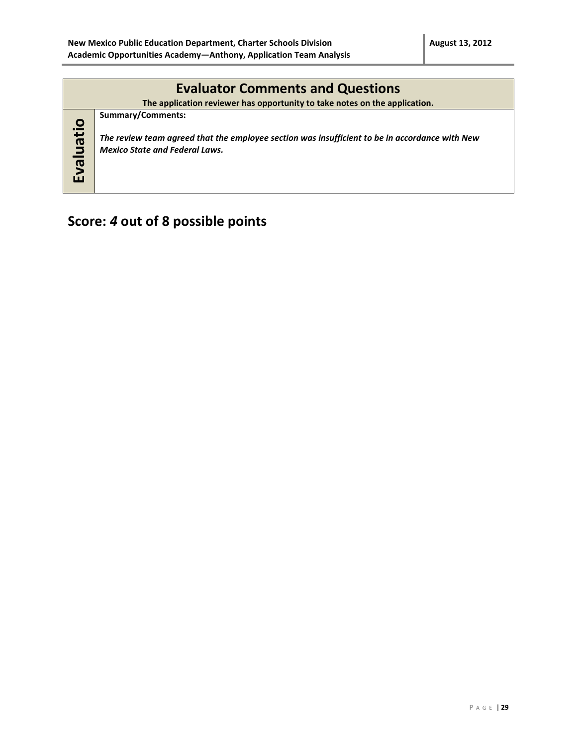## Evaluator Comments and Questions

**The application reviewer has opportunity to take notes on the application.**

| Evaluatio | **Summary/Comments:**<br><br>***The review team agreed that the employee section was insufficient to be in accordance with New Mexico State and Federal Laws.*** |
| --- | --- |

## Score: *4* out of 8 possible points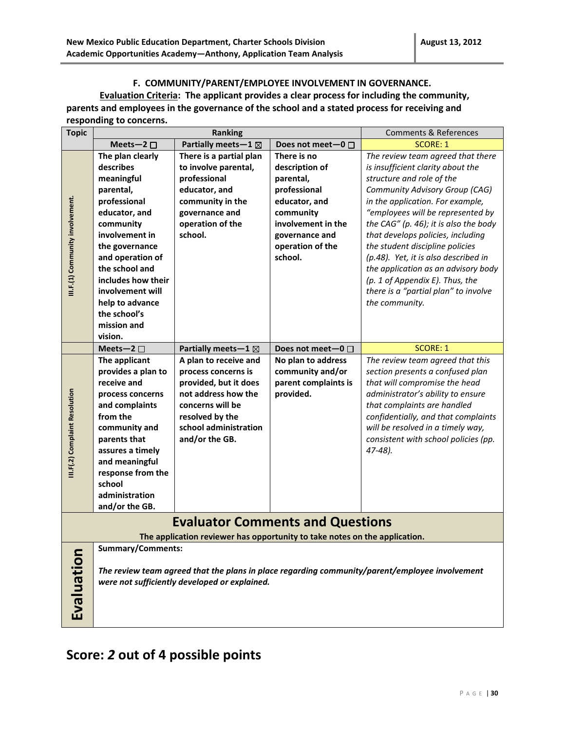### F. COMMUNITY/PARENT/EMPLOYEE INVOLVEMENT IN GOVERNANCE.

**Evaluation Criteria: The applicant provides a clear process for including the community, parents and employees in the governance of the school and a stated process for receiving and responding to concerns.**

| Topic | Ranking | | | Comments & References |
|---|---|---|---|---|
| | **Meets—2 ☐** | **Partially meets—1 ☒** | **Does not meet—0 ☐** | SCORE: 1 |
| **III.F.(1) Community involvement.** | **The plan clearly describes meaningful parental, professional educator, and community involvement in the governance and operation of the school and includes how their involvement will help to advance the school's mission and vision.** | **There is a partial plan to involve parental, professional educator, and community in the governance and operation of the school.** | **There is no description of parental, professional educator, and community involvement in the governance and operation of the school.** | *The review team agreed that there is insufficient clarity about the structure and role of the Community Advisory Group (CAG) in the application. For example, "employees will be represented by the CAG" (p. 46); it is also the body that develops policies, including the student discipline policies (p.48). Yet, it is also described in the application as an advisory body (p. 1 of Appendix E). Thus, the there is a "partial plan" to involve the community.* |
| | **Meets—2 ☐** | **Partially meets—1 ☒** | **Does not meet—0 ☐** | SCORE: 1 |
| **III.F(.2) Complaint Resolution** | **The applicant provides a plan to receive and process concerns and complaints from the community and parents that assures a timely and meaningful response from the school administration and/or the GB.** | **A plan to receive and process concerns is provided, but it does not address how the concerns will be resolved by the school administration and/or the GB.** | **No plan to address community and/or parent complaints is provided.** | *The review team agreed that this section presents a confused plan that will compromise the head administrator's ability to ensure that complaints are handled confidentially, and that complaints will be resolved in a timely way, consistent with school policies (pp. 47-48).* |

## Evaluator Comments and Questions

**The application reviewer has opportunity to take notes on the application.**

**Evaluation**

**Summary/Comments:**

***The review team agreed that the plans in place regarding community/parent/employee involvement were not sufficiently developed or explained.***

# Score: *2* out of 4 possible points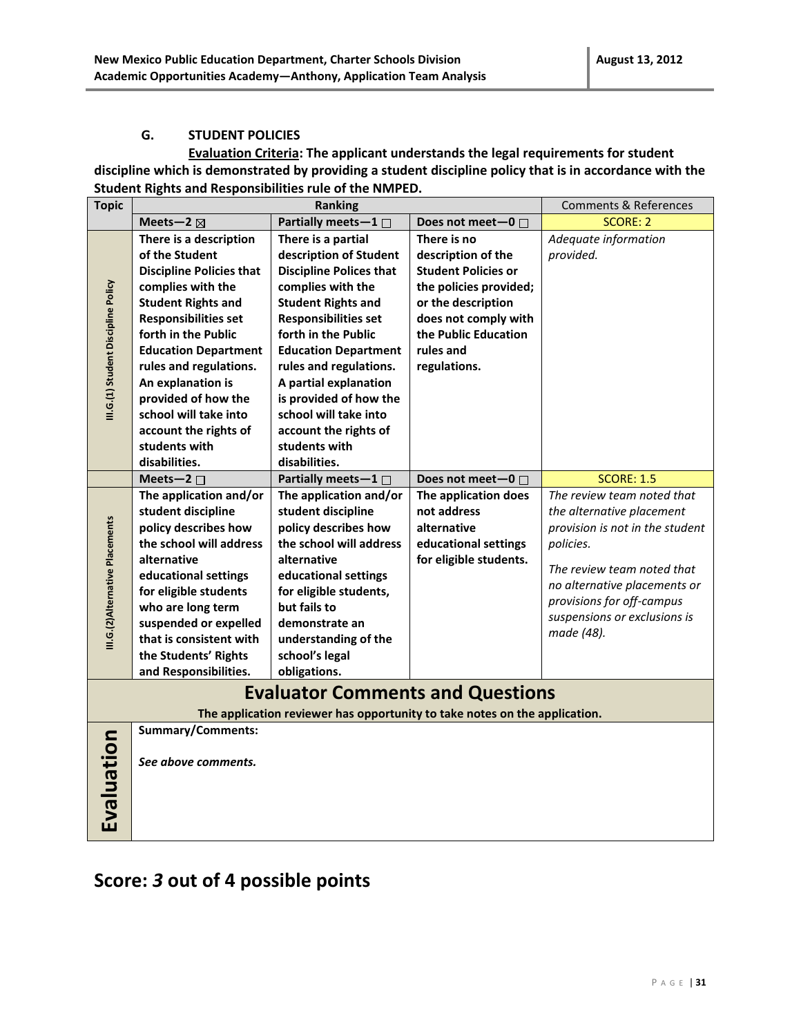### G. STUDENT POLICIES

**Evaluation Criteria: The applicant understands the legal requirements for student discipline which is demonstrated by providing a student discipline policy that is in accordance with the Student Rights and Responsibilities rule of the NMPED.**

| Topic | Ranking | | | Comments & References |
|---|---|---|---|---|
| | **Meets—2 ☒** | **Partially meets—1 ☐** | **Does not meet—0 ☐** | SCORE: 2 |
| **III.G.(1) Student Discipline Policy** | **There is a description of the Student Discipline Policies that complies with the Student Rights and Responsibilities set forth in the Public Education Department rules and regulations. An explanation is provided of how the school will take into account the rights of students with disabilities.** | **There is a partial description of Student Discipline Polices that complies with the Student Rights and Responsibilities set forth in the Public Education Department rules and regulations. A partial explanation is provided of how the school will take into account the rights of students with disabilities.** | **There is no description of the Student Policies or the policies provided; or the description does not comply with the Public Education rules and regulations.** | *Adequate information provided.* |
| | **Meets—2 ☐** | **Partially meets—1 ☐** | **Does not meet—0 ☐** | SCORE: 1.5 |
| **III.G.(2)Alternative Placements** | **The application and/or student discipline policy describes how the school will address alternative educational settings for eligible students who are long term suspended or expelled that is consistent with the Students' Rights and Responsibilities.** | **The application and/or student discipline policy describes how the school will address alternative educational settings for eligible students, but fails to demonstrate an understanding of the school's legal obligations.** | **The application does not address alternative educational settings for eligible students.** | *The review team noted that the alternative placement provision is not in the student policies.* <br><br> *The review team noted that no alternative placements or provisions for off-campus suspensions or exclusions is made (48).* |

## Evaluator Comments and Questions

**The application reviewer has opportunity to take notes on the application.**

| | |
|---|---|
| **Evaluation** | **Summary/Comments:** <br><br> ***See above comments.*** |

## Score: *3* out of 4 possible points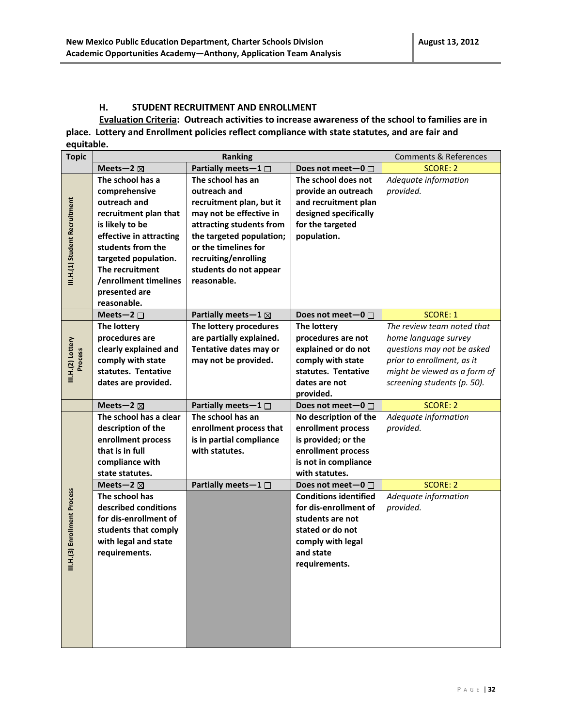### H. STUDENT RECRUITMENT AND ENROLLMENT

**<u>Evaluation Criteria</u>: Outreach activities to increase awareness of the school to families are in place. Lottery and Enrollment policies reflect compliance with state statutes, and are fair and equitable.**

| Topic | Ranking | | | Comments & References |
|---|---|---|---|---|
| | **Meets—2 ☒** | **Partially meets—1 ☐** | **Does not meet—0 ☐** | SCORE: 2 |
| **III.H.(1) Student Recruitment** | **The school has a comprehensive outreach and recruitment plan that is likely to be effective in attracting students from the targeted population. The recruitment /enrollment timelines presented are reasonable.** | **The school has an outreach and recruitment plan, but it may not be effective in attracting students from the targeted population; or the timelines for recruiting/enrolling students do not appear reasonable.** | **The school does not provide an outreach and recruitment plan designed specifically for the targeted population.** | *Adequate information provided.* |
| | **Meets—2 ☐** | **Partially meets—1 ☒** | **Does not meet—0 ☐** | SCORE: 1 |
| **III.H.(2) Lottery Process** | **The lottery procedures are clearly explained and comply with state statutes. Tentative dates are provided.** | **The lottery procedures are partially explained. Tentative dates may or may not be provided.** | **The lottery procedures are not explained or do not comply with state statutes. Tentative dates are not provided.** | *The review team noted that home language survey questions may not be asked prior to enrollment, as it might be viewed as a form of screening students (p. 50).* |
| | **Meets—2 ☒** | **Partially meets—1 ☐** | **Does not meet—0 ☐** | SCORE: 2 |
| **III.H.(3) Enrollment Process** | **The school has a clear description of the enrollment process that is in full compliance with state statutes.** | **The school has an enrollment process that is in partial compliance with statutes.** | **No description of the enrollment process is provided; or the enrollment process is not in compliance with statutes.** | *Adequate information provided.* |
| | **Meets—2 ☒** | **Partially meets—1 ☐** | **Does not meet—0 ☐** | SCORE: 2 |
| | **The school has described conditions for dis-enrollment of students that comply with legal and state requirements.** | | **Conditions identified for dis-enrollment of students are not stated or do not comply with legal and state requirements.** | *Adequate information provided.* |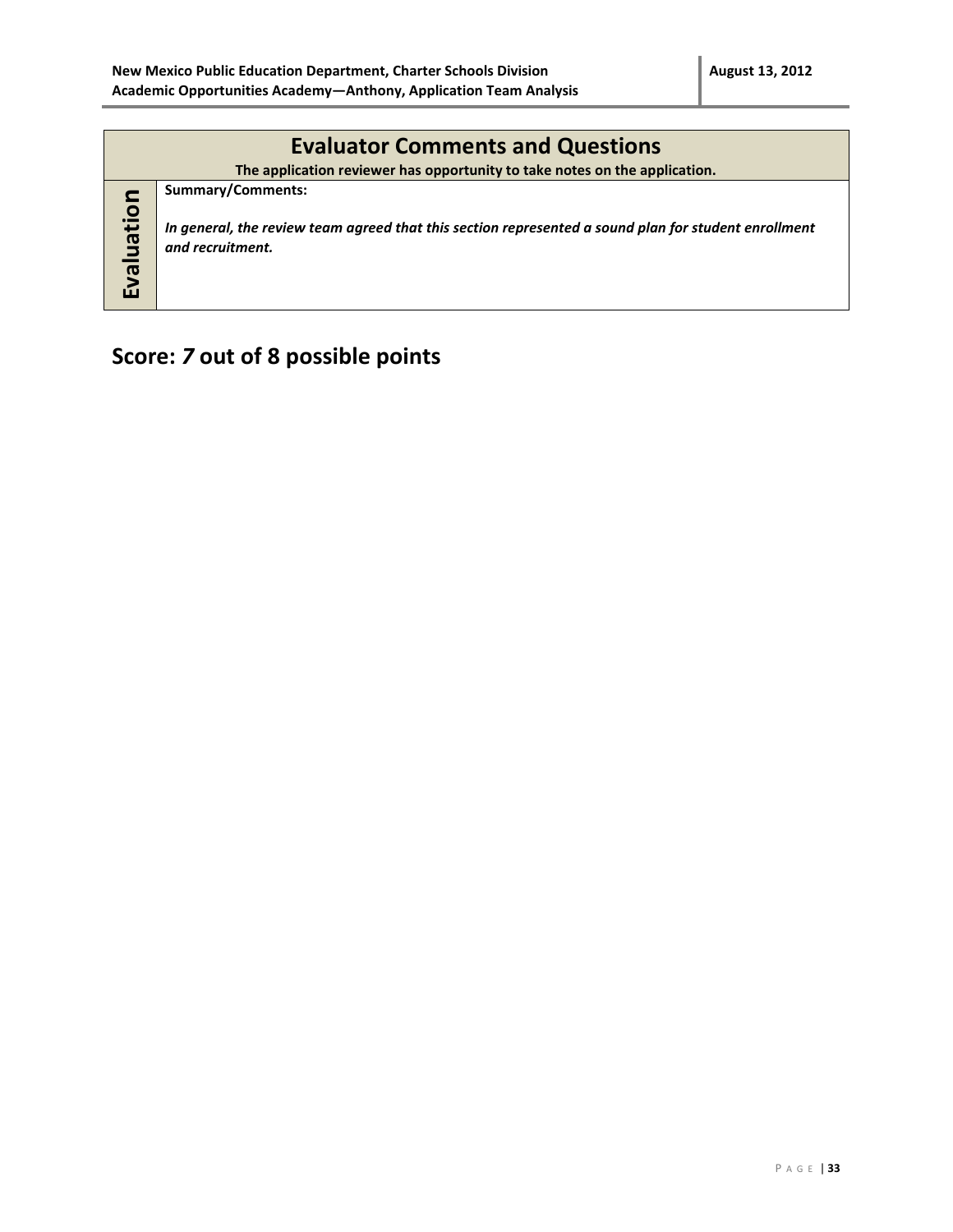## Evaluator Comments and Questions

**The application reviewer has opportunity to take notes on the application.**

| | |
|---|---|
| **Evaluation** | **Summary/Comments:**<br><br>***In general, the review team agreed that this section represented a sound plan for student enrollment and recruitment.*** |

## Score: *7* out of 8 possible points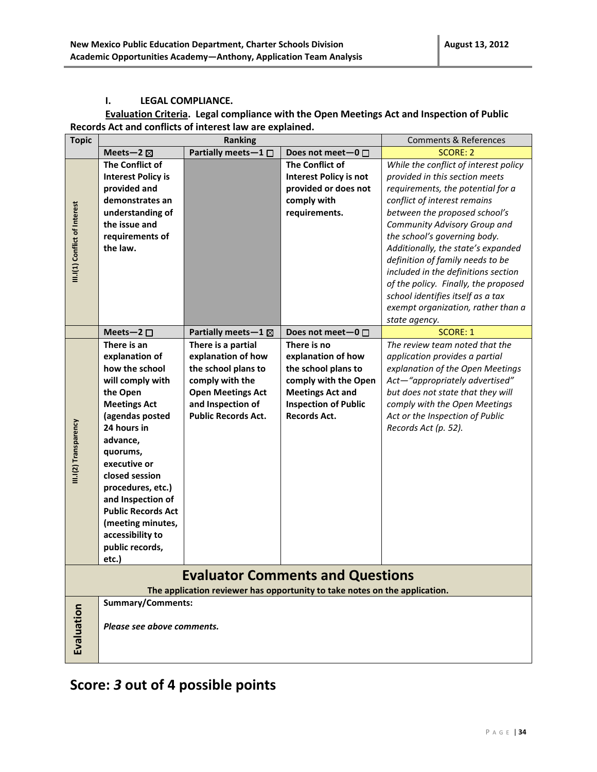## I. LEGAL COMPLIANCE.

**<u>Evaluation Criteria</u>. Legal compliance with the Open Meetings Act and Inspection of Public Records Act and conflicts of interest law are explained.**

| Topic | Ranking | | | Comments & References |
|---|---|---|---|---|
| | **Meets—2 ☒** | **Partially meets—1 ☐** | **Does not meet—0 ☐** | SCORE: 2 |
| III.I(1) Conflict of Interest | **The Conflict of Interest Policy is provided and demonstrates an understanding of the issue and requirements of the law.** | | **The Conflict of Interest Policy is not provided or does not comply with requirements.** | *While the conflict of interest policy provided in this section meets requirements, the potential for a conflict of interest remains between the proposed school's Community Advisory Group and the school's governing body. Additionally, the state's expanded definition of family needs to be included in the definitions section of the policy. Finally, the proposed school identifies itself as a tax exempt organization, rather than a state agency.* |
| | **Meets—2 ☐** | **Partially meets—1 ☒** | **Does not meet—0 ☐** | SCORE: 1 |
| III.I(2) Transparency | **There is an explanation of how the school will comply with the Open Meetings Act (agendas posted 24 hours in advance, quorums, executive or closed session procedures, etc.) and Inspection of Public Records Act (meeting minutes, accessibility to public records, etc.)** | **There is a partial explanation of how the school plans to comply with the Open Meetings Act and Inspection of Public Records Act.** | **There is no explanation of how the school plans to comply with the Open Meetings Act and Inspection of Public Records Act.** | *The review team noted that the application provides a partial explanation of the Open Meetings Act—"appropriately advertised" but does not state that they will comply with the Open Meetings Act or the Inspection of Public Records Act (p. 52).* |

### Evaluator Comments and Questions

**The application reviewer has opportunity to take notes on the application.**

| | |
|---|---|
| Evaluation | **Summary/Comments:**<br><br>***Please see above comments.*** |

## Score: *3* out of 4 possible points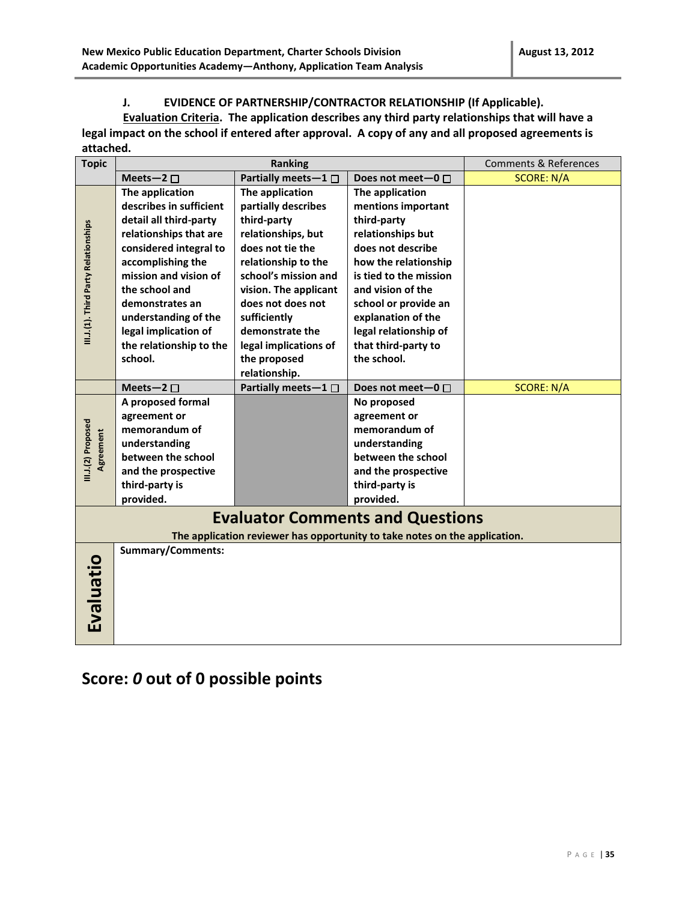**J. EVIDENCE OF PARTNERSHIP/CONTRACTOR RELATIONSHIP (If Applicable).**

**Evaluation Criteria. The application describes any third party relationships that will have a legal impact on the school if entered after approval. A copy of any and all proposed agreements is attached.**

| Topic | Ranking | | | Comments & References |
|---|---|---|---|---|
| | **Meets—2** ☐ | **Partially meets—1** ☐ | **Does not meet—0** ☐ | SCORE: N/A |
| **III.J.(1). Third Party Relationships** | **The application describes in sufficient detail all third-party relationships that are considered integral to accomplishing the mission and vision of the school and demonstrates an understanding of the legal implication of the relationship to the school.** | **The application partially describes third-party relationships, but does not tie the relationship to the school's mission and vision. The applicant does not does not sufficiently demonstrate the legal implications of the proposed relationship.** | **The application mentions important third-party relationships but does not describe how the relationship is tied to the mission and vision of the school or provide an explanation of the legal relationship of that third-party to the school.** | |
| | **Meets—2** ☐ | **Partially meets—1** ☐ | **Does not meet—0** ☐ | SCORE: N/A |
| **III.J.(2) Proposed Agreement** | **A proposed formal agreement or memorandum of understanding between the school and the prospective third-party is provided.** | | **No proposed agreement or memorandum of understanding between the school and the prospective third-party is provided.** | |

## Evaluator Comments and Questions

**The application reviewer has opportunity to take notes on the application.**

| | |
|---|---|
| **Evaluatio** | **Summary/Comments:** |

## Score: *0* out of 0 possible points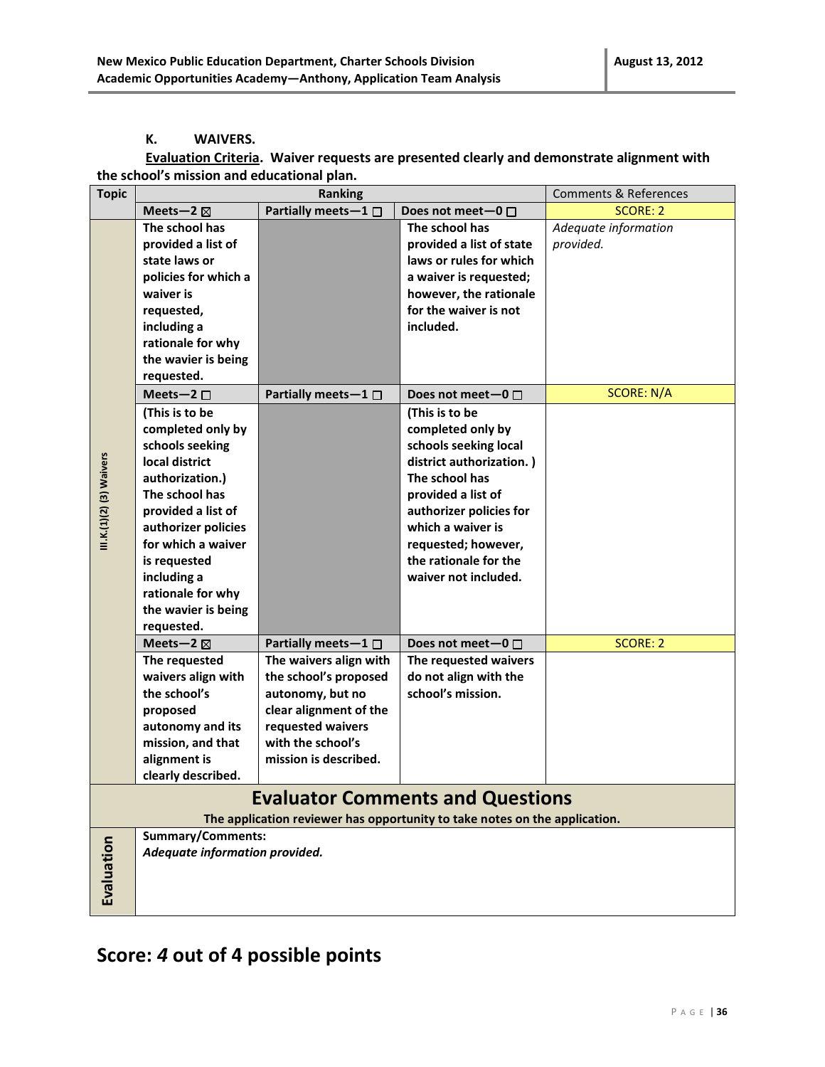### K. WAIVERS.

**Evaluation Criteria. Waiver requests are presented clearly and demonstrate alignment with the school's mission and educational plan.**

| Topic | Ranking | | | Comments & References |
|---|---|---|---|---|
| | **Meets—2 ☒** | **Partially meets—1 ☐** | **Does not meet—0 ☐** | SCORE: 2 |
| III.K.(1)(2) (3) Waivers | **The school has provided a list of state laws or policies for which a waiver is requested, including a rationale for why the wavier is being requested.** | | **The school has provided a list of state laws or rules for which a waiver is requested; however, the rationale for the waiver is not included.** | *Adequate information provided.* |
| | **Meets—2 ☐** | **Partially meets—1 ☐** | **Does not meet—0 ☐** | SCORE: N/A |
| | **(This is to be completed only by schools seeking local district authorization.) The school has provided a list of authorizer policies for which a waiver is requested including a rationale for why the wavier is being requested.** | | **(This is to be completed only by schools seeking local district authorization. ) The school has provided a list of authorizer policies for which a waiver is requested; however, the rationale for the waiver not included.** | |
| | **Meets—2 ☒** | **Partially meets—1 ☐** | **Does not meet—0 ☐** | SCORE: 2 |
| | **The requested waivers align with the school's proposed autonomy and its mission, and that alignment is clearly described.** | **The waivers align with the school's proposed autonomy, but no clear alignment of the requested waivers with the school's mission is described.** | **The requested waivers do not align with the school's mission.** | |

## Evaluator Comments and Questions

**The application reviewer has opportunity to take notes on the application.**

| | |
|---|---|
| Evaluation | **Summary/Comments:** ***Adequate information provided.*** |

## Score: *4* out of 4 possible points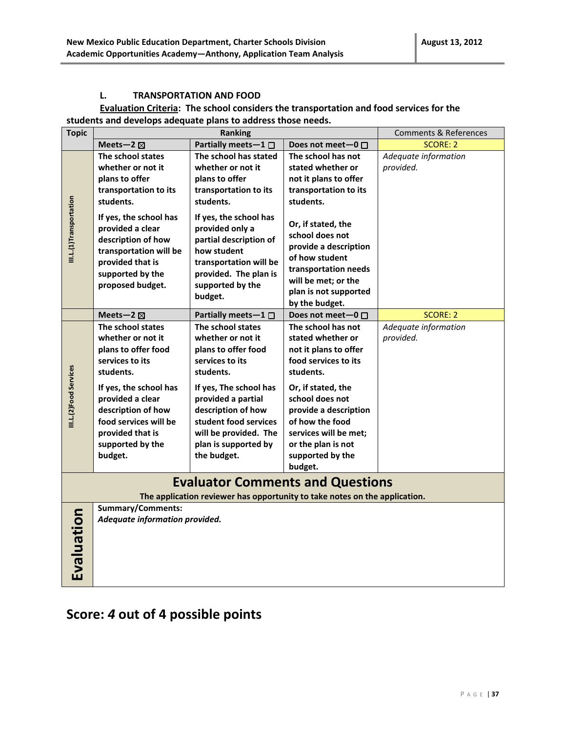### L. TRANSPORTATION AND FOOD

**Evaluation Criteria: The school considers the transportation and food services for the students and develops adequate plans to address those needs.**

| Topic | Ranking | | | Comments & References |
|---|---|---|---|---|
| | **Meets—2 ☒** | **Partially meets—1 ☐** | **Does not meet—0 ☐** | SCORE: 2 |
| III.L.(1)Transportation | **The school states whether or not it plans to offer transportation to its students.**<br><br>**If yes, the school has provided a clear description of how transportation will be provided that is supported by the proposed budget.** | **The school has stated whether or not it plans to offer transportation to its students.**<br><br>**If yes, the school has provided only a partial description of how student transportation will be provided. The plan is supported by the budget.** | **The school has not stated whether or not it plans to offer transportation to its students.**<br><br>**Or, if stated, the school does not provide a description of how student transportation needs will be met; or the plan is not supported by the budget.** | *Adequate information provided.* |
| | **Meets—2 ☒** | **Partially meets—1 ☐** | **Does not meet—0 ☐** | SCORE: 2 |
| III.L.(2)Food Services | **The school states whether or not it plans to offer food services to its students.**<br><br>**If yes, the school has provided a clear description of how food services will be provided that is supported by the budget.** | **The school states whether or not it plans to offer food services to its students.**<br><br>**If yes, The school has provided a partial description of how student food services will be provided. The plan is supported by the budget.** | **The school has not stated whether or not it plans to offer food services to its students.**<br><br>**Or, if stated, the school does not provide a description of how the food services will be met; or the plan is not supported by the budget.** | *Adequate information provided.* |

## Evaluator Comments and Questions

**The application reviewer has opportunity to take notes on the application.**

| Evaluation | **Summary/Comments:**<br>***Adequate information provided.*** |
|---|---|

## Score: *4* out of 4 possible points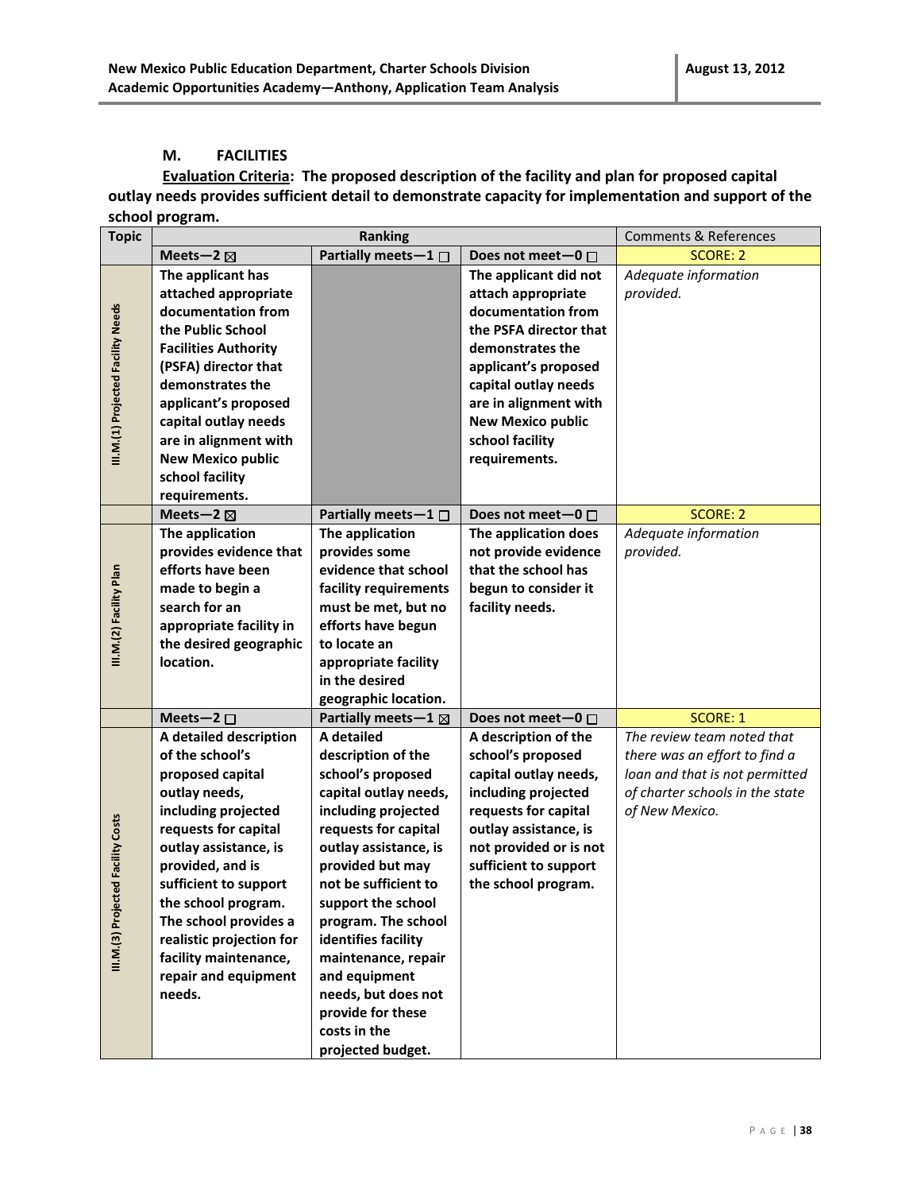## M. FACILITIES

**Evaluation Criteria: The proposed description of the facility and plan for proposed capital outlay needs provides sufficient detail to demonstrate capacity for implementation and support of the school program.**

| Topic | Ranking | | | Comments & References |
|---|---|---|---|---|
| | **Meets—2** ☒ | **Partially meets—1** ☐ | **Does not meet—0** ☐ | SCORE: 2 |
| **III.M.(1) Projected Facility Needs** | **The applicant has attached appropriate documentation from the Public School Facilities Authority (PSFA) director that demonstrates the applicant's proposed capital outlay needs are in alignment with New Mexico public school facility requirements.** | | **The applicant did not attach appropriate documentation from the PSFA director that demonstrates the applicant's proposed capital outlay needs are in alignment with New Mexico public school facility requirements.** | *Adequate information provided.* |
| | **Meets—2** ☒ | **Partially meets—1** ☐ | **Does not meet—0** ☐ | SCORE: 2 |
| **III.M.(2) Facility Plan** | **The application provides evidence that efforts have been made to begin a search for an appropriate facility in the desired geographic location.** | **The application provides some evidence that school facility requirements must be met, but no efforts have begun to locate an appropriate facility in the desired geographic location.** | **The application does not provide evidence that the school has begun to consider it facility needs.** | *Adequate information provided.* |
| | **Meets—2** ☐ | **Partially meets—1** ☒ | **Does not meet—0** ☐ | SCORE: 1 |
| **III.M.(3) Projected Facility Costs** | **A detailed description of the school's proposed capital outlay needs, including projected requests for capital outlay assistance, is provided, and is sufficient to support the school program. The school provides a realistic projection for facility maintenance, repair and equipment needs.** | **A detailed description of the school's proposed capital outlay needs, including projected requests for capital outlay assistance, is provided but may not be sufficient to support the school program. The school identifies facility maintenance, repair and equipment needs, but does not provide for these costs in the projected budget.** | **A description of the school's proposed capital outlay needs, including projected requests for capital outlay assistance, is not provided or is not sufficient to support the school program.** | *The review team noted that there was an effort to find a loan and that is not permitted of charter schools in the state of New Mexico.* |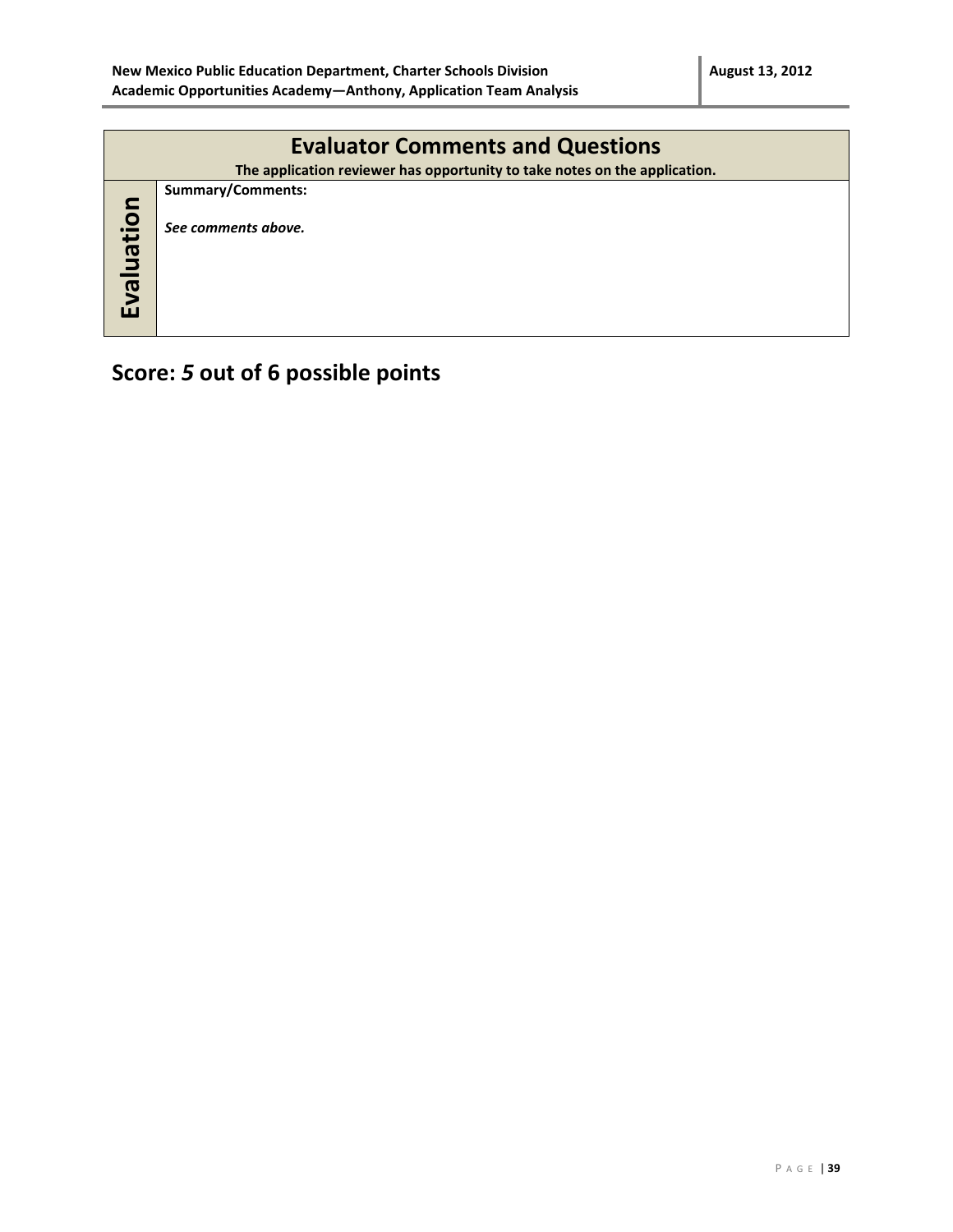| Evaluator Comments and Questions | |
|---|---|
| The application reviewer has opportunity to take notes on the application. | |
| **Evaluation** | **Summary/Comments:**<br><br>***See comments above.*** |

## Score: *5* out of 6 possible points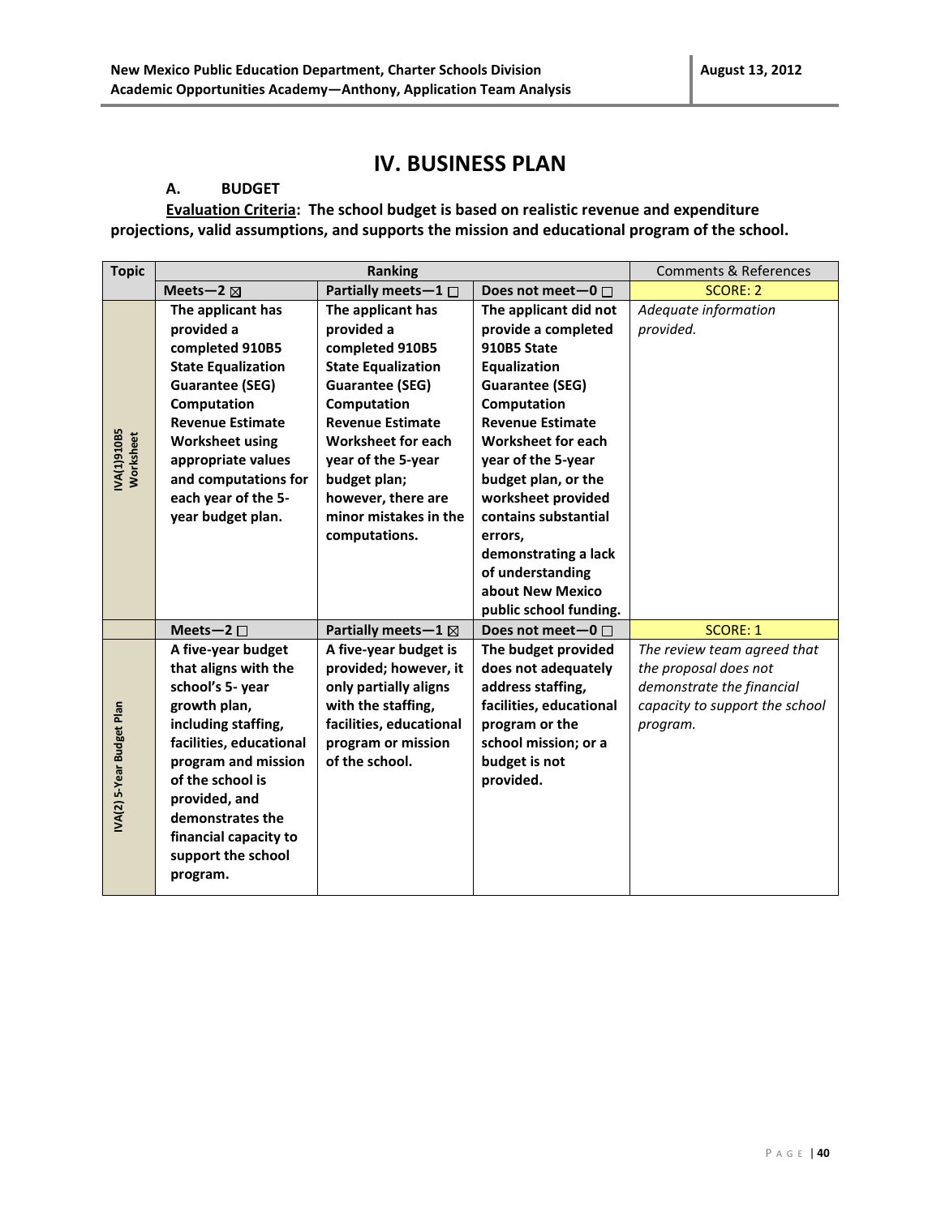# IV. BUSINESS PLAN

## A. BUDGET

**<u>Evaluation Criteria</u>: The school budget is based on realistic revenue and expenditure projections, valid assumptions, and supports the mission and educational program of the school.**

| Topic | Ranking | | | Comments & References |
|---|---|---|---|---|
| | **Meets—2** ☒ | **Partially meets—1** ☐ | **Does not meet—0** ☐ | SCORE: 2 |
| IVA(1)910B5 Worksheet | **The applicant has provided a completed 910B5 State Equalization Guarantee (SEG) Computation Revenue Estimate Worksheet using appropriate values and computations for each year of the 5-year budget plan.** | **The applicant has provided a completed 910B5 State Equalization Guarantee (SEG) Computation Revenue Estimate Worksheet for each year of the 5-year budget plan; however, there are minor mistakes in the computations.** | **The applicant did not provide a completed 910B5 State Equalization Guarantee (SEG) Computation Revenue Estimate Worksheet for each year of the 5-year budget plan, or the worksheet provided contains substantial errors, demonstrating a lack of understanding about New Mexico public school funding.** | *Adequate information provided.* |
| | **Meets—2** ☐ | **Partially meets—1** ☒ | **Does not meet—0** ☐ | SCORE: 1 |
| IVA(2) 5-Year Budget Plan | **A five-year budget that aligns with the school's 5- year growth plan, including staffing, facilities, educational program and mission of the school is provided, and demonstrates the financial capacity to support the school program.** | **A five-year budget is provided; however, it only partially aligns with the staffing, facilities, educational program or mission of the school.** | **The budget provided does not adequately address staffing, facilities, educational program or the school mission; or a budget is not provided.** | *The review team agreed that the proposal does not demonstrate the financial capacity to support the school program.* |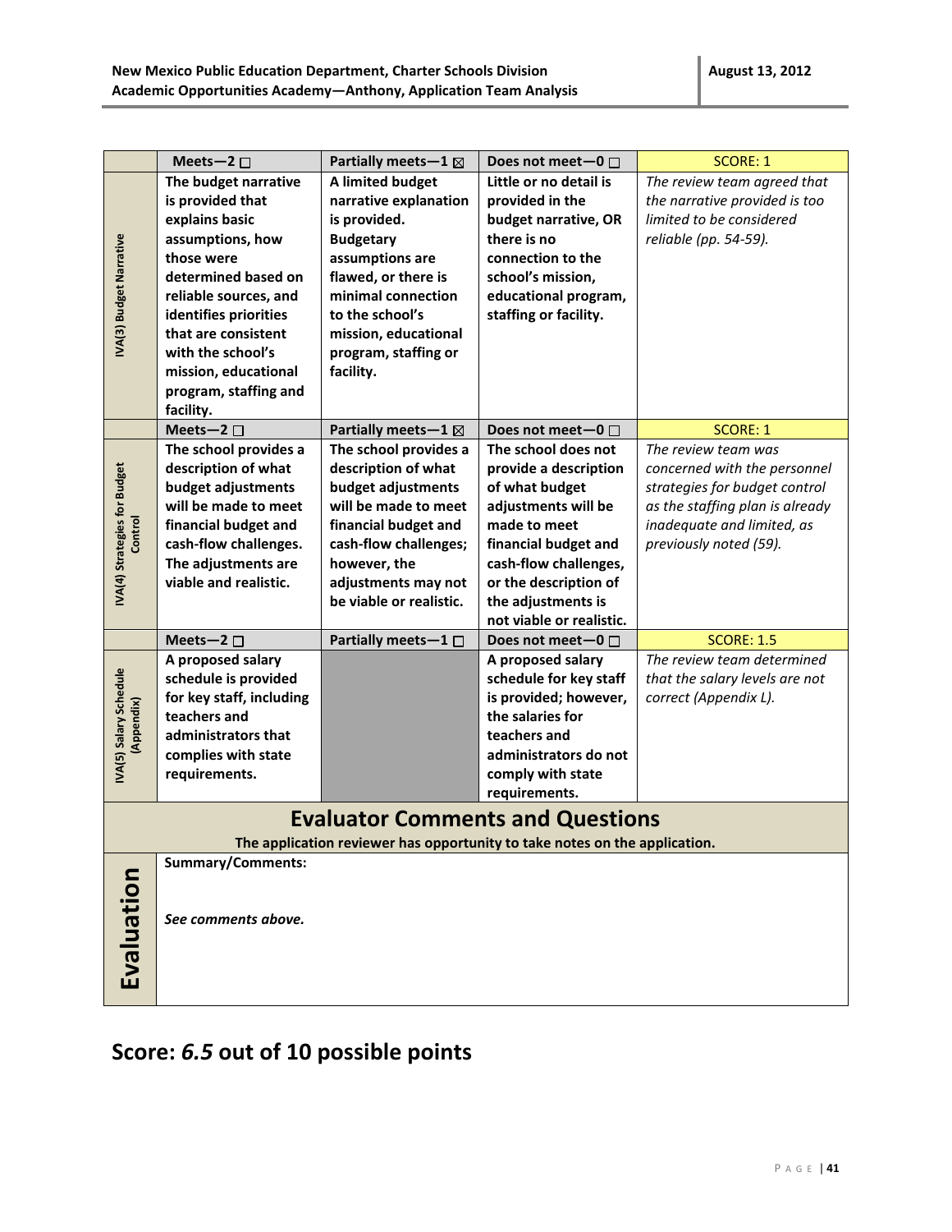| | Meets—2 ☐ | Partially meets—1 ☒ | Does not meet—0 ☐ | SCORE: 1 |
|---|---|---|---|---|
| **IVA(3) Budget Narrative** | **The budget narrative is provided that explains basic assumptions, how those were determined based on reliable sources, and identifies priorities that are consistent with the school's mission, educational program, staffing and facility.** | **A limited budget narrative explanation is provided. Budgetary assumptions are flawed, or there is minimal connection to the school's mission, educational program, staffing or facility.** | **Little or no detail is provided in the budget narrative, OR there is no connection to the school's mission, educational program, staffing or facility.** | *The review team agreed that the narrative provided is too limited to be considered reliable (pp. 54-59).* |
| | **Meets—2 ☐** | **Partially meets—1 ☒** | **Does not meet—0 ☐** | **SCORE: 1** |
| **IVA(4) Strategies for Budget Control** | **The school provides a description of what budget adjustments will be made to meet financial budget and cash-flow challenges. The adjustments are viable and realistic.** | **The school provides a description of what budget adjustments will be made to meet financial budget and cash-flow challenges; however, the adjustments may not be viable or realistic.** | **The school does not provide a description of what budget adjustments will be made to meet financial budget and cash-flow challenges, or the description of the adjustments is not viable or realistic.** | *The review team was concerned with the personnel strategies for budget control as the staffing plan is already inadequate and limited, as previously noted (59).* |
| | **Meets—2 ☐** | **Partially meets—1 ☐** | **Does not meet—0 ☐** | **SCORE: 1.5** |
| **IVA(5) Salary Schedule (Appendix)** | **A proposed salary schedule is provided for key staff, including teachers and administrators that complies with state requirements.** | | **A proposed salary schedule for key staff is provided; however, the salaries for teachers and administrators do not comply with state requirements.** | *The review team determined that the salary levels are not correct (Appendix L).* |

## Evaluator Comments and Questions

**The application reviewer has opportunity to take notes on the application.**

| | |
|---|---|
| **Evaluation** | **Summary/Comments:**<br><br>***See comments above.*** |

## Score: *6.5* out of 10 possible points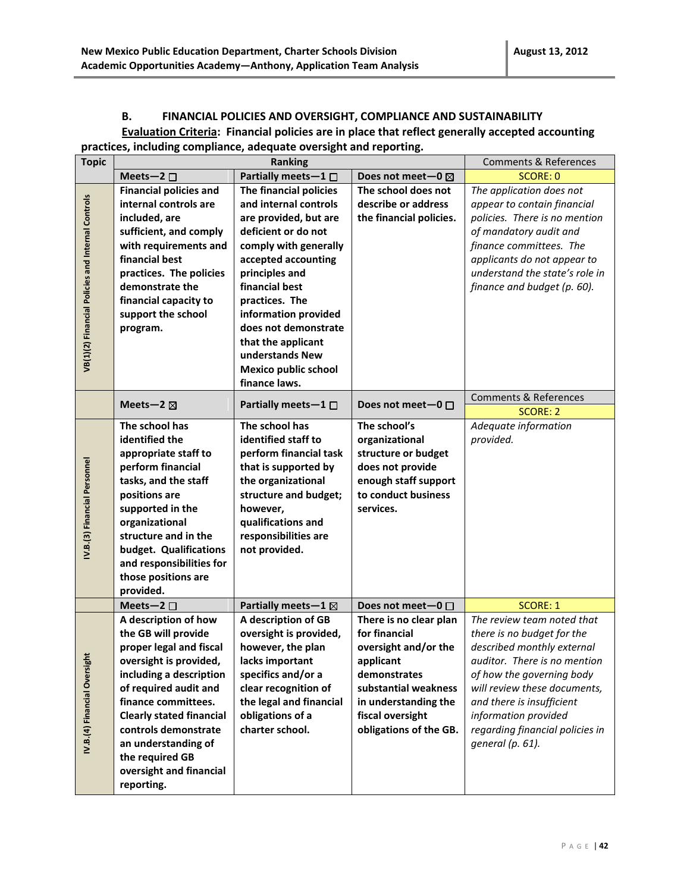## B. FINANCIAL POLICIES AND OVERSIGHT, COMPLIANCE AND SUSTAINABILITY

**Evaluation Criteria: Financial policies are in place that reflect generally accepted accounting practices, including compliance, adequate oversight and reporting.**

| Topic | Ranking | | | Comments & References |
|---|---|---|---|---|
| | **Meets—2 ☐** | **Partially meets—1 ☐** | **Does not meet—0 ☒** | SCORE: 0 |
| **VB(1)(2) Financial Policies and Internal Controls** | **Financial policies and internal controls are included, are sufficient, and comply with requirements and financial best practices. The policies demonstrate the financial capacity to support the school program.** | **The financial policies and internal controls are provided, but are deficient or do not comply with generally accepted accounting principles and financial best practices. The information provided does not demonstrate that the applicant understands New Mexico public school finance laws.** | **The school does not describe or address the financial policies.** | *The application does not appear to contain financial policies. There is no mention of mandatory audit and finance committees. The applicants do not appear to understand the state's role in finance and budget (p. 60).* |
| | **Meets—2 ☒** | **Partially meets—1 ☐** | **Does not meet—0 ☐** | Comments & References<br>SCORE: 2 |
| **IV.B.(3) Financial Personnel** | **The school has identified the appropriate staff to perform financial tasks, and the staff positions are supported in the organizational structure and in the budget. Qualifications and responsibilities for those positions are provided.** | **The school has identified staff to perform financial task that is supported by the organizational structure and budget; however, qualifications and responsibilities are not provided.** | **The school's organizational structure or budget does not provide enough staff support to conduct business services.** | *Adequate information provided.* |
| | **Meets—2 ☐** | **Partially meets—1 ☒** | **Does not meet—0 ☐** | SCORE: 1 |
| **IV.B.(4) Financial Oversight** | **A description of how the GB will provide proper legal and fiscal oversight is provided, including a description of required audit and finance committees. Clearly stated financial controls demonstrate an understanding of the required GB oversight and financial reporting.** | **A description of GB oversight is provided, however, the plan lacks important specifics and/or a clear recognition of the legal and financial obligations of a charter school.** | **There is no clear plan for financial oversight and/or the applicant demonstrates substantial weakness in understanding the fiscal oversight obligations of the GB.** | *The review team noted that there is no budget for the described monthly external auditor. There is no mention of how the governing body will review these documents, and there is insufficient information provided regarding financial policies in general (p. 61).* |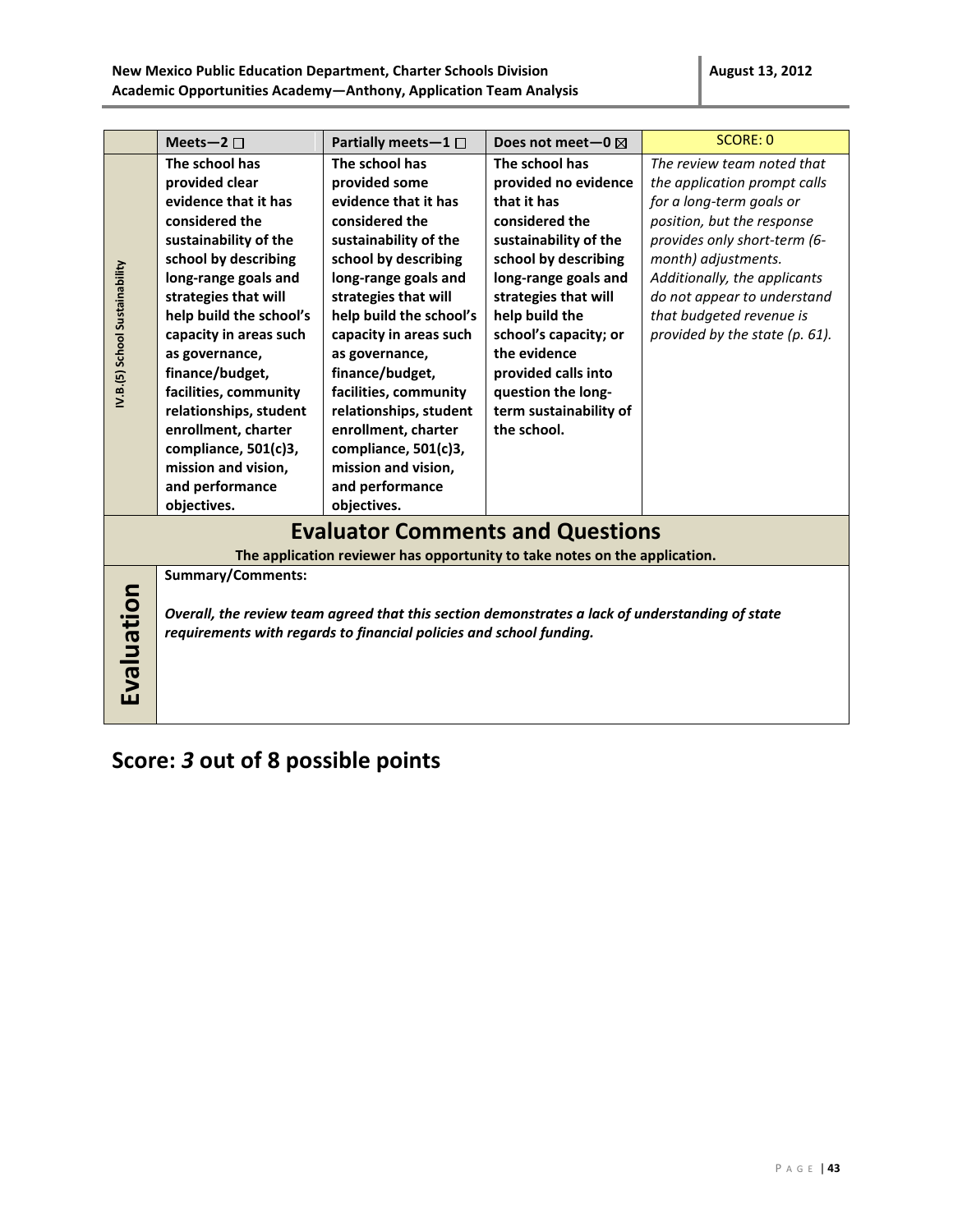| | Meets—2 ☐ | Partially meets—1 ☐ | Does not meet—0 ☒ | SCORE: 0 |
|---|---|---|---|---|
| IV.B.(5) School Sustainability | **The school has provided clear evidence that it has considered the sustainability of the school by describing long-range goals and strategies that will help build the school's capacity in areas such as governance, finance/budget, facilities, community relationships, student enrollment, charter compliance, 501(c)3, mission and vision, and performance objectives.** | **The school has provided some evidence that it has considered the sustainability of the school by describing long-range goals and strategies that will help build the school's capacity in areas such as governance, finance/budget, facilities, community relationships, student enrollment, charter compliance, 501(c)3, mission and vision, and performance objectives.** | **The school has provided no evidence that it has considered the sustainability of the school by describing long-range goals and strategies that will help build the school's capacity; or the evidence provided calls into question the long-term sustainability of the school.** | *The review team noted that the application prompt calls for a long-term goals or position, but the response provides only short-term (6-month) adjustments. Additionally, the applicants do not appear to understand that budgeted revenue is provided by the state (p. 61).* |

## Evaluator Comments and Questions

**The application reviewer has opportunity to take notes on the application.**

**Evaluation**

**Summary/Comments:**

***Overall, the review team agreed that this section demonstrates a lack of understanding of state requirements with regards to financial policies and school funding.***

## Score: *3* out of 8 possible points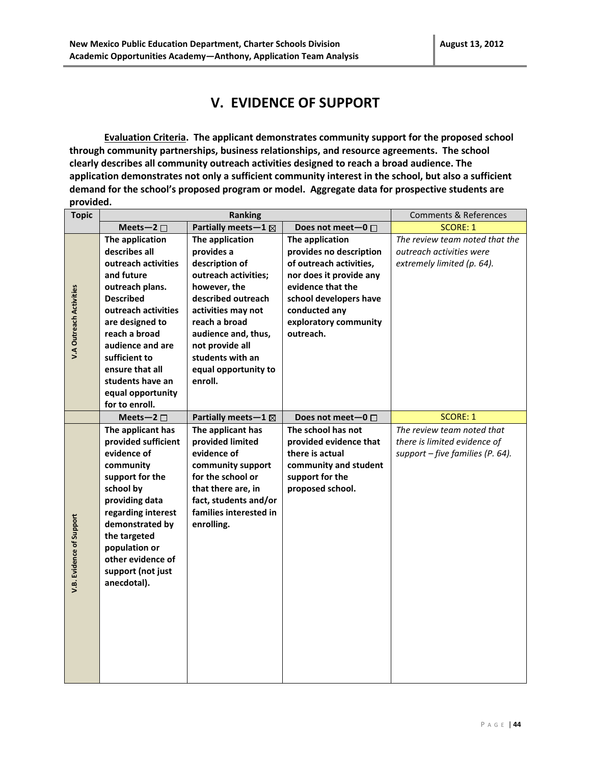# V. EVIDENCE OF SUPPORT

**Evaluation Criteria. The applicant demonstrates community support for the proposed school through community partnerships, business relationships, and resource agreements. The school clearly describes all community outreach activities designed to reach a broad audience. The application demonstrates not only a sufficient community interest in the school, but also a sufficient demand for the school's proposed program or model. Aggregate data for prospective students are provided.**

| Topic | Ranking | | | Comments & References |
|---|---|---|---|---|
| | Meets—2 ☐ | Partially meets—1 ☒ | Does not meet—0 ☐ | SCORE: 1 |
| V.A Outreach Activities | **The application describes all outreach activities and future outreach plans. Described outreach activities are designed to reach a broad audience and are sufficient to ensure that all students have an equal opportunity for to enroll.** | **The application provides a description of outreach activities; however, the described outreach activities may not reach a broad audience and, thus, not provide all students with an equal opportunity to enroll.** | **The application provides no description of outreach activities, nor does it provide any evidence that the school developers have conducted any exploratory community outreach.** | *The review team noted that the outreach activities were extremely limited (p. 64).* |
| | Meets—2 ☐ | Partially meets—1 ☒ | Does not meet—0 ☐ | SCORE: 1 |
| V.B. Evidence of Support | **The applicant has provided sufficient evidence of community support for the school by providing data regarding interest demonstrated by the targeted population or other evidence of support (not just anecdotal).** | **The applicant has provided limited evidence of community support for the school or that there are, in fact, students and/or families interested in enrolling.** | **The school has not provided evidence that there is actual community and student support for the proposed school.** | *The review team noted that there is limited evidence of support – five families (P. 64).* |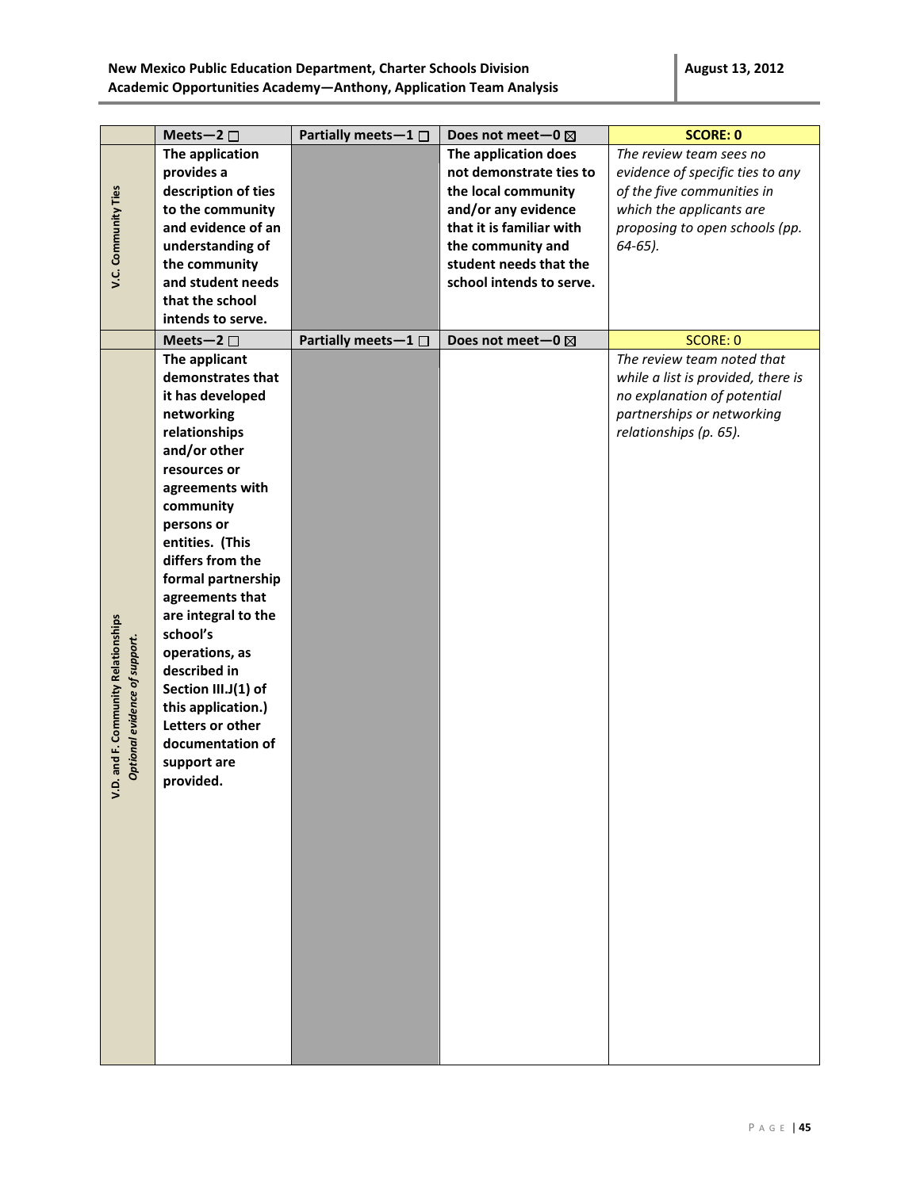| | Meets—2 ☐ | Partially meets—1 ☐ | Does not meet—0 ☒ | **SCORE: 0** |
|---|---|---|---|---|
| **V.C. Community Ties** | **The application provides a description of ties to the community and evidence of an understanding of the community and student needs that the school intends to serve.** | | **The application does not demonstrate ties to the local community and/or any evidence that it is familiar with the community and student needs that the school intends to serve.** | *The review team sees no evidence of specific ties to any of the five communities in which the applicants are proposing to open schools (pp. 64-65).* |
| | **Meets—2 ☐** | **Partially meets—1 ☐** | **Does not meet—0 ☒** | SCORE: 0 |
| **V.D. and F. Community Relationships** *Optional evidence of support.* | **The applicant demonstrates that it has developed networking relationships and/or other resources or agreements with community persons or entities. (This differs from the formal partnership agreements that are integral to the school's operations, as described in Section III.J(1) of this application.) Letters or other documentation of support are provided.** | | | *The review team noted that while a list is provided, there is no explanation of potential partnerships or networking relationships (p. 65).* |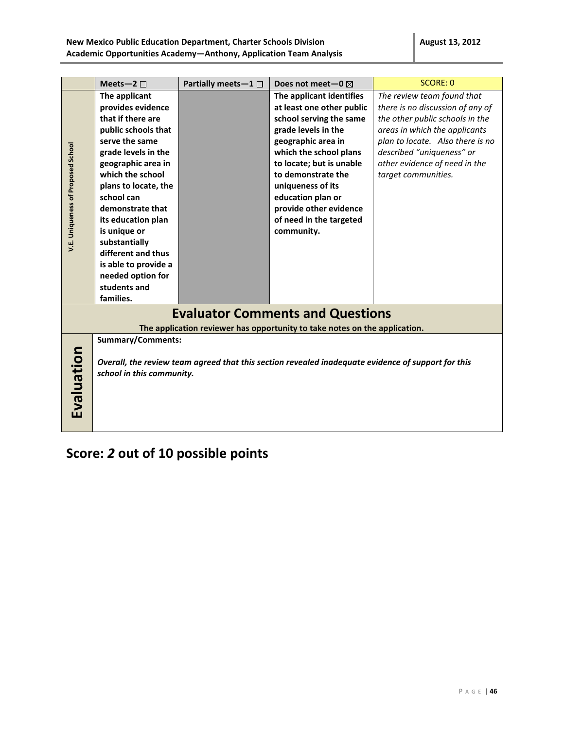| | Meets—2 ☐ | Partially meets—1 ☐ | Does not meet—0 ☒ | SCORE: 0 |
|---|---|---|---|---|
| **V.E. Uniqueness of Proposed School** | **The applicant provides evidence that if there are public schools that serve the same grade levels in the geographic area in which the school plans to locate, the school can demonstrate that its education plan is unique or substantially different and thus is able to provide a needed option for students and families.** | | **The applicant identifies at least one other public school serving the same grade levels in the geographic area in which the school plans to locate; but is unable to demonstrate the uniqueness of its education plan or provide other evidence of need in the targeted community.** | *The review team found that there is no discussion of any of the other public schools in the areas in which the applicants plan to locate. Also there is no described "uniqueness" or other evidence of need in the target communities.* |

## Evaluator Comments and Questions

**The application reviewer has opportunity to take notes on the application.**

| | |
|---|---|
| **Evaluation** | **Summary/Comments:**<br><br>***Overall, the review team agreed that this section revealed inadequate evidence of support for this school in this community.*** |

## Score: *2* out of 10 possible points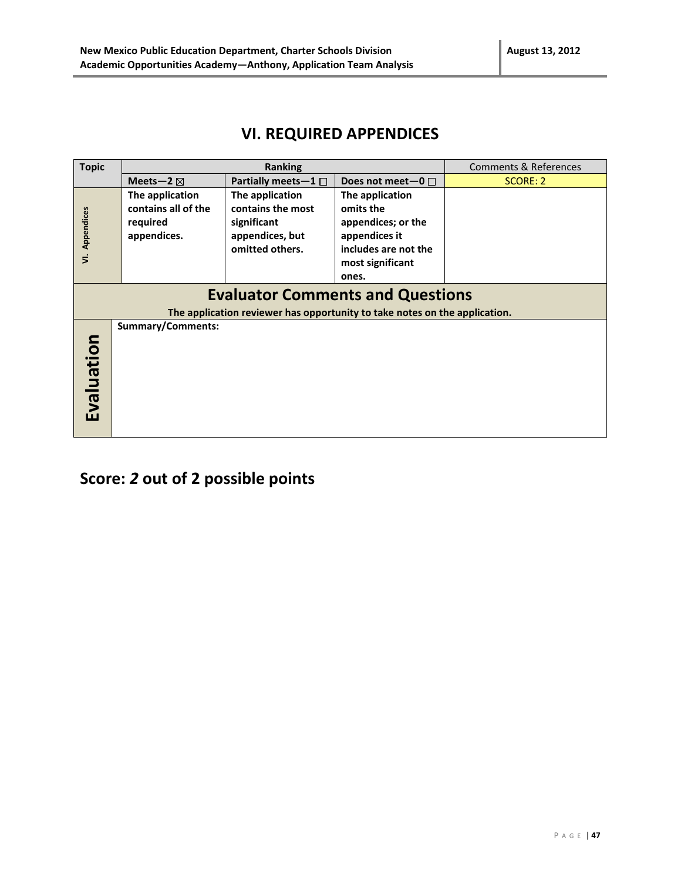# VI. REQUIRED APPENDICES

| Topic | Ranking | | | Comments & References |
|---|---|---|---|---|
| | Meets—2 ☒ | Partially meets—1 ☐ | Does not meet—0 ☐ | SCORE: 2 |
| VI. Appendices | **The application contains all of the required appendices.** | **The application contains the most significant appendices, but omitted others.** | **The application omits the appendices; or the appendices it includes are not the most significant ones.** | |

| Evaluator Comments and Questions | |
|---|---|
| The application reviewer has opportunity to take notes on the application. | |
| Evaluation | **Summary/Comments:** |

## Score: *2* out of 2 possible points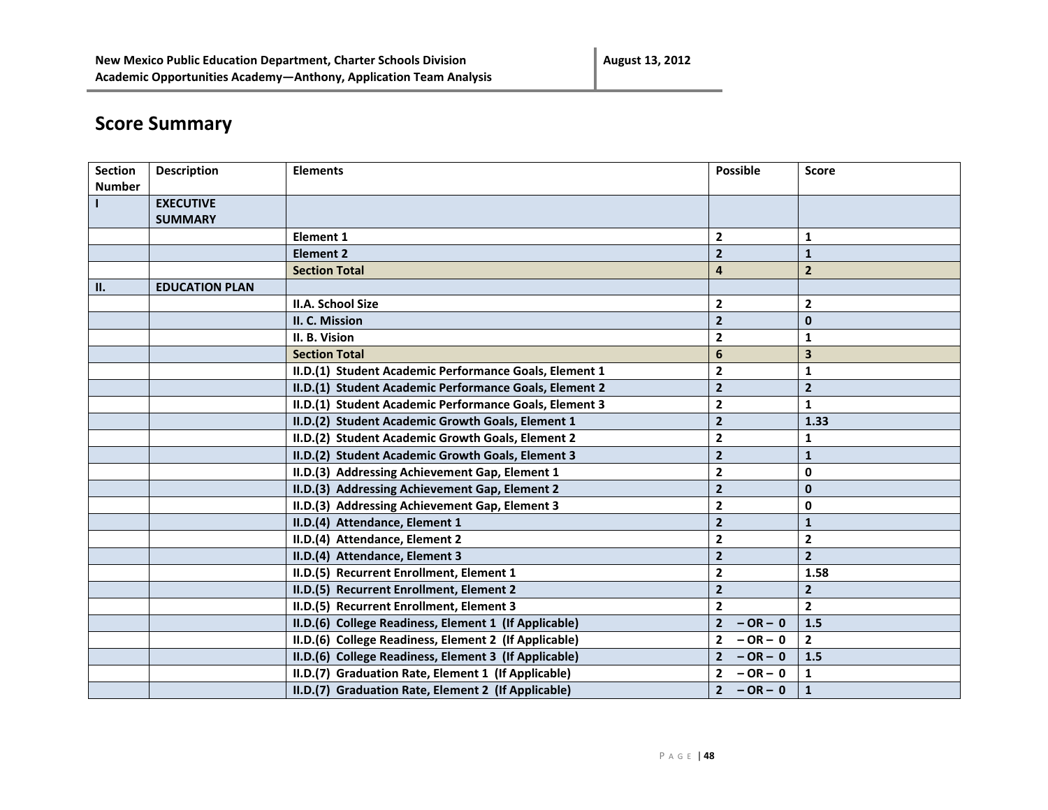## Score Summary

| Section Number | Description | Elements | Possible | Score |
|---|---|---|---|---|
| I | **EXECUTIVE SUMMARY** | | | |
| | | **Element 1** | **2** | **1** |
| | | **Element 2** | **2** | **1** |
| | | **Section Total** | **4** | **2** |
| II. | **EDUCATION PLAN** | | | |
| | | **II.A. School Size** | **2** | **2** |
| | | **II. C. Mission** | **2** | **0** |
| | | **II. B. Vision** | **2** | **1** |
| | | **Section Total** | **6** | **3** |
| | | **II.D.(1) Student Academic Performance Goals, Element 1** | **2** | **1** |
| | | **II.D.(1) Student Academic Performance Goals, Element 2** | **2** | **2** |
| | | **II.D.(1) Student Academic Performance Goals, Element 3** | **2** | **1** |
| | | **II.D.(2) Student Academic Growth Goals, Element 1** | **2** | **1.33** |
| | | **II.D.(2) Student Academic Growth Goals, Element 2** | **2** | **1** |
| | | **II.D.(2) Student Academic Growth Goals, Element 3** | **2** | **1** |
| | | **II.D.(3) Addressing Achievement Gap, Element 1** | **2** | **0** |
| | | **II.D.(3) Addressing Achievement Gap, Element 2** | **2** | **0** |
| | | **II.D.(3) Addressing Achievement Gap, Element 3** | **2** | **0** |
| | | **II.D.(4) Attendance, Element 1** | **2** | **1** |
| | | **II.D.(4) Attendance, Element 2** | **2** | **2** |
| | | **II.D.(4) Attendance, Element 3** | **2** | **2** |
| | | **II.D.(5) Recurrent Enrollment, Element 1** | **2** | **1.58** |
| | | **II.D.(5) Recurrent Enrollment, Element 2** | **2** | **2** |
| | | **II.D.(5) Recurrent Enrollment, Element 3** | **2** | **2** |
| | | **II.D.(6) College Readiness, Element 1 (If Applicable)** | **2 – OR – 0** | **1.5** |
| | | **II.D.(6) College Readiness, Element 2 (If Applicable)** | **2 – OR – 0** | **2** |
| | | **II.D.(6) College Readiness, Element 3 (If Applicable)** | **2 – OR – 0** | **1.5** |
| | | **II.D.(7) Graduation Rate, Element 1 (If Applicable)** | **2 – OR – 0** | **1** |
| | | **II.D.(7) Graduation Rate, Element 2 (If Applicable)** | **2 – OR – 0** | **1** |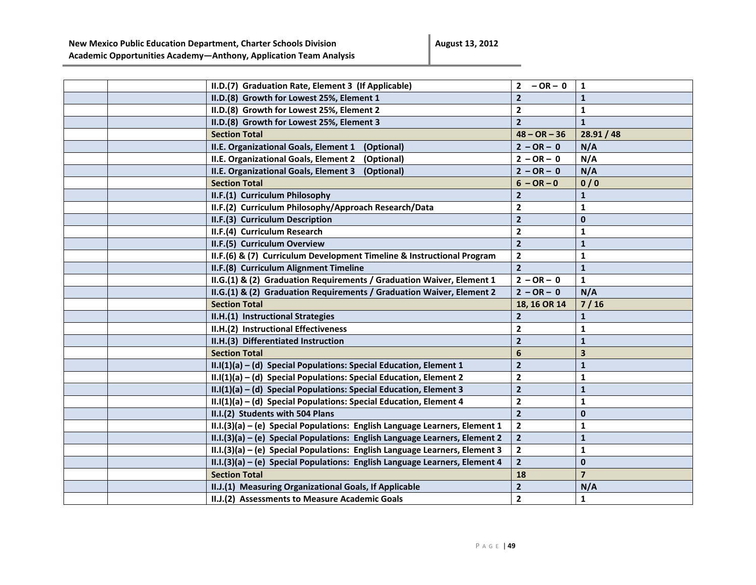| | | | | |
|---|---|---|---|---|
| | | **II.D.(7) Graduation Rate, Element 3 (If Applicable)** | **2 – OR – 0** | **1** |
| | | **II.D.(8) Growth for Lowest 25%, Element 1** | **2** | **1** |
| | | **II.D.(8) Growth for Lowest 25%, Element 2** | **2** | **1** |
| | | **II.D.(8) Growth for Lowest 25%, Element 3** | **2** | **1** |
| | | **Section Total** | **48 – OR – 36** | **28.91 / 48** |
| | | **II.E. Organizational Goals, Element 1 (Optional)** | **2 – OR – 0** | **N/A** |
| | | **II.E. Organizational Goals, Element 2 (Optional)** | **2 – OR – 0** | **N/A** |
| | | **II.E. Organizational Goals, Element 3 (Optional)** | **2 – OR – 0** | **N/A** |
| | | **Section Total** | **6 – OR – 0** | **0 / 0** |
| | | **II.F.(1) Curriculum Philosophy** | **2** | **1** |
| | | **II.F.(2) Curriculum Philosophy/Approach Research/Data** | **2** | **1** |
| | | **II.F.(3) Curriculum Description** | **2** | **0** |
| | | **II.F.(4) Curriculum Research** | **2** | **1** |
| | | **II.F.(5) Curriculum Overview** | **2** | **1** |
| | | **II.F.(6) & (7) Curriculum Development Timeline & Instructional Program** | **2** | **1** |
| | | **II.F.(8) Curriculum Alignment Timeline** | **2** | **1** |
| | | **II.G.(1) & (2) Graduation Requirements / Graduation Waiver, Element 1** | **2 – OR – 0** | **1** |
| | | **II.G.(1) & (2) Graduation Requirements / Graduation Waiver, Element 2** | **2 – OR – 0** | **N/A** |
| | | **Section Total** | **18, 16 OR 14** | **7 / 16** |
| | | **II.H.(1) Instructional Strategies** | **2** | **1** |
| | | **II.H.(2) Instructional Effectiveness** | **2** | **1** |
| | | **II.H.(3) Differentiated Instruction** | **2** | **1** |
| | | **Section Total** | **6** | **3** |
| | | **II.I(1)(a) – (d) Special Populations: Special Education, Element 1** | **2** | **1** |
| | | **II.I(1)(a) – (d) Special Populations: Special Education, Element 2** | **2** | **1** |
| | | **II.I(1)(a) – (d) Special Populations: Special Education, Element 3** | **2** | **1** |
| | | **II.I(1)(a) – (d) Special Populations: Special Education, Element 4** | **2** | **1** |
| | | **II.I.(2) Students with 504 Plans** | **2** | **0** |
| | | **II.I.(3)(a) – (e) Special Populations: English Language Learners, Element 1** | **2** | **1** |
| | | **II.I.(3)(a) – (e) Special Populations: English Language Learners, Element 2** | **2** | **1** |
| | | **II.I.(3)(a) – (e) Special Populations: English Language Learners, Element 3** | **2** | **1** |
| | | **II.I.(3)(a) – (e) Special Populations: English Language Learners, Element 4** | **2** | **0** |
| | | **Section Total** | **18** | **7** |
| | | **II.J.(1) Measuring Organizational Goals, If Applicable** | **2** | **N/A** |
| | | **II.J.(2) Assessments to Measure Academic Goals** | **2** | **1** |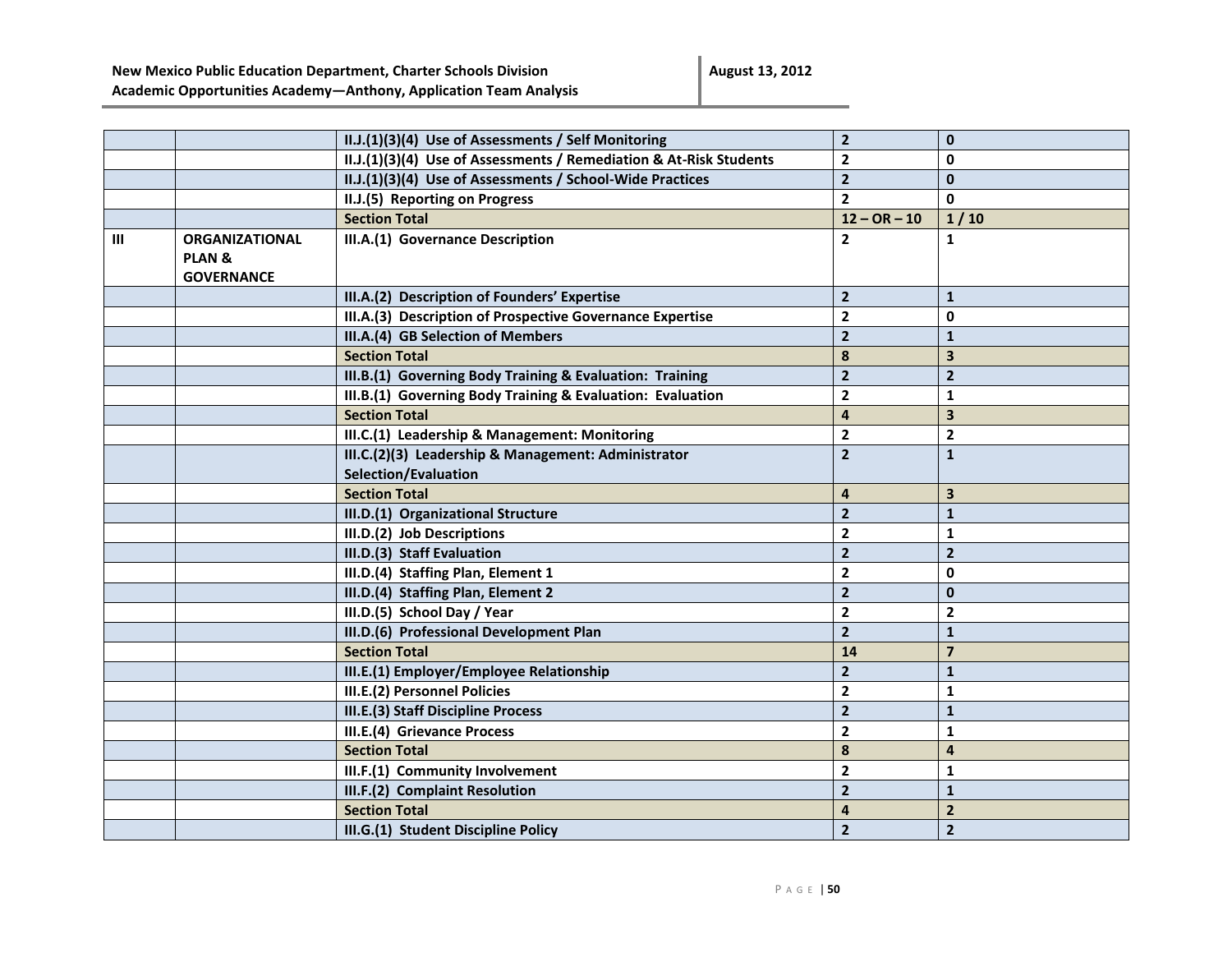| | | | | |
|---|---|---|---|---|
| | | II.J.(1)(3)(4) Use of Assessments / Self Monitoring | 2 | 0 |
| | | II.J.(1)(3)(4) Use of Assessments / Remediation & At-Risk Students | 2 | 0 |
| | | II.J.(1)(3)(4) Use of Assessments / School-Wide Practices | 2 | 0 |
| | | II.J.(5) Reporting on Progress | 2 | 0 |
| | | Section Total | 12 – OR – 10 | 1 / 10 |
| III | ORGANIZATIONAL PLAN & GOVERNANCE | III.A.(1) Governance Description | 2 | 1 |
| | | III.A.(2) Description of Founders' Expertise | 2 | 1 |
| | | III.A.(3) Description of Prospective Governance Expertise | 2 | 0 |
| | | III.A.(4) GB Selection of Members | 2 | 1 |
| | | Section Total | 8 | 3 |
| | | III.B.(1) Governing Body Training & Evaluation: Training | 2 | 2 |
| | | III.B.(1) Governing Body Training & Evaluation: Evaluation | 2 | 1 |
| | | Section Total | 4 | 3 |
| | | III.C.(1) Leadership & Management: Monitoring | 2 | 2 |
| | | III.C.(2)(3) Leadership & Management: Administrator Selection/Evaluation | 2 | 1 |
| | | Section Total | 4 | 3 |
| | | III.D.(1) Organizational Structure | 2 | 1 |
| | | III.D.(2) Job Descriptions | 2 | 1 |
| | | III.D.(3) Staff Evaluation | 2 | 2 |
| | | III.D.(4) Staffing Plan, Element 1 | 2 | 0 |
| | | III.D.(4) Staffing Plan, Element 2 | 2 | 0 |
| | | III.D.(5) School Day / Year | 2 | 2 |
| | | III.D.(6) Professional Development Plan | 2 | 1 |
| | | Section Total | 14 | 7 |
| | | III.E.(1) Employer/Employee Relationship | 2 | 1 |
| | | III.E.(2) Personnel Policies | 2 | 1 |
| | | III.E.(3) Staff Discipline Process | 2 | 1 |
| | | III.E.(4) Grievance Process | 2 | 1 |
| | | Section Total | 8 | 4 |
| | | III.F.(1) Community Involvement | 2 | 1 |
| | | III.F.(2) Complaint Resolution | 2 | 1 |
| | | Section Total | 4 | 2 |
| | | III.G.(1) Student Discipline Policy | 2 | 2 |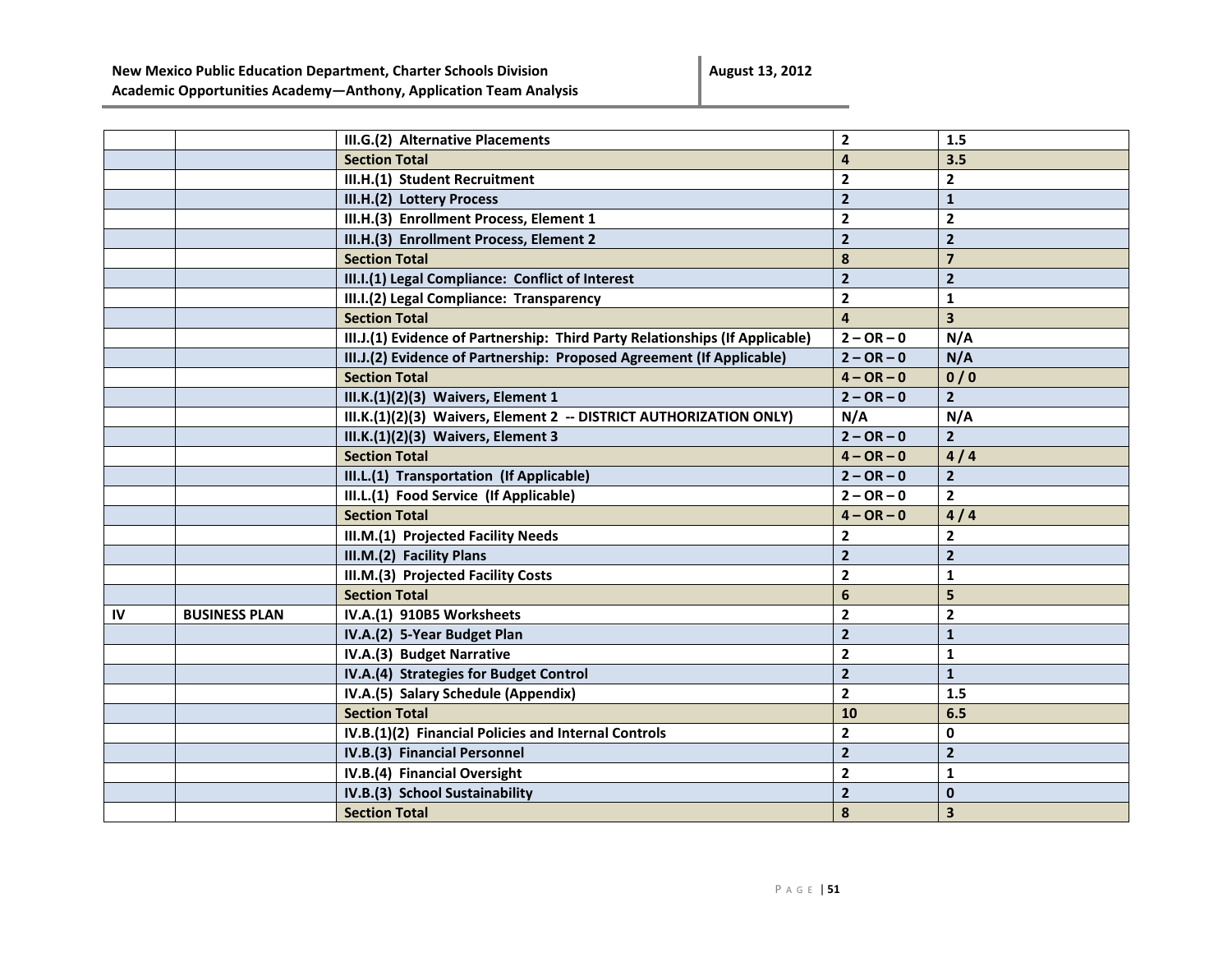| | | | | |
|---|---|---|---|---|
| | | **III.G.(2) Alternative Placements** | **2** | **1.5** |
| | | **Section Total** | **4** | **3.5** |
| | | **III.H.(1) Student Recruitment** | **2** | **2** |
| | | **III.H.(2) Lottery Process** | **2** | **1** |
| | | **III.H.(3) Enrollment Process, Element 1** | **2** | **2** |
| | | **III.H.(3) Enrollment Process, Element 2** | **2** | **2** |
| | | **Section Total** | **8** | **7** |
| | | **III.I.(1) Legal Compliance: Conflict of Interest** | **2** | **2** |
| | | **III.I.(2) Legal Compliance: Transparency** | **2** | **1** |
| | | **Section Total** | **4** | **3** |
| | | **III.J.(1) Evidence of Partnership: Third Party Relationships (If Applicable)** | **2 – OR – 0** | **N/A** |
| | | **III.J.(2) Evidence of Partnership: Proposed Agreement (If Applicable)** | **2 – OR – 0** | **N/A** |
| | | **Section Total** | **4 – OR – 0** | **0 / 0** |
| | | **III.K.(1)(2)(3) Waivers, Element 1** | **2 – OR – 0** | **2** |
| | | **III.K.(1)(2)(3) Waivers, Element 2 -- DISTRICT AUTHORIZATION ONLY)** | **N/A** | **N/A** |
| | | **III.K.(1)(2)(3) Waivers, Element 3** | **2 – OR – 0** | **2** |
| | | **Section Total** | **4 – OR – 0** | **4 / 4** |
| | | **III.L.(1) Transportation (If Applicable)** | **2 – OR – 0** | **2** |
| | | **III.L.(1) Food Service (If Applicable)** | **2 – OR – 0** | **2** |
| | | **Section Total** | **4 – OR – 0** | **4 / 4** |
| | | **III.M.(1) Projected Facility Needs** | **2** | **2** |
| | | **III.M.(2) Facility Plans** | **2** | **2** |
| | | **III.M.(3) Projected Facility Costs** | **2** | **1** |
| | | **Section Total** | **6** | **5** |
| **IV** | **BUSINESS PLAN** | **IV.A.(1) 910B5 Worksheets** | **2** | **2** |
| | | **IV.A.(2) 5-Year Budget Plan** | **2** | **1** |
| | | **IV.A.(3) Budget Narrative** | **2** | **1** |
| | | **IV.A.(4) Strategies for Budget Control** | **2** | **1** |
| | | **IV.A.(5) Salary Schedule (Appendix)** | **2** | **1.5** |
| | | **Section Total** | **10** | **6.5** |
| | | **IV.B.(1)(2) Financial Policies and Internal Controls** | **2** | **0** |
| | | **IV.B.(3) Financial Personnel** | **2** | **2** |
| | | **IV.B.(4) Financial Oversight** | **2** | **1** |
| | | **IV.B.(3) School Sustainability** | **2** | **0** |
| | | **Section Total** | **8** | **3** |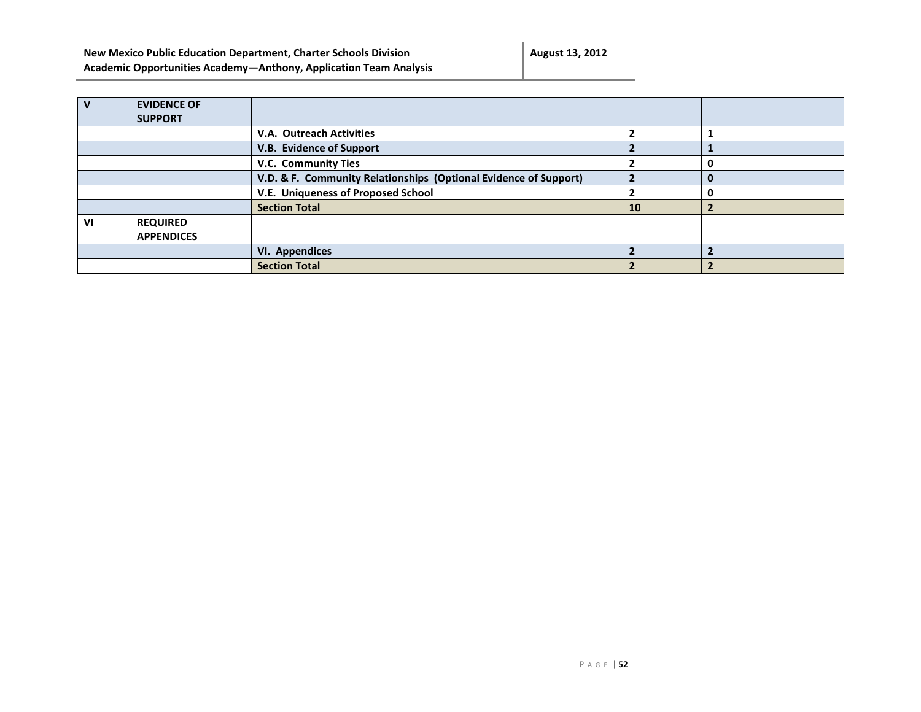| | | | | |
|---|---|---|---|---|
| **V** | **EVIDENCE OF SUPPORT** | | | |
| | | **V.A. Outreach Activities** | **2** | **1** |
| | | **V.B. Evidence of Support** | **2** | **1** |
| | | **V.C. Community Ties** | **2** | **0** |
| | | **V.D. & F. Community Relationships (Optional Evidence of Support)** | **2** | **0** |
| | | **V.E. Uniqueness of Proposed School** | **2** | **0** |
| | | **Section Total** | **10** | **2** |
| **VI** | **REQUIRED APPENDICES** | | | |
| | | **VI. Appendices** | **2** | **2** |
| | | **Section Total** | **2** | **2** |